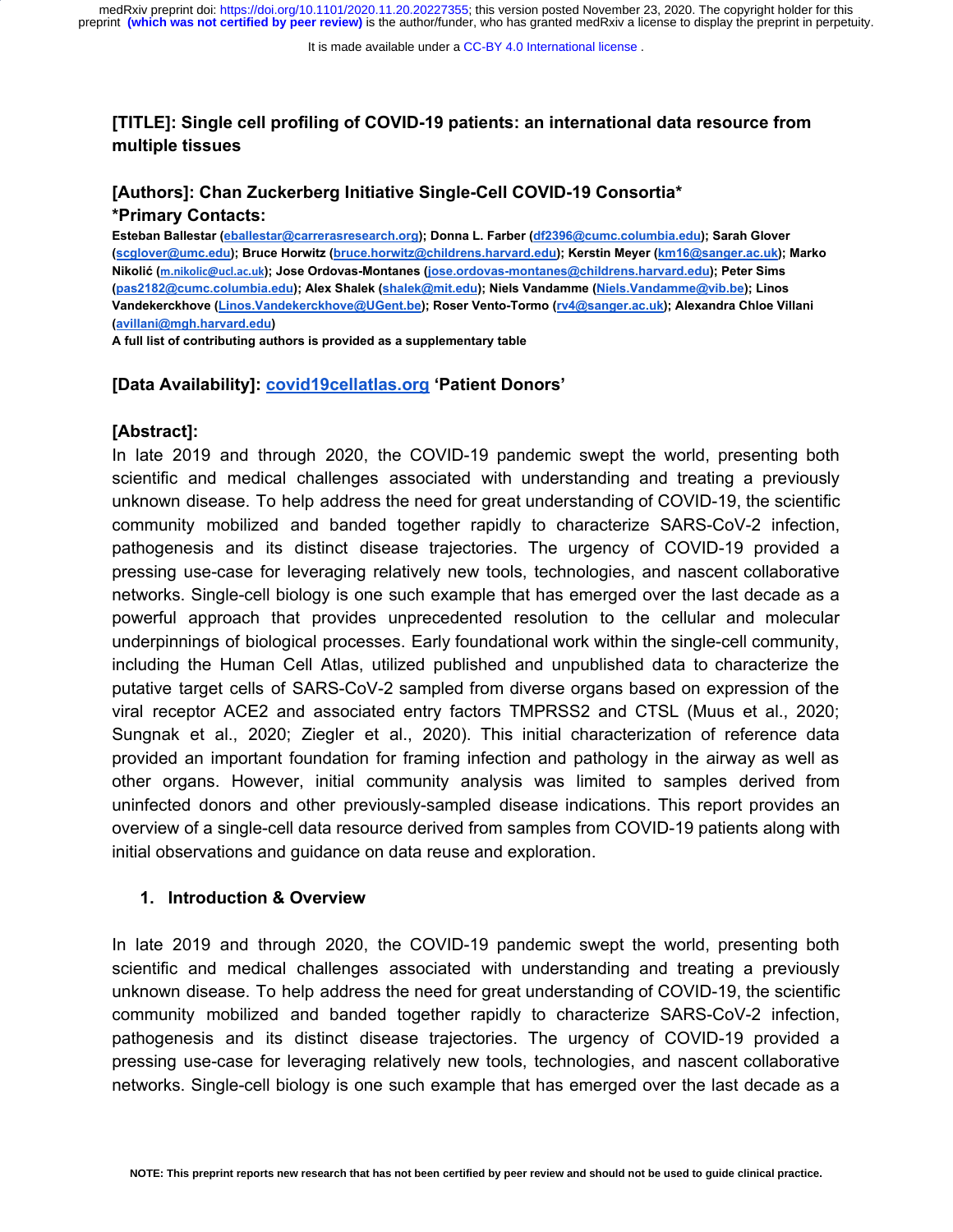**[TITLE]: Single cell profiling of COVID-19 patients: an international data resource from multiple tissues**

**[Authors]: Chan Zuckerberg Initiative Single-Cell COVID-19 Consortia***

***Primary Contacts:**

**Esteban Ballestar (eballestar@carrerasresearch.org); Donna L. Farber (df2396@cumc.columbia.edu); Sarah Glover (scglover@umc.edu); Bruce Horwitz (bruce.horwitz@childrens.harvard.edu); Kerstin Meyer (km16@sanger.ac.uk); Marko Nikolić (m.nikolic@ucl.ac.uk); Jose Ordovas-Montanes (jose.ordovas-montanes@childrens.harvard.edu); Peter Sims (pas2182@cumc.columbia.edu); Alex Shalek (shalek@mit.edu); Niels Vandamme (Niels.Vandamme@vib.be); Linos Vandekerckhove (Linos.Vandekerckhove@UGent.be); Roser Vento-Tormo (rv4@sanger.ac.uk); Alexandra Chloe Villani (avillani@mgh.harvard.edu)**

**A full list of contributing authors is provided as a supplementary table**

**[Data Availability]: covid19cellatlas.org 'Patient Donors'**

**[Abstract]:**

In late 2019 and through 2020, the COVID-19 pandemic swept the world, presenting both scientific and medical challenges associated with understanding and treating a previously unknown disease. To help address the need for great understanding of COVID-19, the scientific community mobilized and banded together rapidly to characterize SARS-CoV-2 infection, pathogenesis and its distinct disease trajectories. The urgency of COVID-19 provided a pressing use-case for leveraging relatively new tools, technologies, and nascent collaborative networks. Single-cell biology is one such example that has emerged over the last decade as a powerful approach that provides unprecedented resolution to the cellular and molecular underpinnings of biological processes. Early foundational work within the single-cell community, including the Human Cell Atlas, utilized published and unpublished data to characterize the putative target cells of SARS-CoV-2 sampled from diverse organs based on expression of the viral receptor ACE2 and associated entry factors TMPRSS2 and CTSL (Muus et al., 2020; Sungnak et al., 2020; Ziegler et al., 2020). This initial characterization of reference data provided an important foundation for framing infection and pathology in the airway as well as other organs. However, initial community analysis was limited to samples derived from uninfected donors and other previously-sampled disease indications. This report provides an overview of a single-cell data resource derived from samples from COVID-19 patients along with initial observations and guidance on data reuse and exploration.

## 1. Introduction & Overview

In late 2019 and through 2020, the COVID-19 pandemic swept the world, presenting both scientific and medical challenges associated with understanding and treating a previously unknown disease. To help address the need for great understanding of COVID-19, the scientific community mobilized and banded together rapidly to characterize SARS-CoV-2 infection, pathogenesis and its distinct disease trajectories. The urgency of COVID-19 provided a pressing use-case for leveraging relatively new tools, technologies, and nascent collaborative networks. Single-cell biology is one such example that has emerged over the last decade as a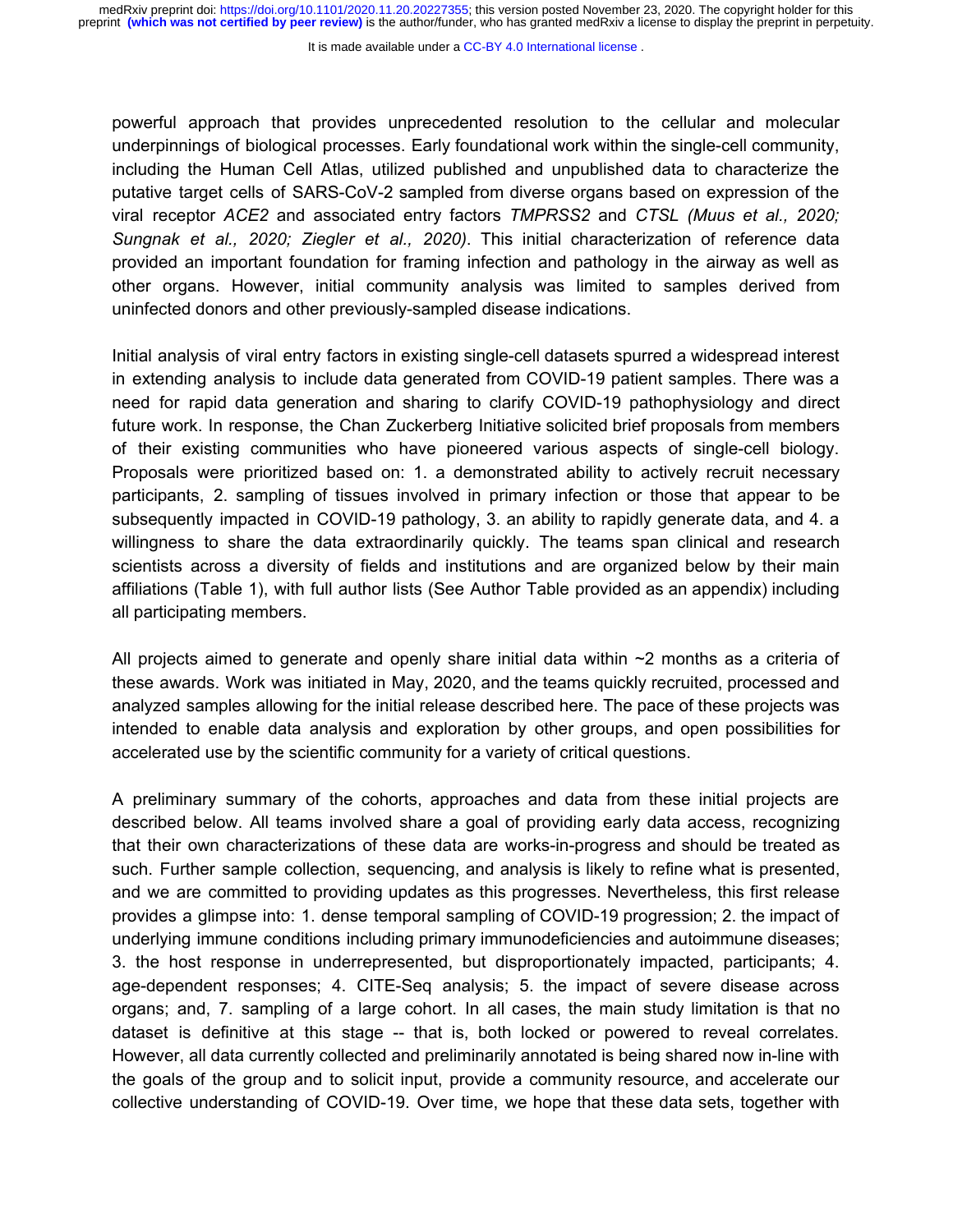powerful approach that provides unprecedented resolution to the cellular and molecular underpinnings of biological processes. Early foundational work within the single-cell community, including the Human Cell Atlas, utilized published and unpublished data to characterize the putative target cells of SARS-CoV-2 sampled from diverse organs based on expression of the viral receptor *ACE2* and associated entry factors *TMPRSS2* and *CTSL (Muus et al., 2020; Sungnak et al., 2020; Ziegler et al., 2020)*. This initial characterization of reference data provided an important foundation for framing infection and pathology in the airway as well as other organs. However, initial community analysis was limited to samples derived from uninfected donors and other previously-sampled disease indications.

Initial analysis of viral entry factors in existing single-cell datasets spurred a widespread interest in extending analysis to include data generated from COVID-19 patient samples. There was a need for rapid data generation and sharing to clarify COVID-19 pathophysiology and direct future work. In response, the Chan Zuckerberg Initiative solicited brief proposals from members of their existing communities who have pioneered various aspects of single-cell biology. Proposals were prioritized based on: 1. a demonstrated ability to actively recruit necessary participants, 2. sampling of tissues involved in primary infection or those that appear to be subsequently impacted in COVID-19 pathology, 3. an ability to rapidly generate data, and 4. a willingness to share the data extraordinarily quickly. The teams span clinical and research scientists across a diversity of fields and institutions and are organized below by their main affiliations (Table 1), with full author lists (See Author Table provided as an appendix) including all participating members.

All projects aimed to generate and openly share initial data within ~2 months as a criteria of these awards. Work was initiated in May, 2020, and the teams quickly recruited, processed and analyzed samples allowing for the initial release described here. The pace of these projects was intended to enable data analysis and exploration by other groups, and open possibilities for accelerated use by the scientific community for a variety of critical questions.

A preliminary summary of the cohorts, approaches and data from these initial projects are described below. All teams involved share a goal of providing early data access, recognizing that their own characterizations of these data are works-in-progress and should be treated as such. Further sample collection, sequencing, and analysis is likely to refine what is presented, and we are committed to providing updates as this progresses. Nevertheless, this first release provides a glimpse into: 1. dense temporal sampling of COVID-19 progression; 2. the impact of underlying immune conditions including primary immunodeficiencies and autoimmune diseases; 3. the host response in underrepresented, but disproportionately impacted, participants; 4. age-dependent responses; 4. CITE-Seq analysis; 5. the impact of severe disease across organs; and, 7. sampling of a large cohort. In all cases, the main study limitation is that no dataset is definitive at this stage -- that is, both locked or powered to reveal correlates. However, all data currently collected and preliminarily annotated is being shared now in-line with the goals of the group and to solicit input, provide a community resource, and accelerate our collective understanding of COVID-19. Over time, we hope that these data sets, together with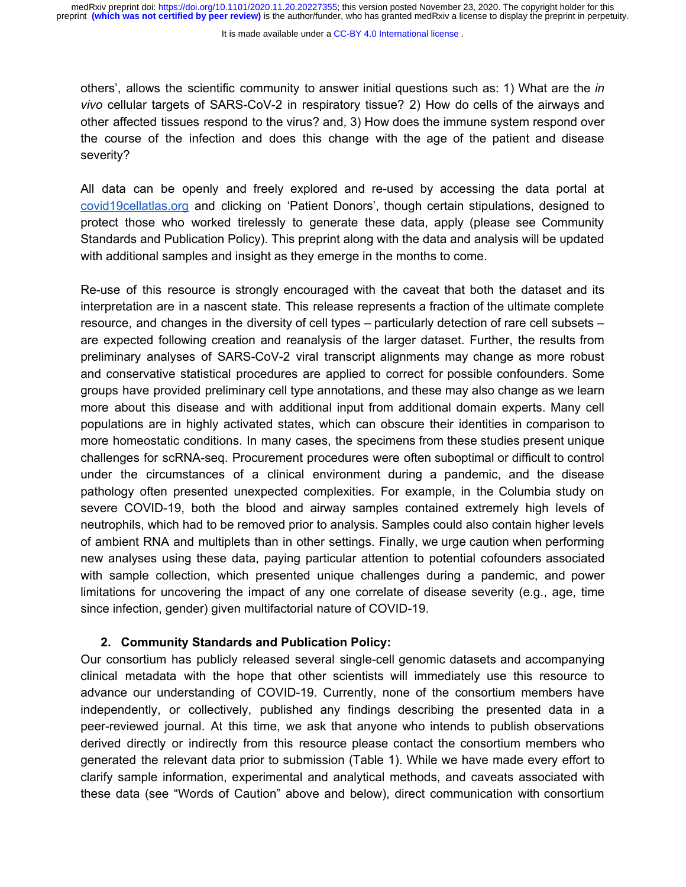others', allows the scientific community to answer initial questions such as: 1) What are the *in vivo* cellular targets of SARS-CoV-2 in respiratory tissue? 2) How do cells of the airways and other affected tissues respond to the virus? and, 3) How does the immune system respond over the course of the infection and does this change with the age of the patient and disease severity?

All data can be openly and freely explored and re-used by accessing the data portal at covid19cellatlas.org and clicking on 'Patient Donors', though certain stipulations, designed to protect those who worked tirelessly to generate these data, apply (please see Community Standards and Publication Policy). This preprint along with the data and analysis will be updated with additional samples and insight as they emerge in the months to come.

Re-use of this resource is strongly encouraged with the caveat that both the dataset and its interpretation are in a nascent state. This release represents a fraction of the ultimate complete resource, and changes in the diversity of cell types – particularly detection of rare cell subsets – are expected following creation and reanalysis of the larger dataset. Further, the results from preliminary analyses of SARS-CoV-2 viral transcript alignments may change as more robust and conservative statistical procedures are applied to correct for possible confounders. Some groups have provided preliminary cell type annotations, and these may also change as we learn more about this disease and with additional input from additional domain experts. Many cell populations are in highly activated states, which can obscure their identities in comparison to more homeostatic conditions. In many cases, the specimens from these studies present unique challenges for scRNA-seq. Procurement procedures were often suboptimal or difficult to control under the circumstances of a clinical environment during a pandemic, and the disease pathology often presented unexpected complexities. For example, in the Columbia study on severe COVID-19, both the blood and airway samples contained extremely high levels of neutrophils, which had to be removed prior to analysis. Samples could also contain higher levels of ambient RNA and multiplets than in other settings. Finally, we urge caution when performing new analyses using these data, paying particular attention to potential cofounders associated with sample collection, which presented unique challenges during a pandemic, and power limitations for uncovering the impact of any one correlate of disease severity (e.g., age, time since infection, gender) given multifactorial nature of COVID-19.

## 2. Community Standards and Publication Policy:

Our consortium has publicly released several single-cell genomic datasets and accompanying clinical metadata with the hope that other scientists will immediately use this resource to advance our understanding of COVID-19. Currently, none of the consortium members have independently, or collectively, published any findings describing the presented data in a peer-reviewed journal. At this time, we ask that anyone who intends to publish observations derived directly or indirectly from this resource please contact the consortium members who generated the relevant data prior to submission (Table 1). While we have made every effort to clarify sample information, experimental and analytical methods, and caveats associated with these data (see "Words of Caution" above and below), direct communication with consortium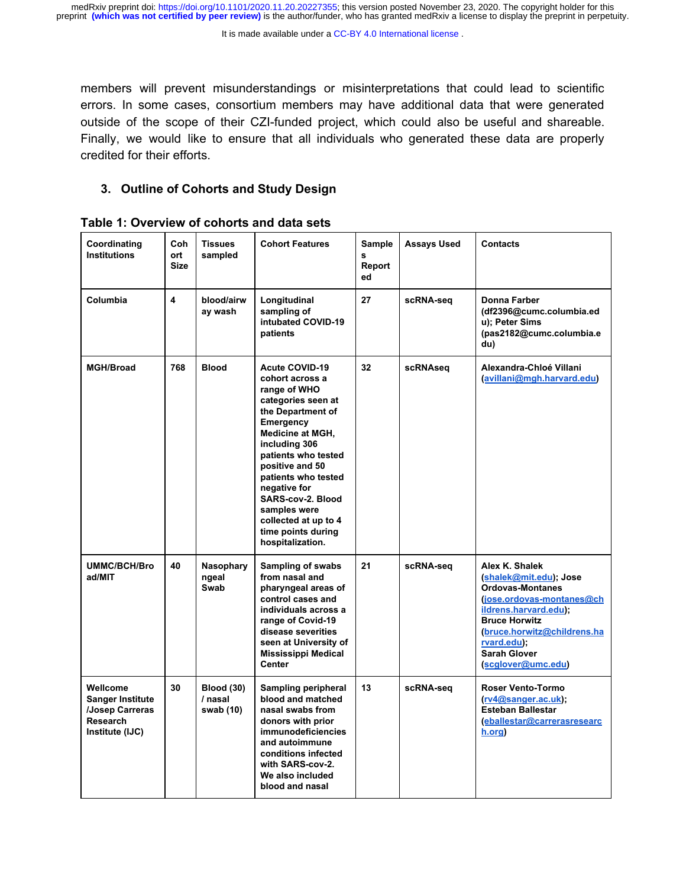members will prevent misunderstandings or misinterpretations that could lead to scientific errors. In some cases, consortium members may have additional data that were generated outside of the scope of their CZI-funded project, which could also be useful and shareable. Finally, we would like to ensure that all individuals who generated these data are properly credited for their efforts.

## 3. Outline of Cohorts and Study Design

**Table 1: Overview of cohorts and data sets**

| Coordinating Institutions | Cohort Size | Tissues sampled | Cohort Features | Samples Reported | Assays Used | Contacts |
|---|---|---|---|---|---|---|
| Columbia | 4 | blood/airway wash | Longitudinal sampling of intubated COVID-19 patients | 27 | scRNA-seq | Donna Farber (df2396@cumc.columbia.edu); Peter Sims (pas2182@cumc.columbia.edu) |
| MGH/Broad | 768 | Blood | Acute COVID-19 cohort across a range of WHO categories seen at the Department of Emergency Medicine at MGH, including 306 patients who tested positive and 50 patients who tested negative for SARS-cov-2. Blood samples were collected at up to 4 time points during hospitalization. | 32 | scRNAseq | Alexandra-Chloé Villani (avillani@mgh.harvard.edu) |
| UMMC/BCH/Broad/MIT | 40 | Nasopharyngeal Swab | Sampling of swabs from nasal and pharyngeal areas of control cases and individuals across a range of Covid-19 disease severities seen at University of Mississippi Medical Center | 21 | scRNA-seq | Alex K. Shalek (shalek@mit.edu); Jose Ordovas-Montanes (jose.ordovas-montanes@childrens.harvard.edu); Bruce Horwitz (bruce.horwitz@childrens.harvard.edu); Sarah Glover (scglover@umc.edu) |
| Wellcome Sanger Institute /Josep Carreras Research Institute (IJC) | 30 | Blood (30) / nasal swab (10) | Sampling peripheral blood and matched nasal swabs from donors with prior immunodeficiencies and autoimmune conditions infected with SARS-cov-2. We also included blood and nasal | 13 | scRNA-seq | Roser Vento-Tormo (rv4@sanger.ac.uk); Esteban Ballestar (eballestar@carrerasresearch.org) |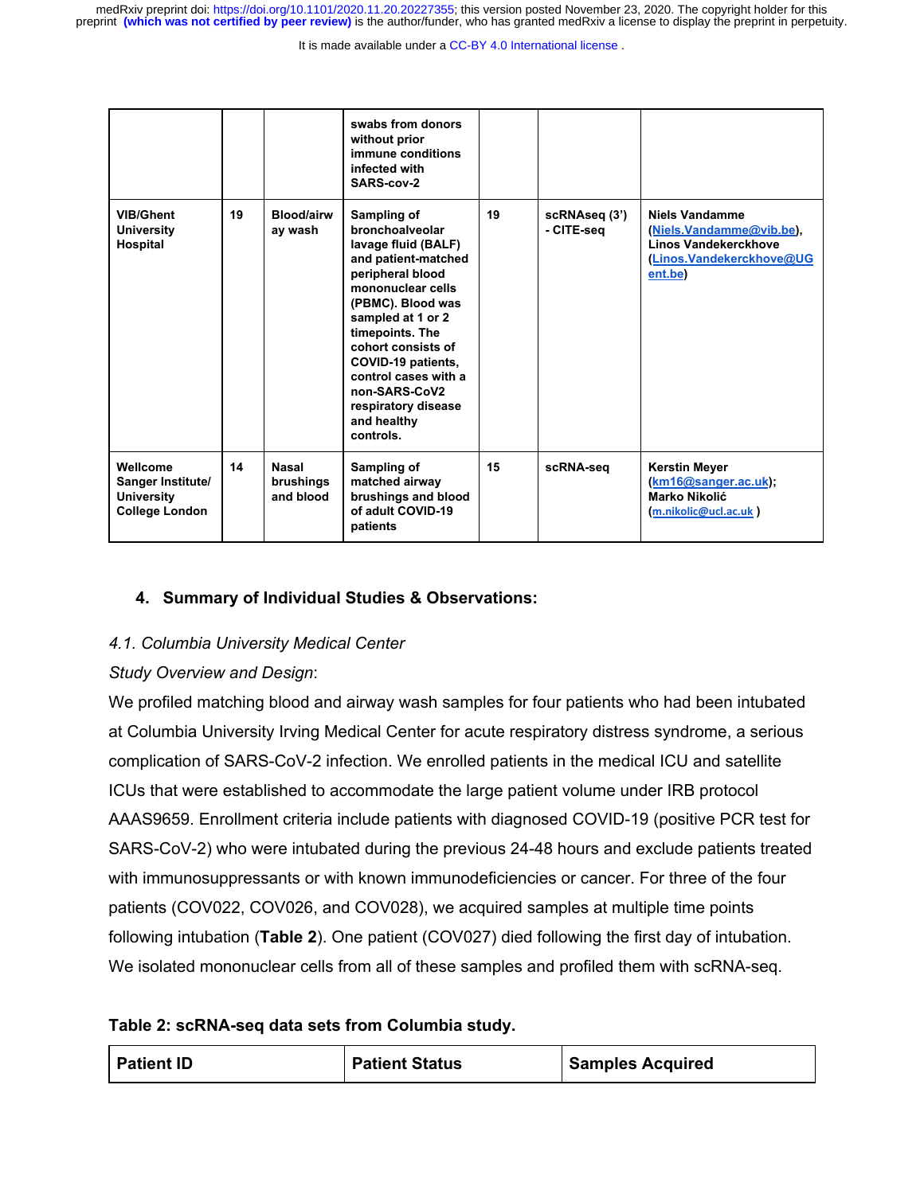| | | | swabs from donors without prior immune conditions infected with SARS-cov-2 | | | |
|---|---|---|---|---|---|---|
| **VIB/Ghent University Hospital** | **19** | **Blood/airway wash** | **Sampling of bronchoalveolar lavage fluid (BALF) and patient-matched peripheral blood mononuclear cells (PBMC). Blood was sampled at 1 or 2 timepoints. The cohort consists of COVID-19 patients, control cases with a non-SARS-CoV2 respiratory disease and healthy controls.** | **19** | **scRNAseq (3') - CITE-seq** | **Niels Vandamme (Niels.Vandamme@vib.be), Linos Vandekerckhove (Linos.Vandekerckhove@UGent.be)** |
| **Wellcome Sanger Institute/ University College London** | **14** | **Nasal brushings and blood** | **Sampling of matched airway brushings and blood of adult COVID-19 patients** | **15** | **scRNA-seq** | **Kerstin Meyer (km16@sanger.ac.uk); Marko Nikolić (m.nikolic@ucl.ac.uk )** |

### 4. Summary of Individual Studies & Observations:

*4.1. Columbia University Medical Center*

*Study Overview and Design*:

We profiled matching blood and airway wash samples for four patients who had been intubated at Columbia University Irving Medical Center for acute respiratory distress syndrome, a serious complication of SARS-CoV-2 infection. We enrolled patients in the medical ICU and satellite ICUs that were established to accommodate the large patient volume under IRB protocol AAAS9659. Enrollment criteria include patients with diagnosed COVID-19 (positive PCR test for SARS-CoV-2) who were intubated during the previous 24-48 hours and exclude patients treated with immunosuppressants or with known immunodeficiencies or cancer. For three of the four patients (COV022, COV026, and COV028), we acquired samples at multiple time points following intubation (**Table 2**). One patient (COV027) died following the first day of intubation. We isolated mononuclear cells from all of these samples and profiled them with scRNA-seq.

**Table 2: scRNA-seq data sets from Columbia study.**

| Patient ID | Patient Status | Samples Acquired |
|---|---|---|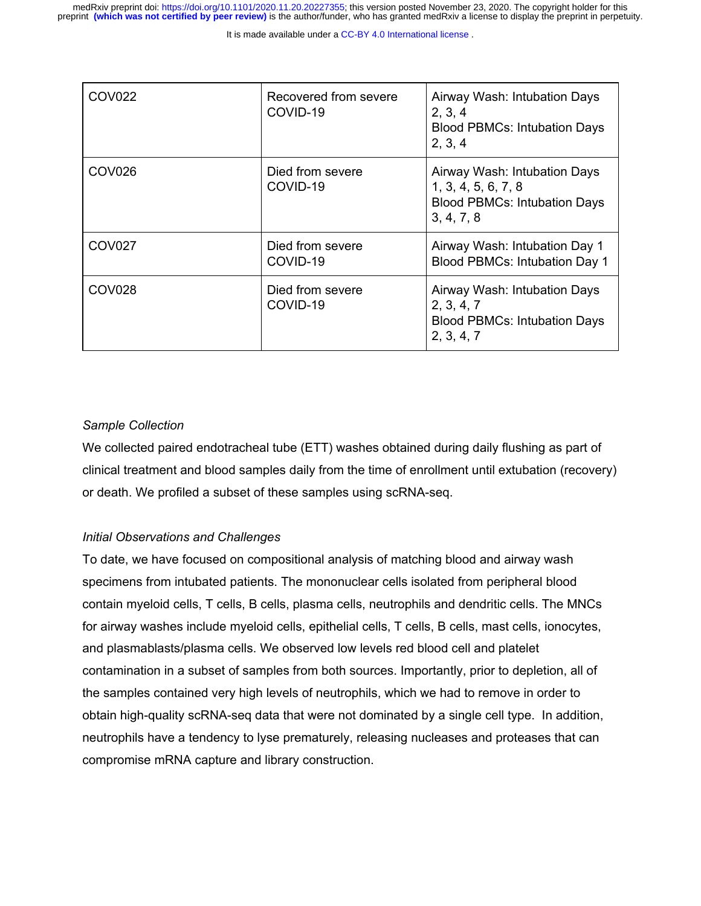| COV022 | Recovered from severe COVID-19 | Airway Wash: Intubation Days 2, 3, 4<br>Blood PBMCs: Intubation Days 2, 3, 4 |
|---|---|---|
| COV026 | Died from severe COVID-19 | Airway Wash: Intubation Days 1, 3, 4, 5, 6, 7, 8<br>Blood PBMCs: Intubation Days 3, 4, 7, 8 |
| COV027 | Died from severe COVID-19 | Airway Wash: Intubation Day 1<br>Blood PBMCs: Intubation Day 1 |
| COV028 | Died from severe COVID-19 | Airway Wash: Intubation Days 2, 3, 4, 7<br>Blood PBMCs: Intubation Days 2, 3, 4, 7 |

*Sample Collection*

We collected paired endotracheal tube (ETT) washes obtained during daily flushing as part of clinical treatment and blood samples daily from the time of enrollment until extubation (recovery) or death. We profiled a subset of these samples using scRNA-seq.

*Initial Observations and Challenges*

To date, we have focused on compositional analysis of matching blood and airway wash specimens from intubated patients. The mononuclear cells isolated from peripheral blood contain myeloid cells, T cells, B cells, plasma cells, neutrophils and dendritic cells. The MNCs for airway washes include myeloid cells, epithelial cells, T cells, B cells, mast cells, ionocytes, and plasmablasts/plasma cells. We observed low levels red blood cell and platelet contamination in a subset of samples from both sources. Importantly, prior to depletion, all of the samples contained very high levels of neutrophils, which we had to remove in order to obtain high-quality scRNA-seq data that were not dominated by a single cell type. In addition, neutrophils have a tendency to lyse prematurely, releasing nucleases and proteases that can compromise mRNA capture and library construction.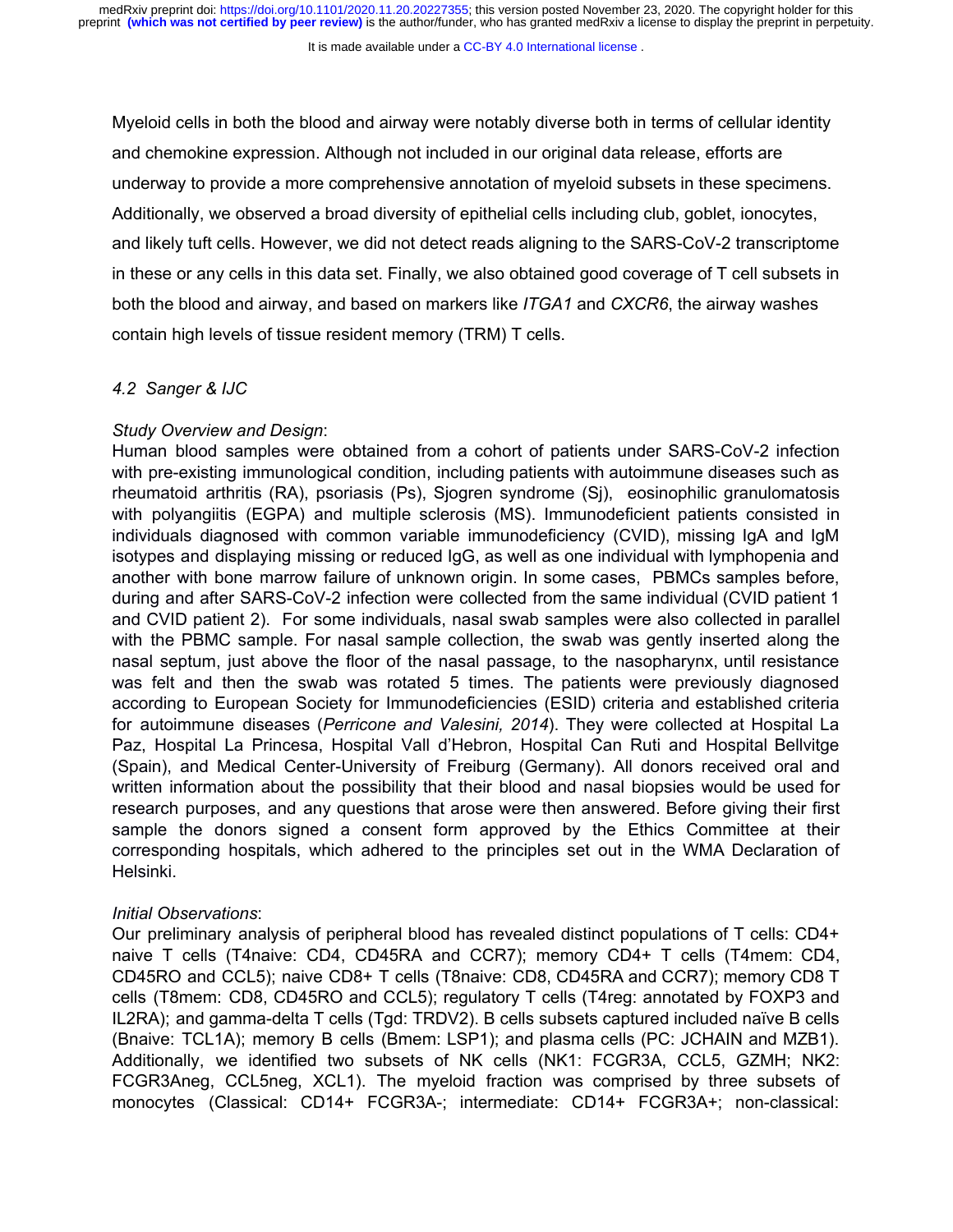Myeloid cells in both the blood and airway were notably diverse both in terms of cellular identity and chemokine expression. Although not included in our original data release, efforts are underway to provide a more comprehensive annotation of myeloid subsets in these specimens. Additionally, we observed a broad diversity of epithelial cells including club, goblet, ionocytes, and likely tuft cells. However, we did not detect reads aligning to the SARS-CoV-2 transcriptome in these or any cells in this data set. Finally, we also obtained good coverage of T cell subsets in both the blood and airway, and based on markers like *ITGA1* and *CXCR6*, the airway washes contain high levels of tissue resident memory (TRM) T cells.

### *4.2 Sanger & IJC*

*Study Overview and Design*:
Human blood samples were obtained from a cohort of patients under SARS-CoV-2 infection with pre-existing immunological condition, including patients with autoimmune diseases such as rheumatoid arthritis (RA), psoriasis (Ps), Sjogren syndrome (Sj), eosinophilic granulomatosis with polyangiitis (EGPA) and multiple sclerosis (MS). Immunodeficient patients consisted in individuals diagnosed with common variable immunodeficiency (CVID), missing IgA and IgM isotypes and displaying missing or reduced IgG, as well as one individual with lymphopenia and another with bone marrow failure of unknown origin. In some cases, PBMCs samples before, during and after SARS-CoV-2 infection were collected from the same individual (CVID patient 1 and CVID patient 2). For some individuals, nasal swab samples were also collected in parallel with the PBMC sample. For nasal sample collection, the swab was gently inserted along the nasal septum, just above the floor of the nasal passage, to the nasopharynx, until resistance was felt and then the swab was rotated 5 times. The patients were previously diagnosed according to European Society for Immunodeficiencies (ESID) criteria and established criteria for autoimmune diseases (*Perricone and Valesini, 2014*). They were collected at Hospital La Paz, Hospital La Princesa, Hospital Vall d'Hebron, Hospital Can Ruti and Hospital Bellvitge (Spain), and Medical Center-University of Freiburg (Germany). All donors received oral and written information about the possibility that their blood and nasal biopsies would be used for research purposes, and any questions that arose were then answered. Before giving their first sample the donors signed a consent form approved by the Ethics Committee at their corresponding hospitals, which adhered to the principles set out in the WMA Declaration of Helsinki.

*Initial Observations*:
Our preliminary analysis of peripheral blood has revealed distinct populations of T cells: CD4+ naive T cells (T4naive: CD4, CD45RA and CCR7); memory CD4+ T cells (T4mem: CD4, CD45RO and CCL5); naive CD8+ T cells (T8naive: CD8, CD45RA and CCR7); memory CD8 T cells (T8mem: CD8, CD45RO and CCL5); regulatory T cells (T4reg: annotated by FOXP3 and IL2RA); and gamma-delta T cells (Tgd: TRDV2). B cells subsets captured included naïve B cells (Bnaive: TCL1A); memory B cells (Bmem: LSP1); and plasma cells (PC: JCHAIN and MZB1). Additionally, we identified two subsets of NK cells (NK1: FCGR3A, CCL5, GZMH; NK2: FCGR3Aneg, CCL5neg, XCL1). The myeloid fraction was comprised by three subsets of monocytes (Classical: CD14+ FCGR3A-; intermediate: CD14+ FCGR3A+; non-classical: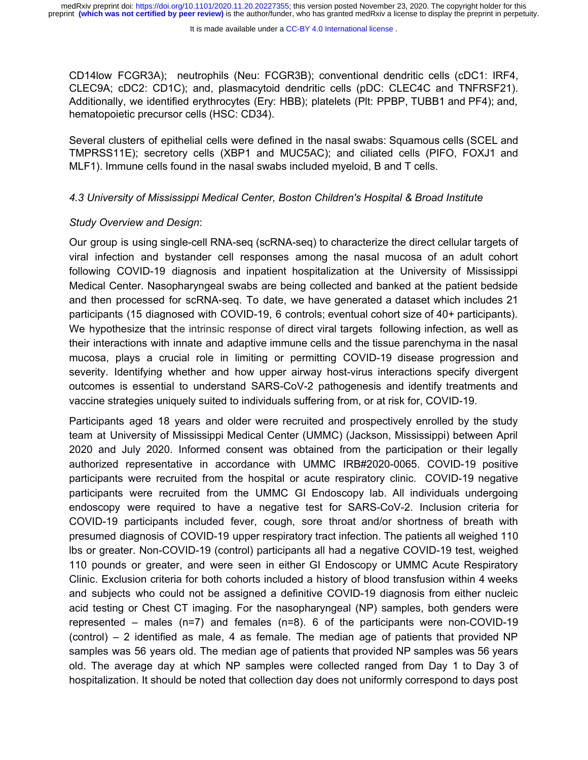CD14low FCGR3A); neutrophils (Neu: FCGR3B); conventional dendritic cells (cDC1: IRF4, CLEC9A; cDC2: CD1C); and, plasmacytoid dendritic cells (pDC: CLEC4C and TNFRSF21). Additionally, we identified erythrocytes (Ery: HBB); platelets (Plt: PPBP, TUBB1 and PF4); and, hematopoietic precursor cells (HSC: CD34).

Several clusters of epithelial cells were defined in the nasal swabs: Squamous cells (SCEL and TMPRSS11E); secretory cells (XBP1 and MUC5AC); and ciliated cells (PIFO, FOXJ1 and MLF1). Immune cells found in the nasal swabs included myeloid, B and T cells.

### *4.3 University of Mississippi Medical Center, Boston Children's Hospital & Broad Institute*

*Study Overview and Design*:

Our group is using single-cell RNA-seq (scRNA-seq) to characterize the direct cellular targets of viral infection and bystander cell responses among the nasal mucosa of an adult cohort following COVID-19 diagnosis and inpatient hospitalization at the University of Mississippi Medical Center. Nasopharyngeal swabs are being collected and banked at the patient bedside and then processed for scRNA-seq. To date, we have generated a dataset which includes 21 participants (15 diagnosed with COVID-19, 6 controls; eventual cohort size of 40+ participants). We hypothesize that the intrinsic response of direct viral targets following infection, as well as their interactions with innate and adaptive immune cells and the tissue parenchyma in the nasal mucosa, plays a crucial role in limiting or permitting COVID-19 disease progression and severity. Identifying whether and how upper airway host-virus interactions specify divergent outcomes is essential to understand SARS-CoV-2 pathogenesis and identify treatments and vaccine strategies uniquely suited to individuals suffering from, or at risk for, COVID-19.

Participants aged 18 years and older were recruited and prospectively enrolled by the study team at University of Mississippi Medical Center (UMMC) (Jackson, Mississippi) between April 2020 and July 2020. Informed consent was obtained from the participation or their legally authorized representative in accordance with UMMC IRB#2020-0065. COVID-19 positive participants were recruited from the hospital or acute respiratory clinic. COVID-19 negative participants were recruited from the UMMC GI Endoscopy lab. All individuals undergoing endoscopy were required to have a negative test for SARS-CoV-2. Inclusion criteria for COVID-19 participants included fever, cough, sore throat and/or shortness of breath with presumed diagnosis of COVID-19 upper respiratory tract infection. The patients all weighed 110 lbs or greater. Non-COVID-19 (control) participants all had a negative COVID-19 test, weighed 110 pounds or greater, and were seen in either GI Endoscopy or UMMC Acute Respiratory Clinic. Exclusion criteria for both cohorts included a history of blood transfusion within 4 weeks and subjects who could not be assigned a definitive COVID-19 diagnosis from either nucleic acid testing or Chest CT imaging. For the nasopharyngeal (NP) samples, both genders were represented – males (n=7) and females (n=8). 6 of the participants were non-COVID-19 (control) – 2 identified as male, 4 as female. The median age of patients that provided NP samples was 56 years old. The median age of patients that provided NP samples was 56 years old. The average day at which NP samples were collected ranged from Day 1 to Day 3 of hospitalization. It should be noted that collection day does not uniformly correspond to days post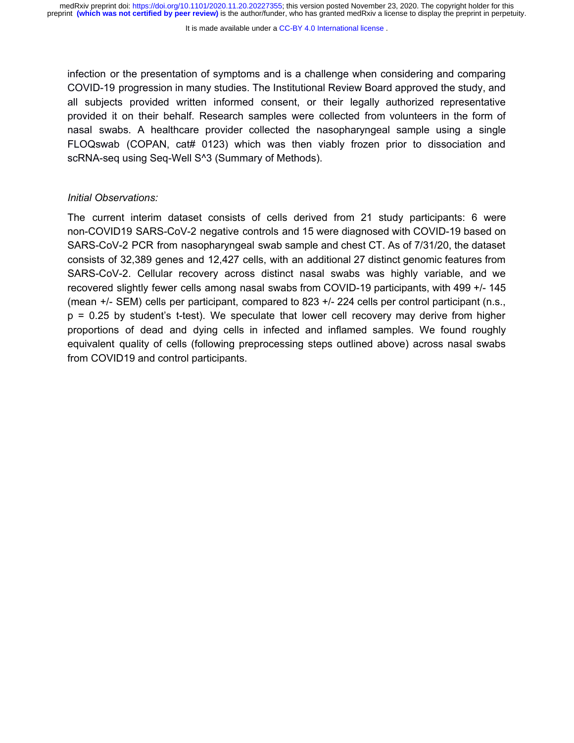infection or the presentation of symptoms and is a challenge when considering and comparing COVID-19 progression in many studies. The Institutional Review Board approved the study, and all subjects provided written informed consent, or their legally authorized representative provided it on their behalf. Research samples were collected from volunteers in the form of nasal swabs. A healthcare provider collected the nasopharyngeal sample using a single FLOQswab (COPAN, cat# 0123) which was then viably frozen prior to dissociation and scRNA-seq using Seq-Well S^3 (Summary of Methods).

*Initial Observations:*

The current interim dataset consists of cells derived from 21 study participants: 6 were non-COVID19 SARS-CoV-2 negative controls and 15 were diagnosed with COVID-19 based on SARS-CoV-2 PCR from nasopharyngeal swab sample and chest CT. As of 7/31/20, the dataset consists of 32,389 genes and 12,427 cells, with an additional 27 distinct genomic features from SARS-CoV-2. Cellular recovery across distinct nasal swabs was highly variable, and we recovered slightly fewer cells among nasal swabs from COVID-19 participants, with 499 +/- 145 (mean +/- SEM) cells per participant, compared to 823 +/- 224 cells per control participant (n.s., $p = 0.25$ by student's t-test). We speculate that lower cell recovery may derive from higher proportions of dead and dying cells in infected and inflamed samples. We found roughly equivalent quality of cells (following preprocessing steps outlined above) across nasal swabs from COVID19 and control participants.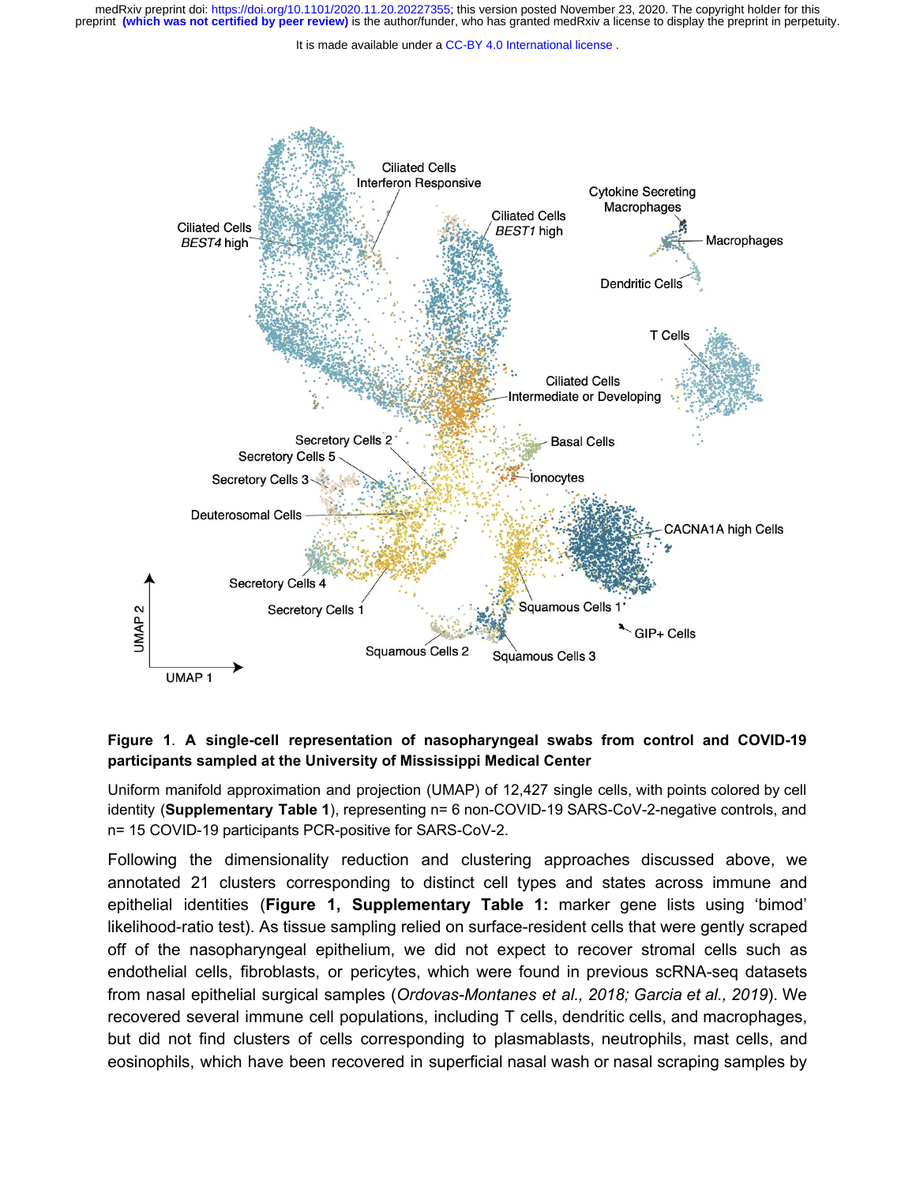**Figure 1**. **A single-cell representation of nasopharyngeal swabs from control and COVID-19 participants sampled at the University of Mississippi Medical Center**

Uniform manifold approximation and projection (UMAP) of 12,427 single cells, with points colored by cell identity (**Supplementary Table 1**), representing n= 6 non-COVID-19 SARS-CoV-2-negative controls, and n= 15 COVID-19 participants PCR-positive for SARS-CoV-2.

Following the dimensionality reduction and clustering approaches discussed above, we annotated 21 clusters corresponding to distinct cell types and states across immune and epithelial identities (**Figure 1, Supplementary Table 1:** marker gene lists using 'bimod' likelihood-ratio test). As tissue sampling relied on surface-resident cells that were gently scraped off of the nasopharyngeal epithelium, we did not expect to recover stromal cells such as endothelial cells, fibroblasts, or pericytes, which were found in previous scRNA-seq datasets from nasal epithelial surgical samples (*Ordovas-Montanes et al., 2018; Garcia et al., 2019*). We recovered several immune cell populations, including T cells, dendritic cells, and macrophages, but did not find clusters of cells corresponding to plasmablasts, neutrophils, mast cells, and eosinophils, which have been recovered in superficial nasal wash or nasal scraping samples by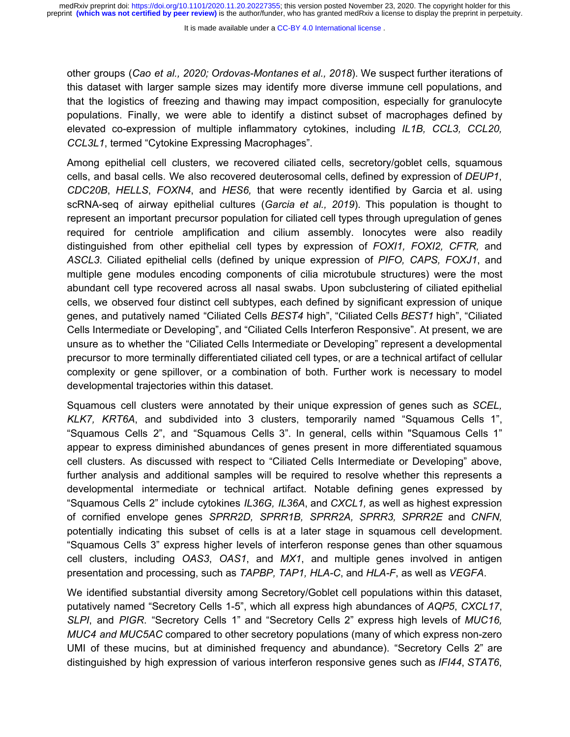other groups (*Cao et al., 2020; Ordovas-Montanes et al., 2018*). We suspect further iterations of this dataset with larger sample sizes may identify more diverse immune cell populations, and that the logistics of freezing and thawing may impact composition, especially for granulocyte populations. Finally, we were able to identify a distinct subset of macrophages defined by elevated co-expression of multiple inflammatory cytokines, including *IL1B, CCL3, CCL20, CCL3L1*, termed "Cytokine Expressing Macrophages".

Among epithelial cell clusters, we recovered ciliated cells, secretory/goblet cells, squamous cells, and basal cells. We also recovered deuterosomal cells, defined by expression of *DEUP1*, *CDC20B*, *HELLS*, *FOXN4*, and *HES6,* that were recently identified by Garcia et al. using scRNA-seq of airway epithelial cultures (*Garcia et al., 2019*). This population is thought to represent an important precursor population for ciliated cell types through upregulation of genes required for centriole amplification and cilium assembly. Ionocytes were also readily distinguished from other epithelial cell types by expression of *FOXI1, FOXI2, CFTR,* and *ASCL3*. Ciliated epithelial cells (defined by unique expression of *PIFO, CAPS, FOXJ1*, and multiple gene modules encoding components of cilia microtubule structures) were the most abundant cell type recovered across all nasal swabs. Upon subclustering of ciliated epithelial cells, we observed four distinct cell subtypes, each defined by significant expression of unique genes, and putatively named "Ciliated Cells *BEST4* high", "Ciliated Cells *BEST1* high", "Ciliated Cells Intermediate or Developing", and "Ciliated Cells Interferon Responsive". At present, we are unsure as to whether the "Ciliated Cells Intermediate or Developing" represent a developmental precursor to more terminally differentiated ciliated cell types, or are a technical artifact of cellular complexity or gene spillover, or a combination of both. Further work is necessary to model developmental trajectories within this dataset.

Squamous cell clusters were annotated by their unique expression of genes such as *SCEL, KLK7, KRT6A*, and subdivided into 3 clusters, temporarily named "Squamous Cells 1", "Squamous Cells 2", and "Squamous Cells 3". In general, cells within "Squamous Cells 1" appear to express diminished abundances of genes present in more differentiated squamous cell clusters. As discussed with respect to "Ciliated Cells Intermediate or Developing" above, further analysis and additional samples will be required to resolve whether this represents a developmental intermediate or technical artifact. Notable defining genes expressed by "Squamous Cells 2" include cytokines *IL36G, IL36A*, and *CXCL1,* as well as highest expression of cornified envelope genes *SPRR2D, SPRR1B, SPRR2A, SPRR3, SPRR2E* and *CNFN,* potentially indicating this subset of cells is at a later stage in squamous cell development. "Squamous Cells 3" express higher levels of interferon response genes than other squamous cell clusters, including *OAS3*, *OAS1*, and *MX1*, and multiple genes involved in antigen presentation and processing, such as *TAPBP, TAP1, HLA-C*, and *HLA-F*, as well as *VEGFA*.

We identified substantial diversity among Secretory/Goblet cell populations within this dataset, putatively named "Secretory Cells 1-5", which all express high abundances of *AQP5*, *CXCL17*, *SLPI*, and *PIGR*. "Secretory Cells 1" and "Secretory Cells 2" express high levels of *MUC16, MUC4 and MUC5AC* compared to other secretory populations (many of which express non-zero UMI of these mucins, but at diminished frequency and abundance). "Secretory Cells 2" are distinguished by high expression of various interferon responsive genes such as *IFI44*, *STAT6*,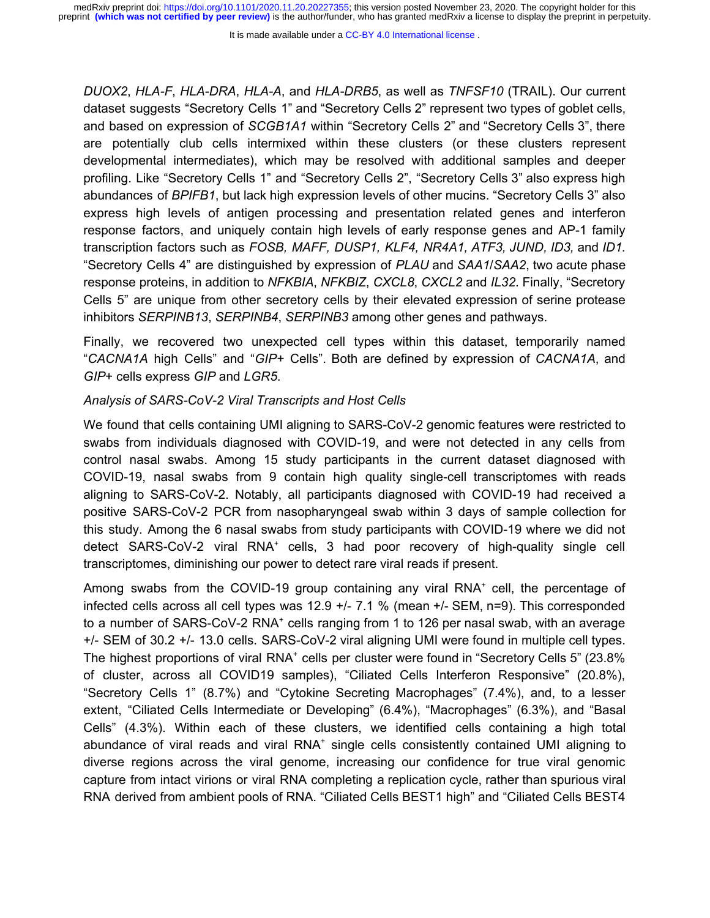*DUOX2*, *HLA-F*, *HLA-DRA*, *HLA-A*, and *HLA-DRB5*, as well as *TNFSF10* (TRAIL). Our current dataset suggests "Secretory Cells 1" and "Secretory Cells 2" represent two types of goblet cells, and based on expression of *SCGB1A1* within "Secretory Cells 2" and "Secretory Cells 3", there are potentially club cells intermixed within these clusters (or these clusters represent developmental intermediates), which may be resolved with additional samples and deeper profiling. Like "Secretory Cells 1" and "Secretory Cells 2", "Secretory Cells 3" also express high abundances of *BPIFB1*, but lack high expression levels of other mucins. "Secretory Cells 3" also express high levels of antigen processing and presentation related genes and interferon response factors, and uniquely contain high levels of early response genes and AP-1 family transcription factors such as *FOSB, MAFF, DUSP1, KLF4, NR4A1, ATF3, JUND, ID3,* and *ID1.* "Secretory Cells 4" are distinguished by expression of *PLAU* and *SAA1*/*SAA2*, two acute phase response proteins, in addition to *NFKBIA*, *NFKBIZ*, *CXCL8*, *CXCL2* and *IL32*. Finally, "Secretory Cells 5" are unique from other secretory cells by their elevated expression of serine protease inhibitors *SERPINB13*, *SERPINB4*, *SERPINB3* among other genes and pathways.

Finally, we recovered two unexpected cell types within this dataset, temporarily named "*CACNA1A* high Cells" and "*GIP*+ Cells". Both are defined by expression of *CACNA1A*, and *GIP*+ cells express *GIP* and *LGR5*.

*Analysis of SARS-CoV-2 Viral Transcripts and Host Cells*

We found that cells containing UMI aligning to SARS-CoV-2 genomic features were restricted to swabs from individuals diagnosed with COVID-19, and were not detected in any cells from control nasal swabs. Among 15 study participants in the current dataset diagnosed with COVID-19, nasal swabs from 9 contain high quality single-cell transcriptomes with reads aligning to SARS-CoV-2. Notably, all participants diagnosed with COVID-19 had received a positive SARS-CoV-2 PCR from nasopharyngeal swab within 3 days of sample collection for this study. Among the 6 nasal swabs from study participants with COVID-19 where we did not detect SARS-CoV-2 viral RNA$^+$ cells, 3 had poor recovery of high-quality single cell transcriptomes, diminishing our power to detect rare viral reads if present.

Among swabs from the COVID-19 group containing any viral RNA$^+$ cell, the percentage of infected cells across all cell types was 12.9 +/- 7.1 % (mean +/- SEM, n=9). This corresponded to a number of SARS-CoV-2 RNA$^+$ cells ranging from 1 to 126 per nasal swab, with an average +/- SEM of 30.2 +/- 13.0 cells. SARS-CoV-2 viral aligning UMI were found in multiple cell types. The highest proportions of viral RNA$^+$ cells per cluster were found in "Secretory Cells 5" (23.8% of cluster, across all COVID19 samples), "Ciliated Cells Interferon Responsive" (20.8%), "Secretory Cells 1" (8.7%) and "Cytokine Secreting Macrophages" (7.4%), and, to a lesser extent, "Ciliated Cells Intermediate or Developing" (6.4%), "Macrophages" (6.3%), and "Basal Cells" (4.3%). Within each of these clusters, we identified cells containing a high total abundance of viral reads and viral RNA$^+$ single cells consistently contained UMI aligning to diverse regions across the viral genome, increasing our confidence for true viral genomic capture from intact virions or viral RNA completing a replication cycle, rather than spurious viral RNA derived from ambient pools of RNA. "Ciliated Cells BEST1 high" and "Ciliated Cells BEST4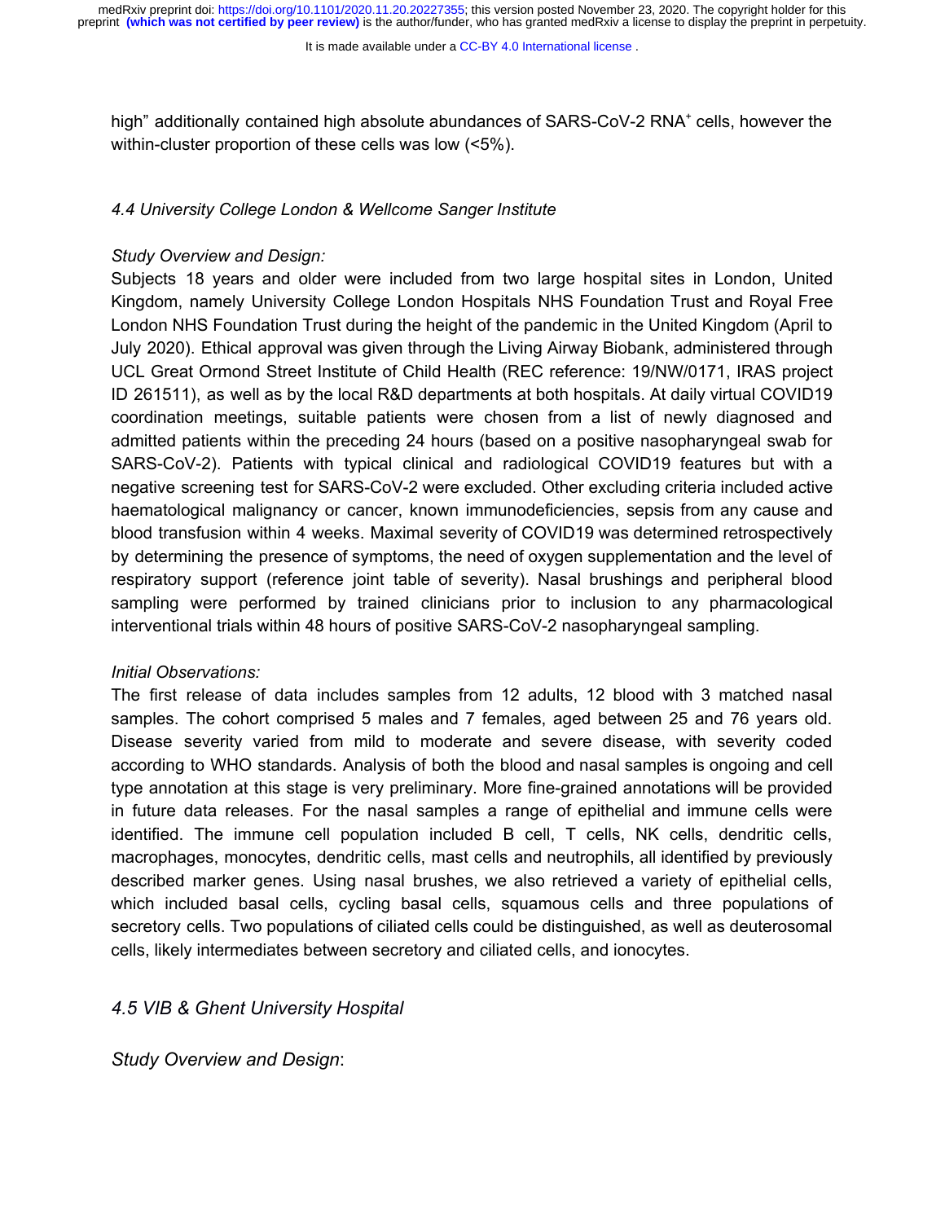high" additionally contained high absolute abundances of SARS-CoV-2 RNA$^{+}$ cells, however the within-cluster proportion of these cells was low (<5%).

### *4.4 University College London & Wellcome Sanger Institute*

*Study Overview and Design:*

Subjects 18 years and older were included from two large hospital sites in London, United Kingdom, namely University College London Hospitals NHS Foundation Trust and Royal Free London NHS Foundation Trust during the height of the pandemic in the United Kingdom (April to July 2020). Ethical approval was given through the Living Airway Biobank, administered through UCL Great Ormond Street Institute of Child Health (REC reference: 19/NW/0171, IRAS project ID 261511), as well as by the local R&D departments at both hospitals. At daily virtual COVID19 coordination meetings, suitable patients were chosen from a list of newly diagnosed and admitted patients within the preceding 24 hours (based on a positive nasopharyngeal swab for SARS-CoV-2). Patients with typical clinical and radiological COVID19 features but with a negative screening test for SARS-CoV-2 were excluded. Other excluding criteria included active haematological malignancy or cancer, known immunodeficiencies, sepsis from any cause and blood transfusion within 4 weeks. Maximal severity of COVID19 was determined retrospectively by determining the presence of symptoms, the need of oxygen supplementation and the level of respiratory support (reference joint table of severity). Nasal brushings and peripheral blood sampling were performed by trained clinicians prior to inclusion to any pharmacological interventional trials within 48 hours of positive SARS-CoV-2 nasopharyngeal sampling.

*Initial Observations:*

The first release of data includes samples from 12 adults, 12 blood with 3 matched nasal samples. The cohort comprised 5 males and 7 females, aged between 25 and 76 years old. Disease severity varied from mild to moderate and severe disease, with severity coded according to WHO standards. Analysis of both the blood and nasal samples is ongoing and cell type annotation at this stage is very preliminary. More fine-grained annotations will be provided in future data releases. For the nasal samples a range of epithelial and immune cells were identified. The immune cell population included B cell, T cells, NK cells, dendritic cells, macrophages, monocytes, dendritic cells, mast cells and neutrophils, all identified by previously described marker genes. Using nasal brushes, we also retrieved a variety of epithelial cells, which included basal cells, cycling basal cells, squamous cells and three populations of secretory cells. Two populations of ciliated cells could be distinguished, as well as deuterosomal cells, likely intermediates between secretory and ciliated cells, and ionocytes.

### *4.5 VIB & Ghent University Hospital*

*Study Overview and Design*: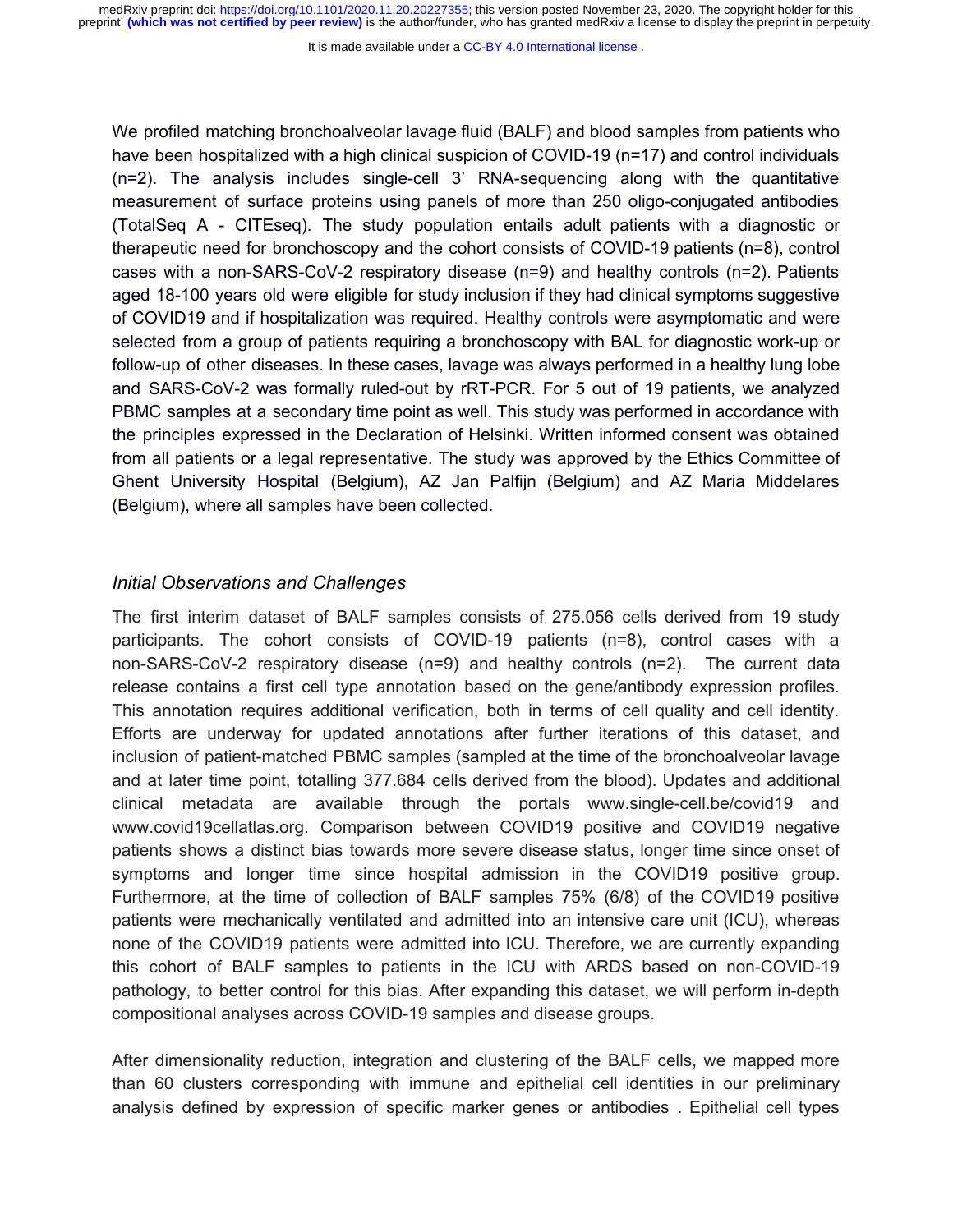We profiled matching bronchoalveolar lavage fluid (BALF) and blood samples from patients who have been hospitalized with a high clinical suspicion of COVID-19 (n=17) and control individuals (n=2). The analysis includes single-cell 3' RNA-sequencing along with the quantitative measurement of surface proteins using panels of more than 250 oligo-conjugated antibodies (TotalSeq A - CITEseq). The study population entails adult patients with a diagnostic or therapeutic need for bronchoscopy and the cohort consists of COVID-19 patients (n=8), control cases with a non-SARS-CoV-2 respiratory disease (n=9) and healthy controls (n=2). Patients aged 18-100 years old were eligible for study inclusion if they had clinical symptoms suggestive of COVID19 and if hospitalization was required. Healthy controls were asymptomatic and were selected from a group of patients requiring a bronchoscopy with BAL for diagnostic work-up or follow-up of other diseases. In these cases, lavage was always performed in a healthy lung lobe and SARS-CoV-2 was formally ruled-out by rRT-PCR. For 5 out of 19 patients, we analyzed PBMC samples at a secondary time point as well. This study was performed in accordance with the principles expressed in the Declaration of Helsinki. Written informed consent was obtained from all patients or a legal representative. The study was approved by the Ethics Committee of Ghent University Hospital (Belgium), AZ Jan Palfijn (Belgium) and AZ Maria Middelares (Belgium), where all samples have been collected.

### *Initial Observations and Challenges*

The first interim dataset of BALF samples consists of 275.056 cells derived from 19 study participants. The cohort consists of COVID-19 patients (n=8), control cases with a non-SARS-CoV-2 respiratory disease (n=9) and healthy controls (n=2). The current data release contains a first cell type annotation based on the gene/antibody expression profiles. This annotation requires additional verification, both in terms of cell quality and cell identity. Efforts are underway for updated annotations after further iterations of this dataset, and inclusion of patient-matched PBMC samples (sampled at the time of the bronchoalveolar lavage and at later time point, totalling 377.684 cells derived from the blood). Updates and additional clinical metadata are available through the portals www.single-cell.be/covid19 and www.covid19cellatlas.org. Comparison between COVID19 positive and COVID19 negative patients shows a distinct bias towards more severe disease status, longer time since onset of symptoms and longer time since hospital admission in the COVID19 positive group. Furthermore, at the time of collection of BALF samples 75% (6/8) of the COVID19 positive patients were mechanically ventilated and admitted into an intensive care unit (ICU), whereas none of the COVID19 patients were admitted into ICU. Therefore, we are currently expanding this cohort of BALF samples to patients in the ICU with ARDS based on non-COVID-19 pathology, to better control for this bias. After expanding this dataset, we will perform in-depth compositional analyses across COVID-19 samples and disease groups.

After dimensionality reduction, integration and clustering of the BALF cells, we mapped more than 60 clusters corresponding with immune and epithelial cell identities in our preliminary analysis defined by expression of specific marker genes or antibodies . Epithelial cell types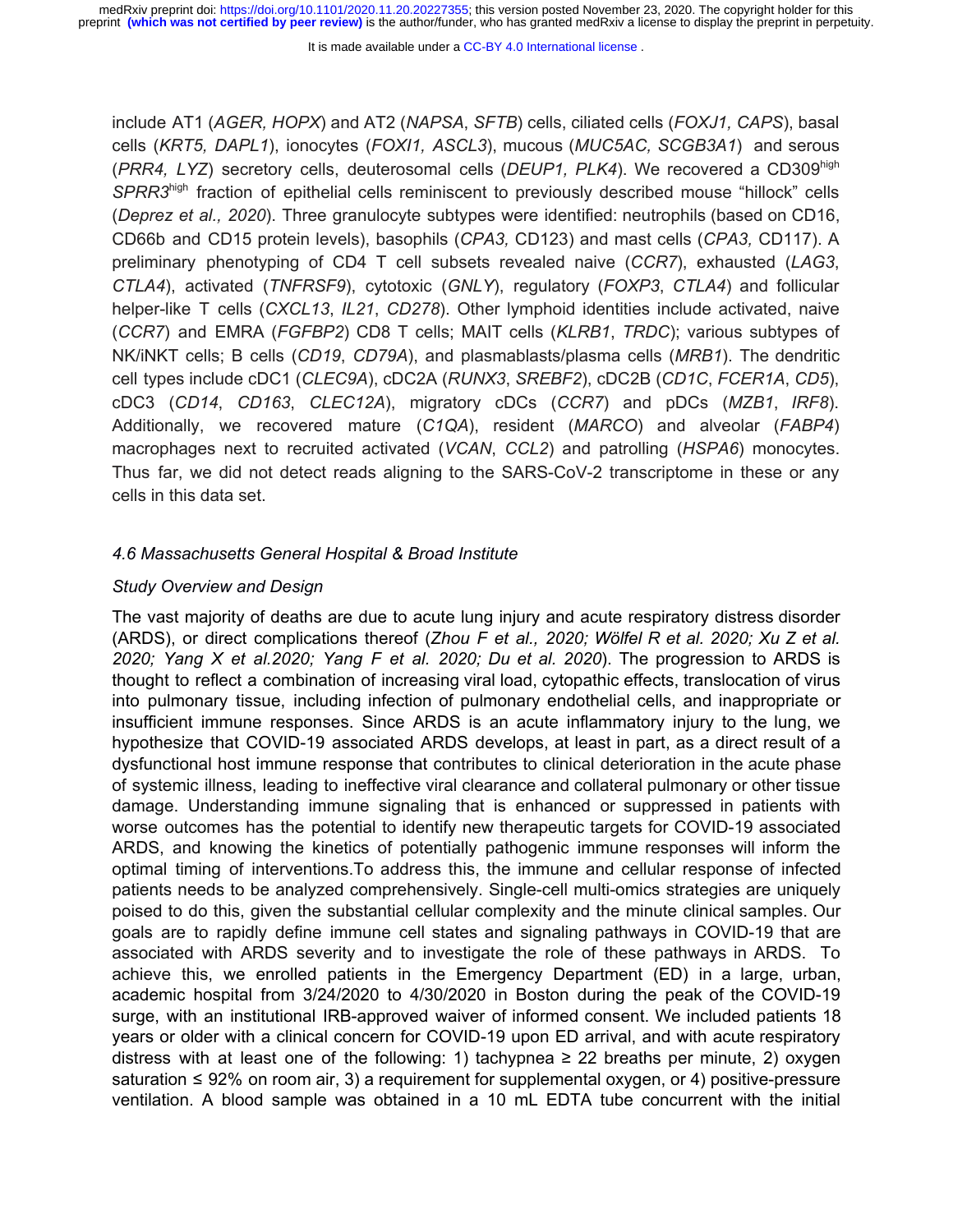include AT1 (*AGER, HOPX*) and AT2 (*NAPSA*, *SFTB*) cells, ciliated cells (*FOXJ1, CAPS*), basal cells (*KRT5, DAPL1*), ionocytes (*FOXI1, ASCL3*), mucous (*MUC5AC, SCGB3A1*) and serous (*PRR4, LYZ*) secretory cells, deuterosomal cells (*DEUP1, PLK4*). We recovered a CD309$^{high}$ *SPRR3*$^{high}$ fraction of epithelial cells reminiscent to previously described mouse "hillock" cells (*Deprez et al., 2020*). Three granulocyte subtypes were identified: neutrophils (based on CD16, CD66b and CD15 protein levels), basophils (*CPA3,* CD123) and mast cells (*CPA3,* CD117). A preliminary phenotyping of CD4 T cell subsets revealed naive (*CCR7*), exhausted (*LAG3*, *CTLA4*), activated (*TNFRSF9*), cytotoxic (*GNLY*), regulatory (*FOXP3*, *CTLA4*) and follicular helper-like T cells (*CXCL13*, *IL21*, *CD278*). Other lymphoid identities include activated, naive (*CCR7*) and EMRA (*FGFBP2*) CD8 T cells; MAIT cells (*KLRB1*, *TRDC*); various subtypes of NK/iNKT cells; B cells (*CD19*, *CD79A*), and plasmablasts/plasma cells (*MRB1*). The dendritic cell types include cDC1 (*CLEC9A*), cDC2A (*RUNX3*, *SREBF2*), cDC2B (*CD1C*, *FCER1A*, *CD5*), cDC3 (*CD14*, *CD163*, *CLEC12A*), migratory cDCs (*CCR7*) and pDCs (*MZB1*, *IRF8*). Additionally, we recovered mature (*C1QA*), resident (*MARCO*) and alveolar (*FABP4*) macrophages next to recruited activated (*VCAN*, *CCL2*) and patrolling (*HSPA6*) monocytes. Thus far, we did not detect reads aligning to the SARS-CoV-2 transcriptome in these or any cells in this data set.

### *4.6 Massachusetts General Hospital & Broad Institute*

#### *Study Overview and Design*

The vast majority of deaths are due to acute lung injury and acute respiratory distress disorder (ARDS), or direct complications thereof (*Zhou F et al., 2020; Wölfel R et al. 2020; Xu Z et al. 2020; Yang X et al.2020; Yang F et al. 2020; Du et al. 2020*). The progression to ARDS is thought to reflect a combination of increasing viral load, cytopathic effects, translocation of virus into pulmonary tissue, including infection of pulmonary endothelial cells, and inappropriate or insufficient immune responses. Since ARDS is an acute inflammatory injury to the lung, we hypothesize that COVID-19 associated ARDS develops, at least in part, as a direct result of a dysfunctional host immune response that contributes to clinical deterioration in the acute phase of systemic illness, leading to ineffective viral clearance and collateral pulmonary or other tissue damage. Understanding immune signaling that is enhanced or suppressed in patients with worse outcomes has the potential to identify new therapeutic targets for COVID-19 associated ARDS, and knowing the kinetics of potentially pathogenic immune responses will inform the optimal timing of interventions.To address this, the immune and cellular response of infected patients needs to be analyzed comprehensively. Single-cell multi-omics strategies are uniquely poised to do this, given the substantial cellular complexity and the minute clinical samples. Our goals are to rapidly define immune cell states and signaling pathways in COVID-19 that are associated with ARDS severity and to investigate the role of these pathways in ARDS. To achieve this, we enrolled patients in the Emergency Department (ED) in a large, urban, academic hospital from 3/24/2020 to 4/30/2020 in Boston during the peak of the COVID-19 surge, with an institutional IRB-approved waiver of informed consent. We included patients 18 years or older with a clinical concern for COVID-19 upon ED arrival, and with acute respiratory distress with at least one of the following: 1) tachypnea ≥ 22 breaths per minute, 2) oxygen saturation ≤ 92% on room air, 3) a requirement for supplemental oxygen, or 4) positive-pressure ventilation. A blood sample was obtained in a 10 mL EDTA tube concurrent with the initial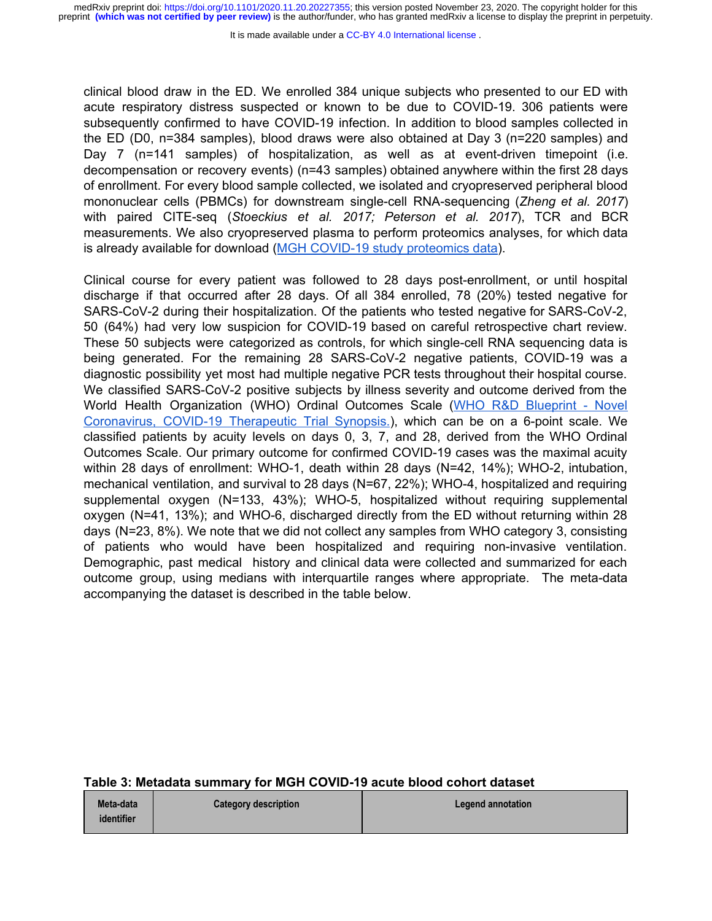clinical blood draw in the ED. We enrolled 384 unique subjects who presented to our ED with acute respiratory distress suspected or known to be due to COVID-19. 306 patients were subsequently confirmed to have COVID-19 infection. In addition to blood samples collected in the ED (D0, n=384 samples), blood draws were also obtained at Day 3 (n=220 samples) and Day 7 (n=141 samples) of hospitalization, as well as at event-driven timepoint (i.e. decompensation or recovery events) (n=43 samples) obtained anywhere within the first 28 days of enrollment. For every blood sample collected, we isolated and cryopreserved peripheral blood mononuclear cells (PBMCs) for downstream single-cell RNA-sequencing (*Zheng et al. 2017*) with paired CITE-seq (*Stoeckius et al. 2017; Peterson et al. 2017*), TCR and BCR measurements. We also cryopreserved plasma to perform proteomics analyses, for which data is already available for download (MGH COVID-19 study proteomics data).

Clinical course for every patient was followed to 28 days post-enrollment, or until hospital discharge if that occurred after 28 days. Of all 384 enrolled, 78 (20%) tested negative for SARS-CoV-2 during their hospitalization. Of the patients who tested negative for SARS-CoV-2, 50 (64%) had very low suspicion for COVID-19 based on careful retrospective chart review. These 50 subjects were categorized as controls, for which single-cell RNA sequencing data is being generated. For the remaining 28 SARS-CoV-2 negative patients, COVID-19 was a diagnostic possibility yet most had multiple negative PCR tests throughout their hospital course. We classified SARS-CoV-2 positive subjects by illness severity and outcome derived from the World Health Organization (WHO) Ordinal Outcomes Scale (WHO R&D Blueprint - Novel Coronavirus, COVID-19 Therapeutic Trial Synopsis.), which can be on a 6-point scale. We classified patients by acuity levels on days 0, 3, 7, and 28, derived from the WHO Ordinal Outcomes Scale. Our primary outcome for confirmed COVID-19 cases was the maximal acuity within 28 days of enrollment: WHO-1, death within 28 days (N=42, 14%); WHO-2, intubation, mechanical ventilation, and survival to 28 days (N=67, 22%); WHO-4, hospitalized and requiring supplemental oxygen (N=133, 43%); WHO-5, hospitalized without requiring supplemental oxygen (N=41, 13%); and WHO-6, discharged directly from the ED without returning within 28 days (N=23, 8%). We note that we did not collect any samples from WHO category 3, consisting of patients who would have been hospitalized and requiring non-invasive ventilation. Demographic, past medical history and clinical data were collected and summarized for each outcome group, using medians with interquartile ranges where appropriate. The meta-data accompanying the dataset is described in the table below.

**Table 3: Metadata summary for MGH COVID-19 acute blood cohort dataset**

| Meta-data identifier | Category description | Legend annotation |
|---|---|---|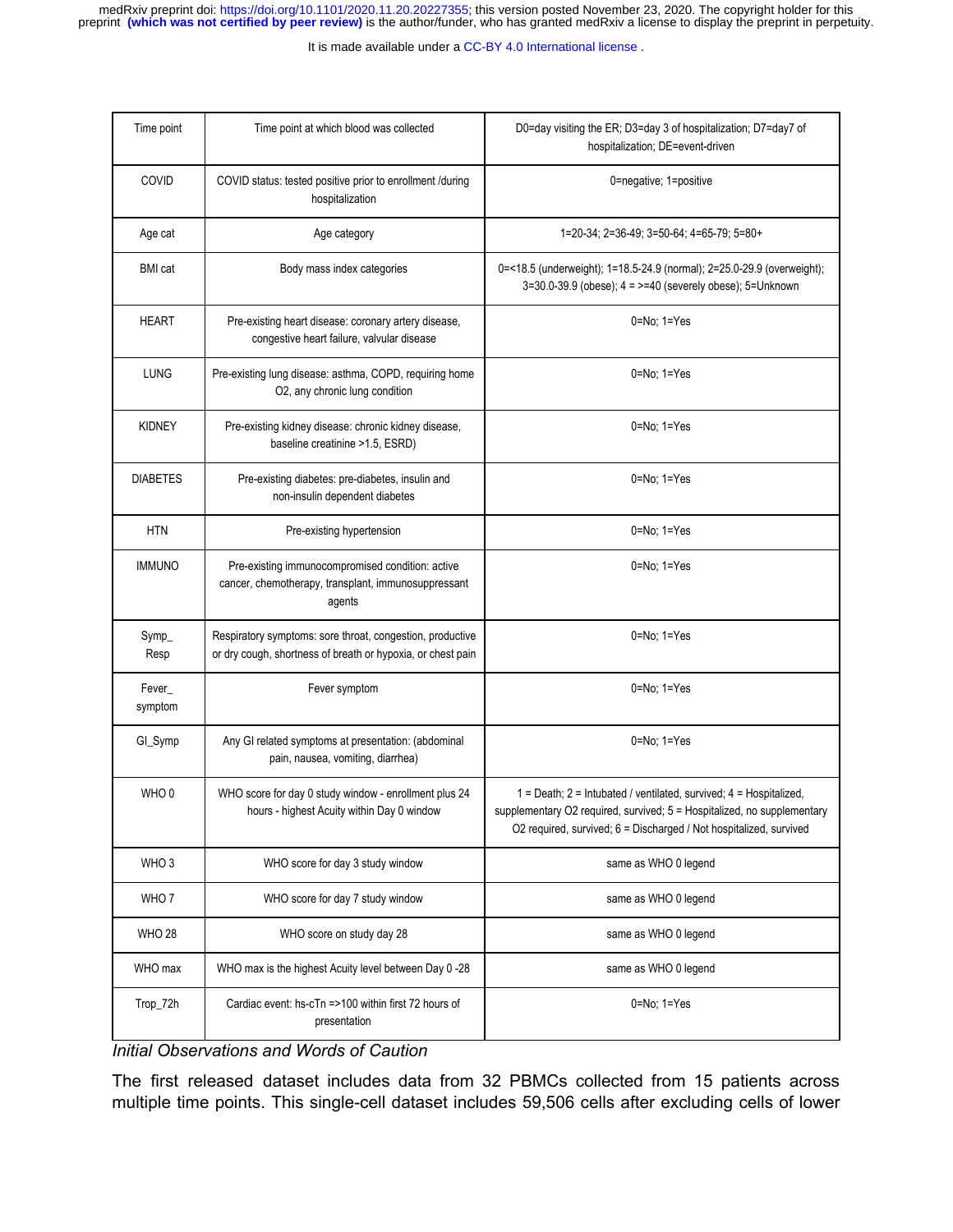| Time point | Time point at which blood was collected | D0=day visiting the ER; D3=day 3 of hospitalization; D7=day7 of hospitalization; DE=event-driven |
|---|---|---|
| COVID | COVID status: tested positive prior to enrollment /during hospitalization | 0=negative; 1=positive |
| Age cat | Age category | 1=20-34; 2=36-49; 3=50-64; 4=65-79; 5=80+ |
| BMI cat | Body mass index categories | 0=<18.5 (underweight); 1=18.5-24.9 (normal); 2=25.0-29.9 (overweight); 3=30.0-39.9 (obese); 4 = >=40 (severely obese); 5=Unknown |
| HEART | Pre-existing heart disease: coronary artery disease, congestive heart failure, valvular disease | 0=No; 1=Yes |
| LUNG | Pre-existing lung disease: asthma, COPD, requiring home O2, any chronic lung condition | 0=No; 1=Yes |
| KIDNEY | Pre-existing kidney disease: chronic kidney disease, baseline creatinine >1.5, ESRD) | 0=No; 1=Yes |
| DIABETES | Pre-existing diabetes: pre-diabetes, insulin and non-insulin dependent diabetes | 0=No; 1=Yes |
| HTN | Pre-existing hypertension | 0=No; 1=Yes |
| IMMUNO | Pre-existing immunocompromised condition: active cancer, chemotherapy, transplant, immunosuppressant agents | 0=No; 1=Yes |
| Symp_Resp | Respiratory symptoms: sore throat, congestion, productive or dry cough, shortness of breath or hypoxia, or chest pain | 0=No; 1=Yes |
| Fever_symptom | Fever symptom | 0=No; 1=Yes |
| GI_Symp | Any GI related symptoms at presentation: (abdominal pain, nausea, vomiting, diarrhea) | 0=No; 1=Yes |
| WHO 0 | WHO score for day 0 study window - enrollment plus 24 hours - highest Acuity within Day 0 window | 1 = Death; 2 = Intubated / ventilated, survived; 4 = Hospitalized, supplementary O2 required, survived; 5 = Hospitalized, no supplementary O2 required, survived; 6 = Discharged / Not hospitalized, survived |
| WHO 3 | WHO score for day 3 study window | same as WHO 0 legend |
| WHO 7 | WHO score for day 7 study window | same as WHO 0 legend |
| WHO 28 | WHO score on study day 28 | same as WHO 0 legend |
| WHO max | WHO max is the highest Acuity level between Day 0 -28 | same as WHO 0 legend |
| Trop_72h | Cardiac event: hs-cTn =>100 within first 72 hours of presentation | 0=No; 1=Yes |

### *Initial Observations and Words of Caution*

The first released dataset includes data from 32 PBMCs collected from 15 patients across multiple time points. This single-cell dataset includes 59,506 cells after excluding cells of lower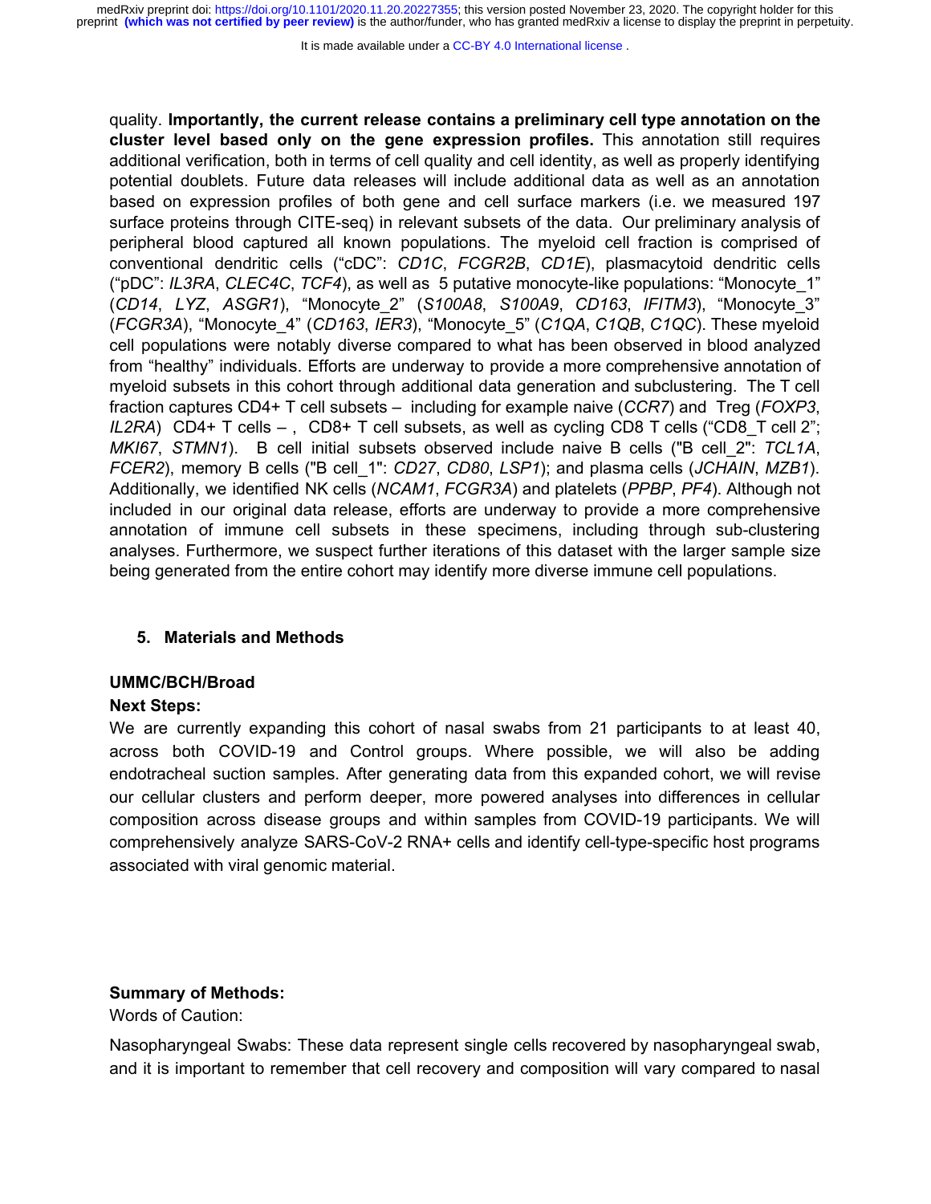quality. **Importantly, the current release contains a preliminary cell type annotation on the cluster level based only on the gene expression profiles.** This annotation still requires additional verification, both in terms of cell quality and cell identity, as well as properly identifying potential doublets. Future data releases will include additional data as well as an annotation based on expression profiles of both gene and cell surface markers (i.e. we measured 197 surface proteins through CITE-seq) in relevant subsets of the data. Our preliminary analysis of peripheral blood captured all known populations. The myeloid cell fraction is comprised of conventional dendritic cells ("cDC": *CD1C*, *FCGR2B*, *CD1E*), plasmacytoid dendritic cells ("pDC": *IL3RA*, *CLEC4C*, *TCF4*), as well as 5 putative monocyte-like populations: "Monocyte_1" (*CD14*, *LYZ*, *ASGR1*), "Monocyte_2" (*S100A8*, *S100A9*, *CD163*, *IFITM3*), "Monocyte_3" (*FCGR3A*), "Monocyte_4" (*CD163*, *IER3*), "Monocyte_5" (*C1QA*, *C1QB*, *C1QC*). These myeloid cell populations were notably diverse compared to what has been observed in blood analyzed from "healthy" individuals. Efforts are underway to provide a more comprehensive annotation of myeloid subsets in this cohort through additional data generation and subclustering. The T cell fraction captures CD4+ T cell subsets – including for example naive (*CCR7*) and Treg (*FOXP3*, *IL2RA*) CD4+ T cells – , CD8+ T cell subsets, as well as cycling CD8 T cells ("CD8_T cell 2"; *MKI67*, *STMN1*). B cell initial subsets observed include naive B cells ("B cell_2": *TCL1A*, *FCER2*), memory B cells ("B cell_1": *CD27*, *CD80*, *LSP1*); and plasma cells (*JCHAIN*, *MZB1*). Additionally, we identified NK cells (*NCAM1*, *FCGR3A*) and platelets (*PPBP*, *PF4*). Although not included in our original data release, efforts are underway to provide a more comprehensive annotation of immune cell subsets in these specimens, including through sub-clustering analyses. Furthermore, we suspect further iterations of this dataset with the larger sample size being generated from the entire cohort may identify more diverse immune cell populations.

## 5. Materials and Methods

**UMMC/BCH/Broad**

**Next Steps:**

We are currently expanding this cohort of nasal swabs from 21 participants to at least 40, across both COVID-19 and Control groups. Where possible, we will also be adding endotracheal suction samples. After generating data from this expanded cohort, we will revise our cellular clusters and perform deeper, more powered analyses into differences in cellular composition across disease groups and within samples from COVID-19 participants. We will comprehensively analyze SARS-CoV-2 RNA+ cells and identify cell-type-specific host programs associated with viral genomic material.

**Summary of Methods:**

Words of Caution:

Nasopharyngeal Swabs: These data represent single cells recovered by nasopharyngeal swab, and it is important to remember that cell recovery and composition will vary compared to nasal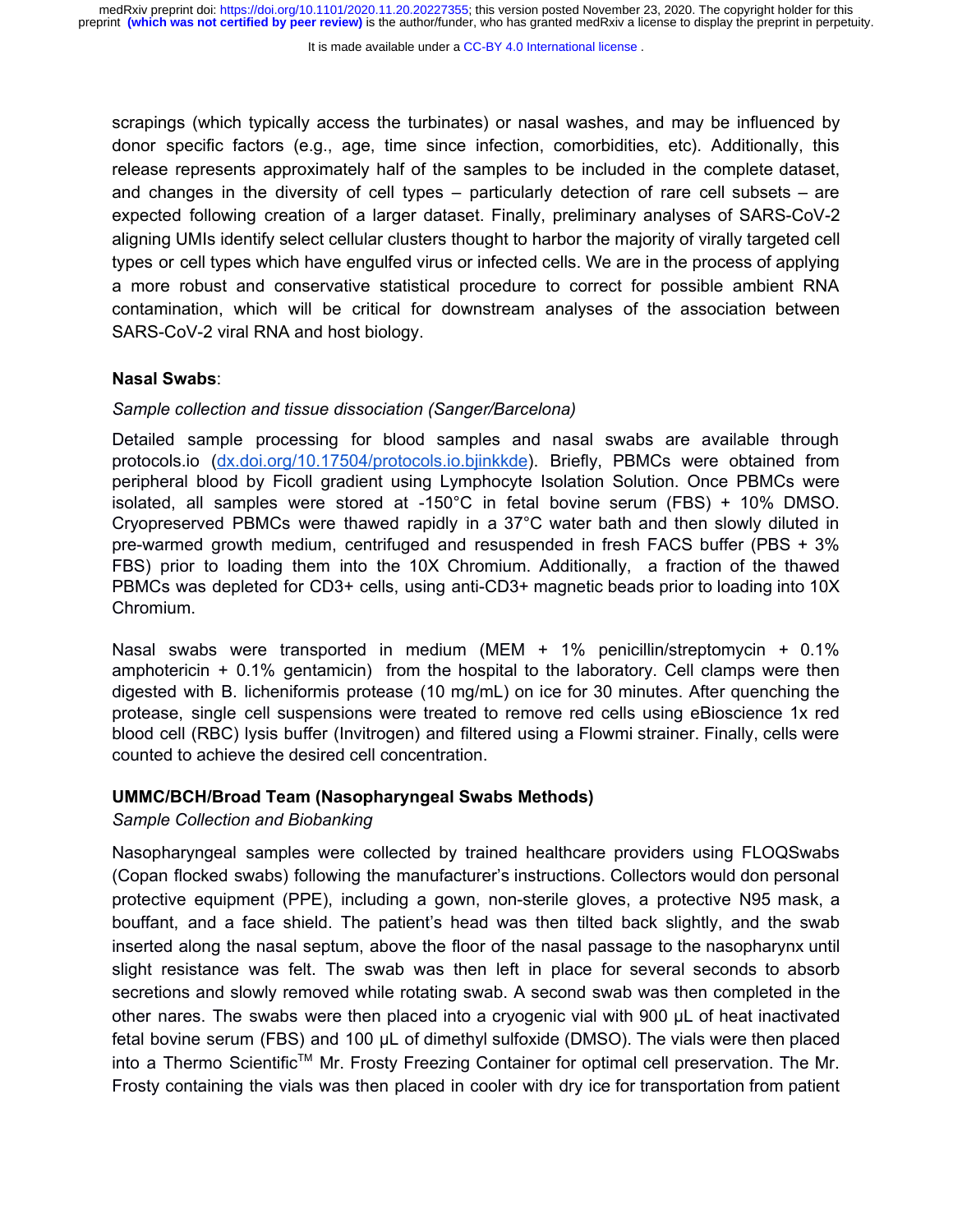scrapings (which typically access the turbinates) or nasal washes, and may be influenced by donor specific factors (e.g., age, time since infection, comorbidities, etc). Additionally, this release represents approximately half of the samples to be included in the complete dataset, and changes in the diversity of cell types – particularly detection of rare cell subsets – are expected following creation of a larger dataset. Finally, preliminary analyses of SARS-CoV-2 aligning UMIs identify select cellular clusters thought to harbor the majority of virally targeted cell types or cell types which have engulfed virus or infected cells. We are in the process of applying a more robust and conservative statistical procedure to correct for possible ambient RNA contamination, which will be critical for downstream analyses of the association between SARS-CoV-2 viral RNA and host biology.

**Nasal Swabs**:

*Sample collection and tissue dissociation (Sanger/Barcelona)*

Detailed sample processing for blood samples and nasal swabs are available through protocols.io (dx.doi.org/10.17504/protocols.io.bjinkkde). Briefly, PBMCs were obtained from peripheral blood by Ficoll gradient using Lymphocyte Isolation Solution. Once PBMCs were isolated, all samples were stored at -150°C in fetal bovine serum (FBS) + 10% DMSO. Cryopreserved PBMCs were thawed rapidly in a 37°C water bath and then slowly diluted in pre-warmed growth medium, centrifuged and resuspended in fresh FACS buffer (PBS + 3% FBS) prior to loading them into the 10X Chromium. Additionally, a fraction of the thawed PBMCs was depleted for CD3+ cells, using anti-CD3+ magnetic beads prior to loading into 10X Chromium.

Nasal swabs were transported in medium (MEM + 1% penicillin/streptomycin + 0.1% amphotericin + 0.1% gentamicin) from the hospital to the laboratory. Cell clamps were then digested with B. licheniformis protease (10 mg/mL) on ice for 30 minutes. After quenching the protease, single cell suspensions were treated to remove red cells using eBioscience 1x red blood cell (RBC) lysis buffer (Invitrogen) and filtered using a Flowmi strainer. Finally, cells were counted to achieve the desired cell concentration.

**UMMC/BCH/Broad Team (Nasopharyngeal Swabs Methods)**

*Sample Collection and Biobanking*

Nasopharyngeal samples were collected by trained healthcare providers using FLOQSwabs (Copan flocked swabs) following the manufacturer's instructions. Collectors would don personal protective equipment (PPE), including a gown, non-sterile gloves, a protective N95 mask, a bouffant, and a face shield. The patient's head was then tilted back slightly, and the swab inserted along the nasal septum, above the floor of the nasal passage to the nasopharynx until slight resistance was felt. The swab was then left in place for several seconds to absorb secretions and slowly removed while rotating swab. A second swab was then completed in the other nares. The swabs were then placed into a cryogenic vial with 900 µL of heat inactivated fetal bovine serum (FBS) and 100 µL of dimethyl sulfoxide (DMSO). The vials were then placed into a Thermo Scientific™ Mr. Frosty Freezing Container for optimal cell preservation. The Mr. Frosty containing the vials was then placed in cooler with dry ice for transportation from patient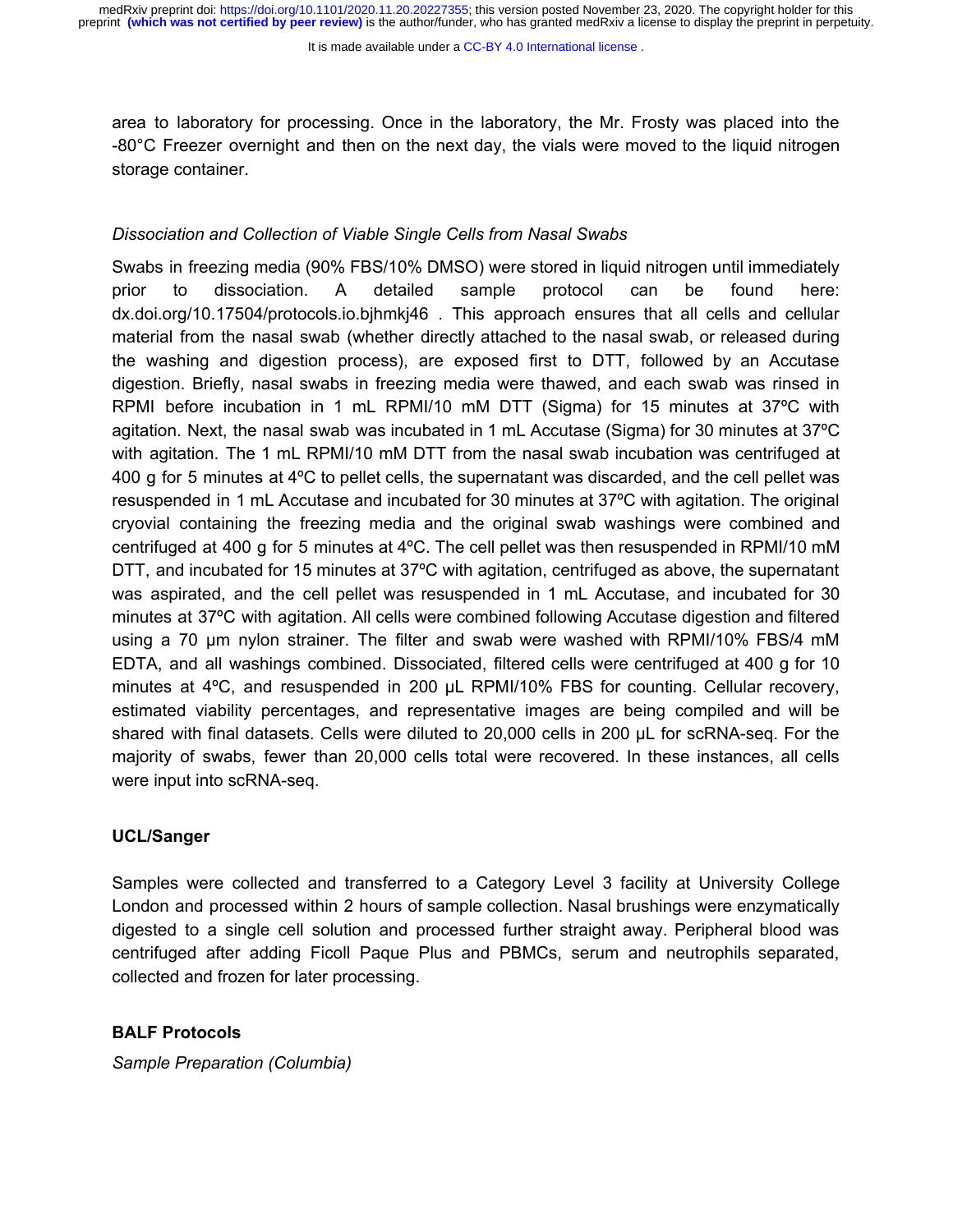area to laboratory for processing. Once in the laboratory, the Mr. Frosty was placed into the -80°C Freezer overnight and then on the next day, the vials were moved to the liquid nitrogen storage container.

*Dissociation and Collection of Viable Single Cells from Nasal Swabs*

Swabs in freezing media (90% FBS/10% DMSO) were stored in liquid nitrogen until immediately prior to dissociation. A detailed sample protocol can be found here: dx.doi.org/10.17504/protocols.io.bjhmkj46 . This approach ensures that all cells and cellular material from the nasal swab (whether directly attached to the nasal swab, or released during the washing and digestion process), are exposed first to DTT, followed by an Accutase digestion. Briefly, nasal swabs in freezing media were thawed, and each swab was rinsed in RPMI before incubation in 1 mL RPMI/10 mM DTT (Sigma) for 15 minutes at 37ºC with agitation. Next, the nasal swab was incubated in 1 mL Accutase (Sigma) for 30 minutes at 37ºC with agitation. The 1 mL RPMI/10 mM DTT from the nasal swab incubation was centrifuged at 400 g for 5 minutes at 4ºC to pellet cells, the supernatant was discarded, and the cell pellet was resuspended in 1 mL Accutase and incubated for 30 minutes at 37ºC with agitation. The original cryovial containing the freezing media and the original swab washings were combined and centrifuged at 400 g for 5 minutes at 4ºC. The cell pellet was then resuspended in RPMI/10 mM DTT, and incubated for 15 minutes at 37ºC with agitation, centrifuged as above, the supernatant was aspirated, and the cell pellet was resuspended in 1 mL Accutase, and incubated for 30 minutes at 37ºC with agitation. All cells were combined following Accutase digestion and filtered using a 70 µm nylon strainer. The filter and swab were washed with RPMI/10% FBS/4 mM EDTA, and all washings combined. Dissociated, filtered cells were centrifuged at 400 g for 10 minutes at 4ºC, and resuspended in 200 µL RPMI/10% FBS for counting. Cellular recovery, estimated viability percentages, and representative images are being compiled and will be shared with final datasets. Cells were diluted to 20,000 cells in 200 µL for scRNA-seq. For the majority of swabs, fewer than 20,000 cells total were recovered. In these instances, all cells were input into scRNA-seq.

**UCL/Sanger**

Samples were collected and transferred to a Category Level 3 facility at University College London and processed within 2 hours of sample collection. Nasal brushings were enzymatically digested to a single cell solution and processed further straight away. Peripheral blood was centrifuged after adding Ficoll Paque Plus and PBMCs, serum and neutrophils separated, collected and frozen for later processing.

**BALF Protocols**

*Sample Preparation (Columbia)*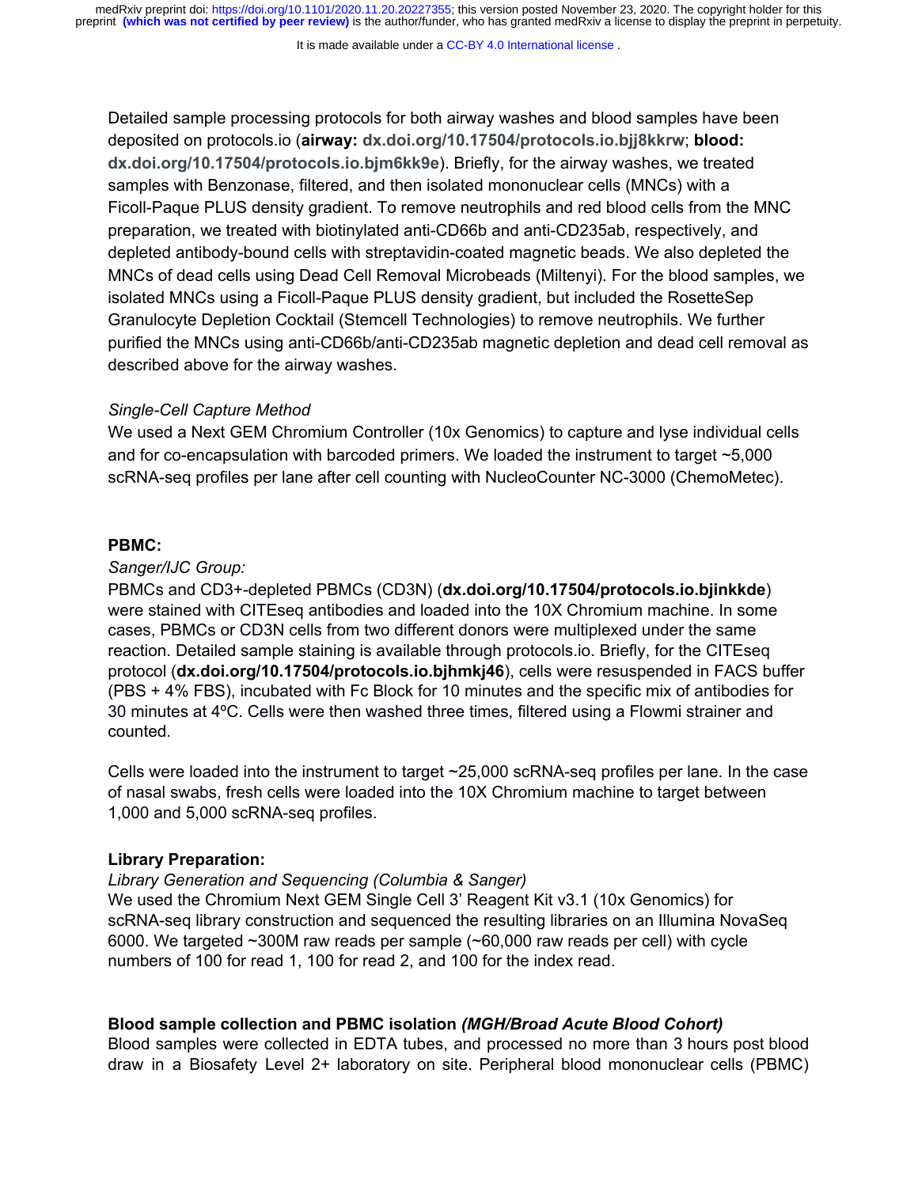Detailed sample processing protocols for both airway washes and blood samples have been deposited on protocols.io (**airway:** **dx.doi.org/10.17504/protocols.io.bjj8kkrw**; **blood:** **dx.doi.org/10.17504/protocols.io.bjm6kk9e**). Briefly, for the airway washes, we treated samples with Benzonase, filtered, and then isolated mononuclear cells (MNCs) with a Ficoll-Paque PLUS density gradient. To remove neutrophils and red blood cells from the MNC preparation, we treated with biotinylated anti-CD66b and anti-CD235ab, respectively, and depleted antibody-bound cells with streptavidin-coated magnetic beads. We also depleted the MNCs of dead cells using Dead Cell Removal Microbeads (Miltenyi). For the blood samples, we isolated MNCs using a Ficoll-Paque PLUS density gradient, but included the RosetteSep Granulocyte Depletion Cocktail (Stemcell Technologies) to remove neutrophils. We further purified the MNCs using anti-CD66b/anti-CD235ab magnetic depletion and dead cell removal as described above for the airway washes.

*Single-Cell Capture Method*

We used a Next GEM Chromium Controller (10x Genomics) to capture and lyse individual cells and for co-encapsulation with barcoded primers. We loaded the instrument to target ~5,000 scRNA-seq profiles per lane after cell counting with NucleoCounter NC-3000 (ChemoMetec).

**PBMC:**

*Sanger/IJC Group:*

PBMCs and CD3+-depleted PBMCs (CD3N) (**dx.doi.org/10.17504/protocols.io.bjinkkde**) were stained with CITEseq antibodies and loaded into the 10X Chromium machine. In some cases, PBMCs or CD3N cells from two different donors were multiplexed under the same reaction. Detailed sample staining is available through protocols.io. Briefly, for the CITEseq protocol (**dx.doi.org/10.17504/protocols.io.bjhmkj46**), cells were resuspended in FACS buffer (PBS + 4% FBS), incubated with Fc Block for 10 minutes and the specific mix of antibodies for 30 minutes at 4ºC. Cells were then washed three times, filtered using a Flowmi strainer and counted.

Cells were loaded into the instrument to target ~25,000 scRNA-seq profiles per lane. In the case of nasal swabs, fresh cells were loaded into the 10X Chromium machine to target between 1,000 and 5,000 scRNA-seq profiles.

**Library Preparation:**

*Library Generation and Sequencing (Columbia & Sanger)*

We used the Chromium Next GEM Single Cell 3' Reagent Kit v3.1 (10x Genomics) for scRNA-seq library construction and sequenced the resulting libraries on an Illumina NovaSeq 6000. We targeted ~300M raw reads per sample (~60,000 raw reads per cell) with cycle numbers of 100 for read 1, 100 for read 2, and 100 for the index read.

**Blood sample collection and PBMC isolation** ***(MGH/Broad Acute Blood Cohort)***

Blood samples were collected in EDTA tubes, and processed no more than 3 hours post blood draw in a Biosafety Level 2+ laboratory on site. Peripheral blood mononuclear cells (PBMC)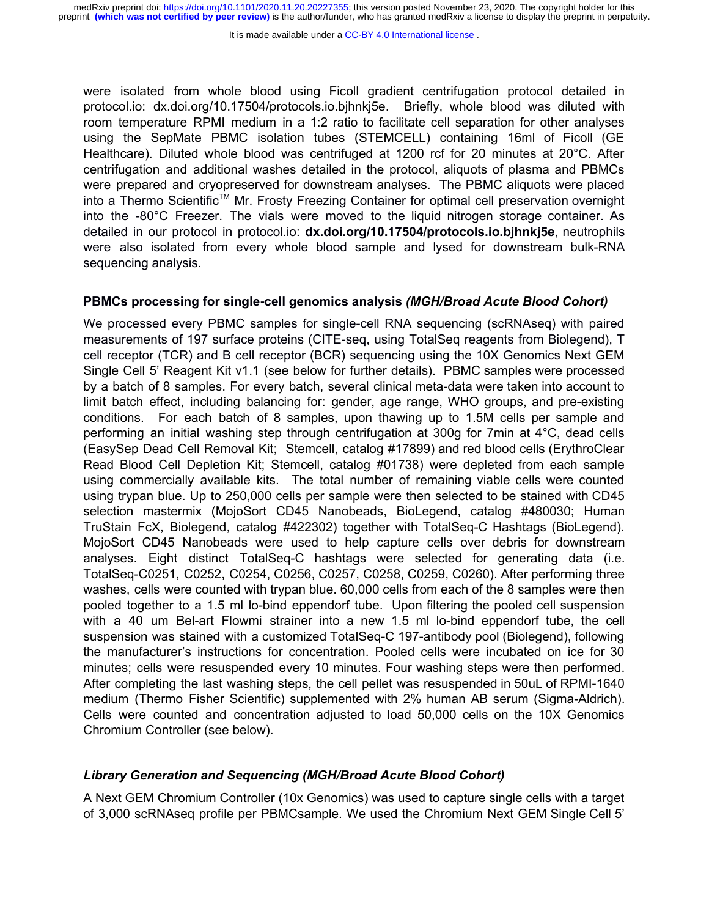were isolated from whole blood using Ficoll gradient centrifugation protocol detailed in protocol.io: dx.doi.org/10.17504/protocols.io.bjhnkj5e. Briefly, whole blood was diluted with room temperature RPMI medium in a 1:2 ratio to facilitate cell separation for other analyses using the SepMate PBMC isolation tubes (STEMCELL) containing 16ml of Ficoll (GE Healthcare). Diluted whole blood was centrifuged at 1200 rcf for 20 minutes at 20°C. After centrifugation and additional washes detailed in the protocol, aliquots of plasma and PBMCs were prepared and cryopreserved for downstream analyses. The PBMC aliquots were placed into a Thermo Scientific™ Mr. Frosty Freezing Container for optimal cell preservation overnight into the -80°C Freezer. The vials were moved to the liquid nitrogen storage container. As detailed in our protocol in protocol.io: **dx.doi.org/10.17504/protocols.io.bjhnkj5e**, neutrophils were also isolated from every whole blood sample and lysed for downstream bulk-RNA sequencing analysis.

### PBMCs processing for single-cell genomics analysis *(MGH/Broad Acute Blood Cohort)*

We processed every PBMC samples for single-cell RNA sequencing (scRNAseq) with paired measurements of 197 surface proteins (CITE-seq, using TotalSeq reagents from Biolegend), T cell receptor (TCR) and B cell receptor (BCR) sequencing using the 10X Genomics Next GEM Single Cell 5' Reagent Kit v1.1 (see below for further details). PBMC samples were processed by a batch of 8 samples. For every batch, several clinical meta-data were taken into account to limit batch effect, including balancing for: gender, age range, WHO groups, and pre-existing conditions. For each batch of 8 samples, upon thawing up to 1.5M cells per sample and performing an initial washing step through centrifugation at 300g for 7min at 4°C, dead cells (EasySep Dead Cell Removal Kit; Stemcell, catalog #17899) and red blood cells (ErythroClear Read Blood Cell Depletion Kit; Stemcell, catalog #01738) were depleted from each sample using commercially available kits. The total number of remaining viable cells were counted using trypan blue. Up to 250,000 cells per sample were then selected to be stained with CD45 selection mastermix (MojoSort CD45 Nanobeads, BioLegend, catalog #480030; Human TruStain FcX, Biolegend, catalog #422302) together with TotalSeq-C Hashtags (BioLegend). MojoSort CD45 Nanobeads were used to help capture cells over debris for downstream analyses. Eight distinct TotalSeq-C hashtags were selected for generating data (i.e. TotalSeq-C0251, C0252, C0254, C0256, C0257, C0258, C0259, C0260). After performing three washes, cells were counted with trypan blue. 60,000 cells from each of the 8 samples were then pooled together to a 1.5 ml lo-bind eppendorf tube. Upon filtering the pooled cell suspension with a 40 um Bel-art Flowmi strainer into a new 1.5 ml lo-bind eppendorf tube, the cell suspension was stained with a customized TotalSeq-C 197-antibody pool (Biolegend), following the manufacturer's instructions for concentration. Pooled cells were incubated on ice for 30 minutes; cells were resuspended every 10 minutes. Four washing steps were then performed. After completing the last washing steps, the cell pellet was resuspended in 50uL of RPMI-1640 medium (Thermo Fisher Scientific) supplemented with 2% human AB serum (Sigma-Aldrich). Cells were counted and concentration adjusted to load 50,000 cells on the 10X Genomics Chromium Controller (see below).

### *Library Generation and Sequencing (MGH/Broad Acute Blood Cohort)*

A Next GEM Chromium Controller (10x Genomics) was used to capture single cells with a target of 3,000 scRNAseq profile per PBMCsample. We used the Chromium Next GEM Single Cell 5'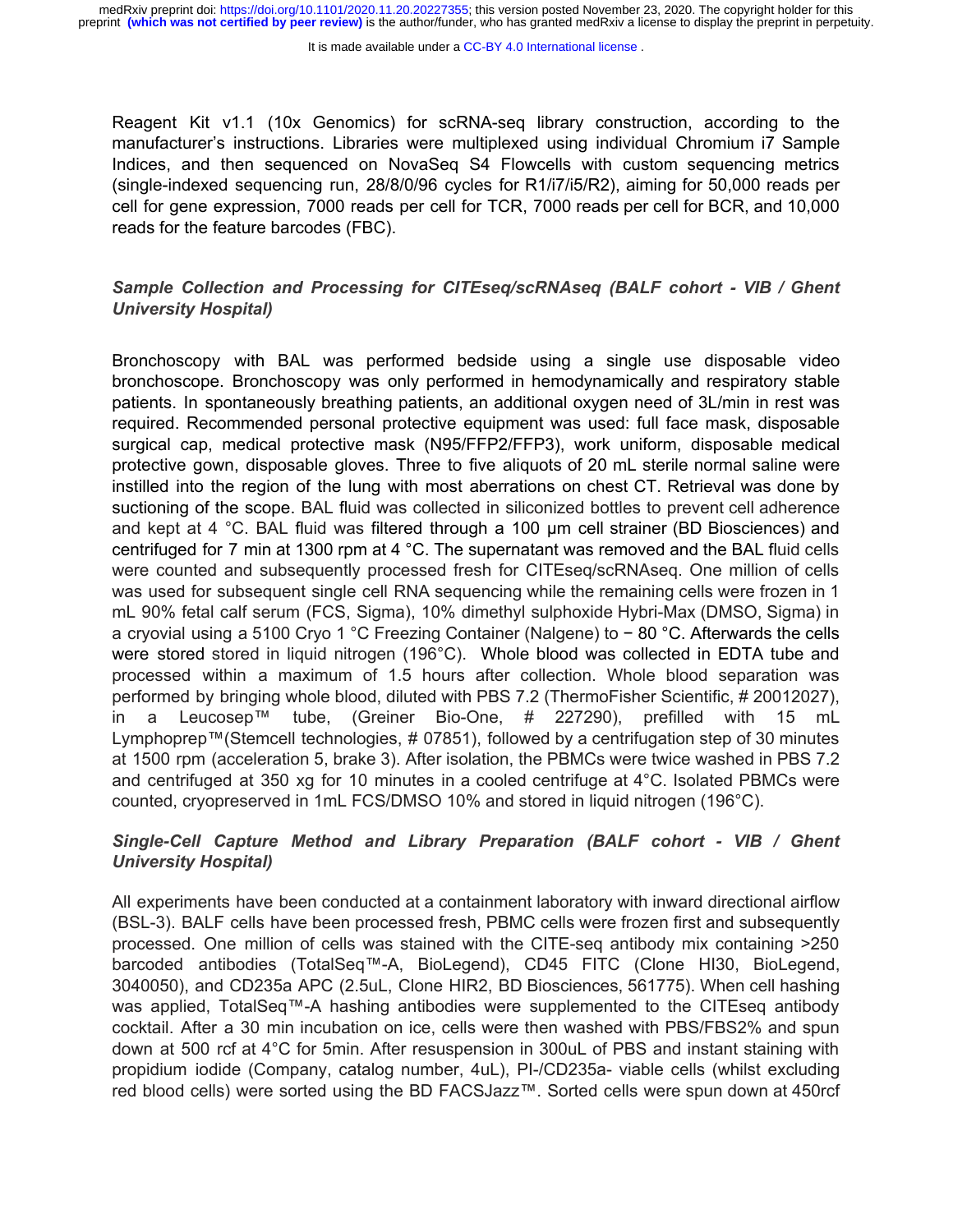Reagent Kit v1.1 (10x Genomics) for scRNA-seq library construction, according to the manufacturer's instructions. Libraries were multiplexed using individual Chromium i7 Sample Indices, and then sequenced on NovaSeq S4 Flowcells with custom sequencing metrics (single-indexed sequencing run, 28/8/0/96 cycles for R1/i7/i5/R2), aiming for 50,000 reads per cell for gene expression, 7000 reads per cell for TCR, 7000 reads per cell for BCR, and 10,000 reads for the feature barcodes (FBC).

### *Sample Collection and Processing for CITEseq/scRNAseq (BALF cohort - VIB / Ghent University Hospital)*

Bronchoscopy with BAL was performed bedside using a single use disposable video bronchoscope. Bronchoscopy was only performed in hemodynamically and respiratory stable patients. In spontaneously breathing patients, an additional oxygen need of 3L/min in rest was required. Recommended personal protective equipment was used: full face mask, disposable surgical cap, medical protective mask (N95/FFP2/FFP3), work uniform, disposable medical protective gown, disposable gloves. Three to five aliquots of 20 mL sterile normal saline were instilled into the region of the lung with most aberrations on chest CT. Retrieval was done by suctioning of the scope. BAL fluid was collected in siliconized bottles to prevent cell adherence and kept at 4 °C. BAL fluid was filtered through a 100 µm cell strainer (BD Biosciences) and centrifuged for 7 min at 1300 rpm at 4 °C. The supernatant was removed and the BAL fluid cells were counted and subsequently processed fresh for CITEseq/scRNAseq. One million of cells was used for subsequent single cell RNA sequencing while the remaining cells were frozen in 1 mL 90% fetal calf serum (FCS, Sigma), 10% dimethyl sulphoxide Hybri-Max (DMSO, Sigma) in a cryovial using a 5100 Cryo 1 °C Freezing Container (Nalgene) to − 80 °C. Afterwards the cells were stored stored in liquid nitrogen (196°C). Whole blood was collected in EDTA tube and processed within a maximum of 1.5 hours after collection. Whole blood separation was performed by bringing whole blood, diluted with PBS 7.2 (ThermoFisher Scientific, # 20012027), in a Leucosep™ tube, (Greiner Bio-One, # 227290), prefilled with 15 mL Lymphoprep™(Stemcell technologies, # 07851), followed by a centrifugation step of 30 minutes at 1500 rpm (acceleration 5, brake 3). After isolation, the PBMCs were twice washed in PBS 7.2 and centrifuged at 350 xg for 10 minutes in a cooled centrifuge at 4°C. Isolated PBMCs were counted, cryopreserved in 1mL FCS/DMSO 10% and stored in liquid nitrogen (196°C).

### *Single-Cell Capture Method and Library Preparation (BALF cohort - VIB / Ghent University Hospital)*

All experiments have been conducted at a containment laboratory with inward directional airflow (BSL-3). BALF cells have been processed fresh, PBMC cells were frozen first and subsequently processed. One million of cells was stained with the CITE-seq antibody mix containing >250 barcoded antibodies (TotalSeq™-A, BioLegend), CD45 FITC (Clone HI30, BioLegend, 3040050), and CD235a APC (2.5uL, Clone HIR2, BD Biosciences, 561775). When cell hashing was applied, TotalSeq™-A hashing antibodies were supplemented to the CITEseq antibody cocktail. After a 30 min incubation on ice, cells were then washed with PBS/FBS2% and spun down at 500 rcf at 4°C for 5min. After resuspension in 300uL of PBS and instant staining with propidium iodide (Company, catalog number, 4uL), PI-/CD235a- viable cells (whilst excluding red blood cells) were sorted using the BD FACSJazz™. Sorted cells were spun down at 450rcf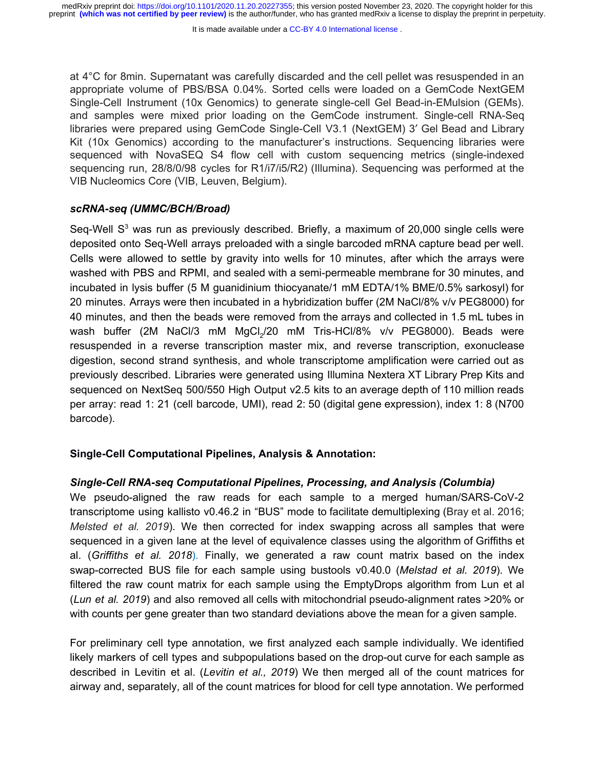at 4°C for 8min. Supernatant was carefully discarded and the cell pellet was resuspended in an appropriate volume of PBS/BSA 0.04%. Sorted cells were loaded on a GemCode NextGEM Single-Cell Instrument (10x Genomics) to generate single-cell Gel Bead-in-EMulsion (GEMs). and samples were mixed prior loading on the GemCode instrument. Single-cell RNA-Seq libraries were prepared using GemCode Single-Cell V3.1 (NextGEM) 3′ Gel Bead and Library Kit (10x Genomics) according to the manufacturer's instructions. Sequencing libraries were sequenced with NovaSEQ S4 flow cell with custom sequencing metrics (single-indexed sequencing run, 28/8/0/98 cycles for R1/i7/i5/R2) (Illumina). Sequencing was performed at the VIB Nucleomics Core (VIB, Leuven, Belgium).

### *scRNA-seq (UMMC/BCH/Broad)*

Seq-Well $S^3$ was run as previously described. Briefly, a maximum of 20,000 single cells were deposited onto Seq-Well arrays preloaded with a single barcoded mRNA capture bead per well. Cells were allowed to settle by gravity into wells for 10 minutes, after which the arrays were washed with PBS and RPMI, and sealed with a semi-permeable membrane for 30 minutes, and incubated in lysis buffer (5 M guanidinium thiocyanate/1 mM EDTA/1% BME/0.5% sarkosyl) for 20 minutes. Arrays were then incubated in a hybridization buffer (2M NaCl/8% v/v PEG8000) for 40 minutes, and then the beads were removed from the arrays and collected in 1.5 mL tubes in wash buffer (2M NaCl/3 mM $MgCl_2$/20 mM Tris-HCl/8% v/v PEG8000). Beads were resuspended in a reverse transcription master mix, and reverse transcription, exonuclease digestion, second strand synthesis, and whole transcriptome amplification were carried out as previously described. Libraries were generated using Illumina Nextera XT Library Prep Kits and sequenced on NextSeq 500/550 High Output v2.5 kits to an average depth of 110 million reads per array: read 1: 21 (cell barcode, UMI), read 2: 50 (digital gene expression), index 1: 8 (N700 barcode).

## Single-Cell Computational Pipelines, Analysis & Annotation:

### *Single-Cell RNA-seq Computational Pipelines, Processing, and Analysis (Columbia)*

We pseudo-aligned the raw reads for each sample to a merged human/SARS-CoV-2 transcriptome using kallisto v0.46.2 in "BUS" mode to facilitate demultiplexing (Bray et al. 2016; *Melsted et al. 2019*). We then corrected for index swapping across all samples that were sequenced in a given lane at the level of equivalence classes using the algorithm of Griffiths et al. (*Griffiths et al. 2018*). Finally, we generated a raw count matrix based on the index swap-corrected BUS file for each sample using bustools v0.40.0 (*Melstad et al. 2019*). We filtered the raw count matrix for each sample using the EmptyDrops algorithm from Lun et al (*Lun et al. 2019*) and also removed all cells with mitochondrial pseudo-alignment rates >20% or with counts per gene greater than two standard deviations above the mean for a given sample.

For preliminary cell type annotation, we first analyzed each sample individually. We identified likely markers of cell types and subpopulations based on the drop-out curve for each sample as described in Levitin et al. (*Levitin et al., 2019*) We then merged all of the count matrices for airway and, separately, all of the count matrices for blood for cell type annotation. We performed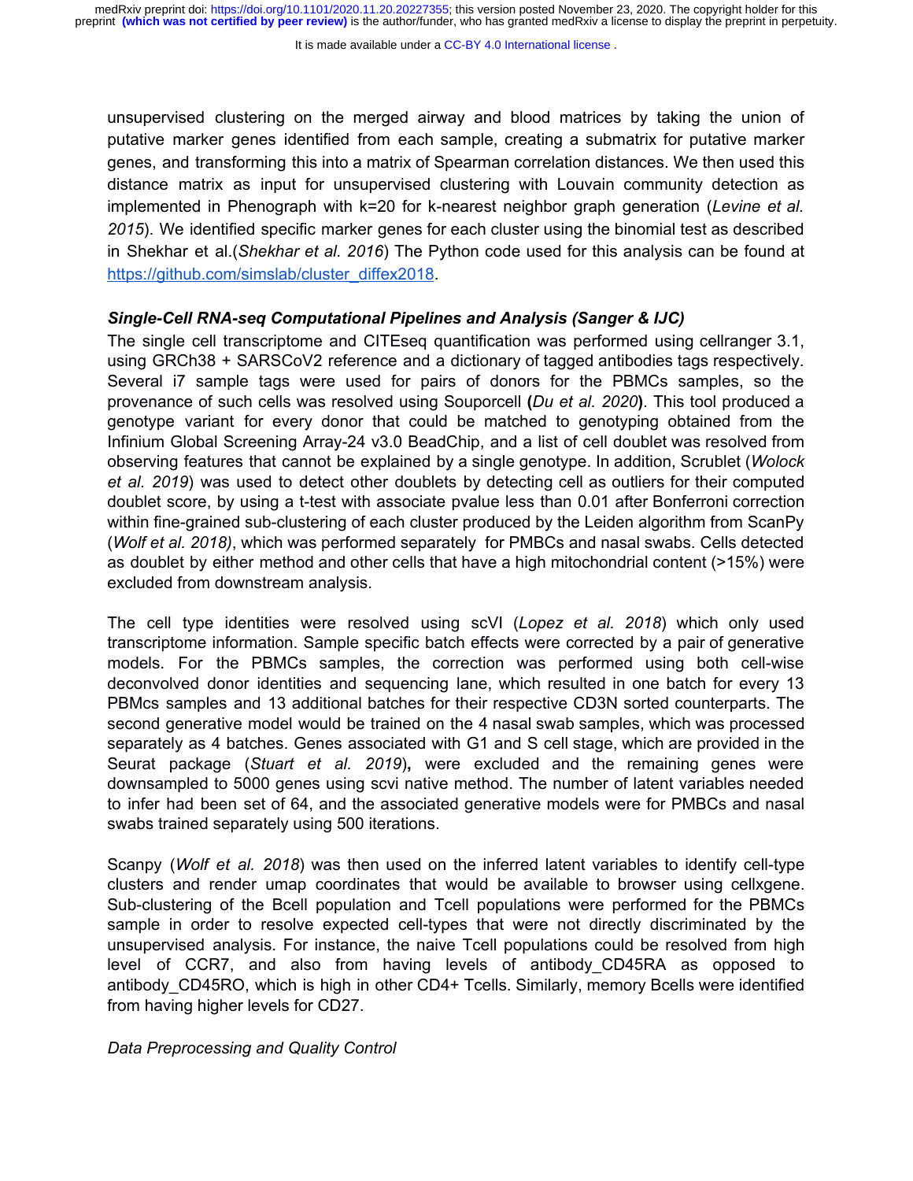unsupervised clustering on the merged airway and blood matrices by taking the union of putative marker genes identified from each sample, creating a submatrix for putative marker genes, and transforming this into a matrix of Spearman correlation distances. We then used this distance matrix as input for unsupervised clustering with Louvain community detection as implemented in Phenograph with k=20 for k-nearest neighbor graph generation (*Levine et al. 2015*). We identified specific marker genes for each cluster using the binomial test as described in Shekhar et al.(*Shekhar et al. 2016*) The Python code used for this analysis can be found at https://github.com/simslab/cluster_diffex2018.

### *Single-Cell RNA-seq Computational Pipelines and Analysis (Sanger & IJC)*

The single cell transcriptome and CITEseq quantification was performed using cellranger 3.1, using GRCh38 + SARSCoV2 reference and a dictionary of tagged antibodies tags respectively. Several i7 sample tags were used for pairs of donors for the PBMCs samples, so the provenance of such cells was resolved using Souporcell **(***Du et al. 2020***)**. This tool produced a genotype variant for every donor that could be matched to genotyping obtained from the Infinium Global Screening Array-24 v3.0 BeadChip, and a list of cell doublet was resolved from observing features that cannot be explained by a single genotype. In addition, Scrublet (*Wolock et al. 2019*) was used to detect other doublets by detecting cell as outliers for their computed doublet score, by using a t-test with associate pvalue less than 0.01 after Bonferroni correction within fine-grained sub-clustering of each cluster produced by the Leiden algorithm from ScanPy (*Wolf et al. 2018)*, which was performed separately for PMBCs and nasal swabs. Cells detected as doublet by either method and other cells that have a high mitochondrial content (>15%) were excluded from downstream analysis.

The cell type identities were resolved using scVI (*Lopez et al. 2018*) which only used transcriptome information. Sample specific batch effects were corrected by a pair of generative models. For the PBMCs samples, the correction was performed using both cell-wise deconvolved donor identities and sequencing lane, which resulted in one batch for every 13 PBMcs samples and 13 additional batches for their respective CD3N sorted counterparts. The second generative model would be trained on the 4 nasal swab samples, which was processed separately as 4 batches. Genes associated with G1 and S cell stage, which are provided in the Seurat package (*Stuart et al. 2019*)**,** were excluded and the remaining genes were downsampled to 5000 genes using scvi native method. The number of latent variables needed to infer had been set of 64, and the associated generative models were for PMBCs and nasal swabs trained separately using 500 iterations.

Scanpy (*Wolf et al. 2018*) was then used on the inferred latent variables to identify cell-type clusters and render umap coordinates that would be available to browser using cellxgene. Sub-clustering of the Bcell population and Tcell populations were performed for the PBMCs sample in order to resolve expected cell-types that were not directly discriminated by the unsupervised analysis. For instance, the naive Tcell populations could be resolved from high level of CCR7, and also from having levels of antibody_CD45RA as opposed to antibody_CD45RO, which is high in other CD4+ Tcells. Similarly, memory Bcells were identified from having higher levels for CD27.

*Data Preprocessing and Quality Control*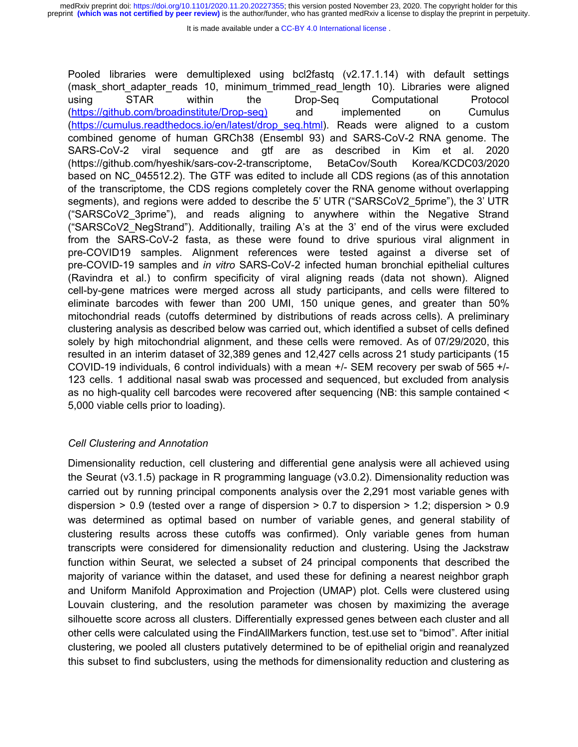Pooled libraries were demultiplexed using bcl2fastq (v2.17.1.14) with default settings (mask_short_adapter_reads 10, minimum_trimmed_read_length 10). Libraries were aligned using STAR within the Drop-Seq Computational Protocol (https://github.com/broadinstitute/Drop-seq) and implemented on Cumulus (https://cumulus.readthedocs.io/en/latest/drop_seq.html). Reads were aligned to a custom combined genome of human GRCh38 (Ensembl 93) and SARS-CoV-2 RNA genome. The SARS-CoV-2 viral sequence and gtf are as described in Kim et al. 2020 (https://github.com/hyeshik/sars-cov-2-transcriptome, BetaCov/South Korea/KCDC03/2020 based on NC_045512.2). The GTF was edited to include all CDS regions (as of this annotation of the transcriptome, the CDS regions completely cover the RNA genome without overlapping segments), and regions were added to describe the 5' UTR ("SARSCoV2_5prime"), the 3' UTR ("SARSCoV2_3prime"), and reads aligning to anywhere within the Negative Strand ("SARSCoV2_NegStrand"). Additionally, trailing A's at the 3' end of the virus were excluded from the SARS-CoV-2 fasta, as these were found to drive spurious viral alignment in pre-COVID19 samples. Alignment references were tested against a diverse set of pre-COVID-19 samples and *in vitro* SARS-CoV-2 infected human bronchial epithelial cultures (Ravindra et al.) to confirm specificity of viral aligning reads (data not shown). Aligned cell-by-gene matrices were merged across all study participants, and cells were filtered to eliminate barcodes with fewer than 200 UMI, 150 unique genes, and greater than 50% mitochondrial reads (cutoffs determined by distributions of reads across cells). A preliminary clustering analysis as described below was carried out, which identified a subset of cells defined solely by high mitochondrial alignment, and these cells were removed. As of 07/29/2020, this resulted in an interim dataset of 32,389 genes and 12,427 cells across 21 study participants (15 COVID-19 individuals, 6 control individuals) with a mean +/- SEM recovery per swab of 565 +/- 123 cells. 1 additional nasal swab was processed and sequenced, but excluded from analysis as no high-quality cell barcodes were recovered after sequencing (NB: this sample contained < 5,000 viable cells prior to loading).

### *Cell Clustering and Annotation*

Dimensionality reduction, cell clustering and differential gene analysis were all achieved using the Seurat (v3.1.5) package in R programming language (v3.0.2). Dimensionality reduction was carried out by running principal components analysis over the 2,291 most variable genes with dispersion > 0.9 (tested over a range of dispersion > 0.7 to dispersion > 1.2; dispersion > 0.9 was determined as optimal based on number of variable genes, and general stability of clustering results across these cutoffs was confirmed). Only variable genes from human transcripts were considered for dimensionality reduction and clustering. Using the Jackstraw function within Seurat, we selected a subset of 24 principal components that described the majority of variance within the dataset, and used these for defining a nearest neighbor graph and Uniform Manifold Approximation and Projection (UMAP) plot. Cells were clustered using Louvain clustering, and the resolution parameter was chosen by maximizing the average silhouette score across all clusters. Differentially expressed genes between each cluster and all other cells were calculated using the FindAllMarkers function, test.use set to "bimod". After initial clustering, we pooled all clusters putatively determined to be of epithelial origin and reanalyzed this subset to find subclusters, using the methods for dimensionality reduction and clustering as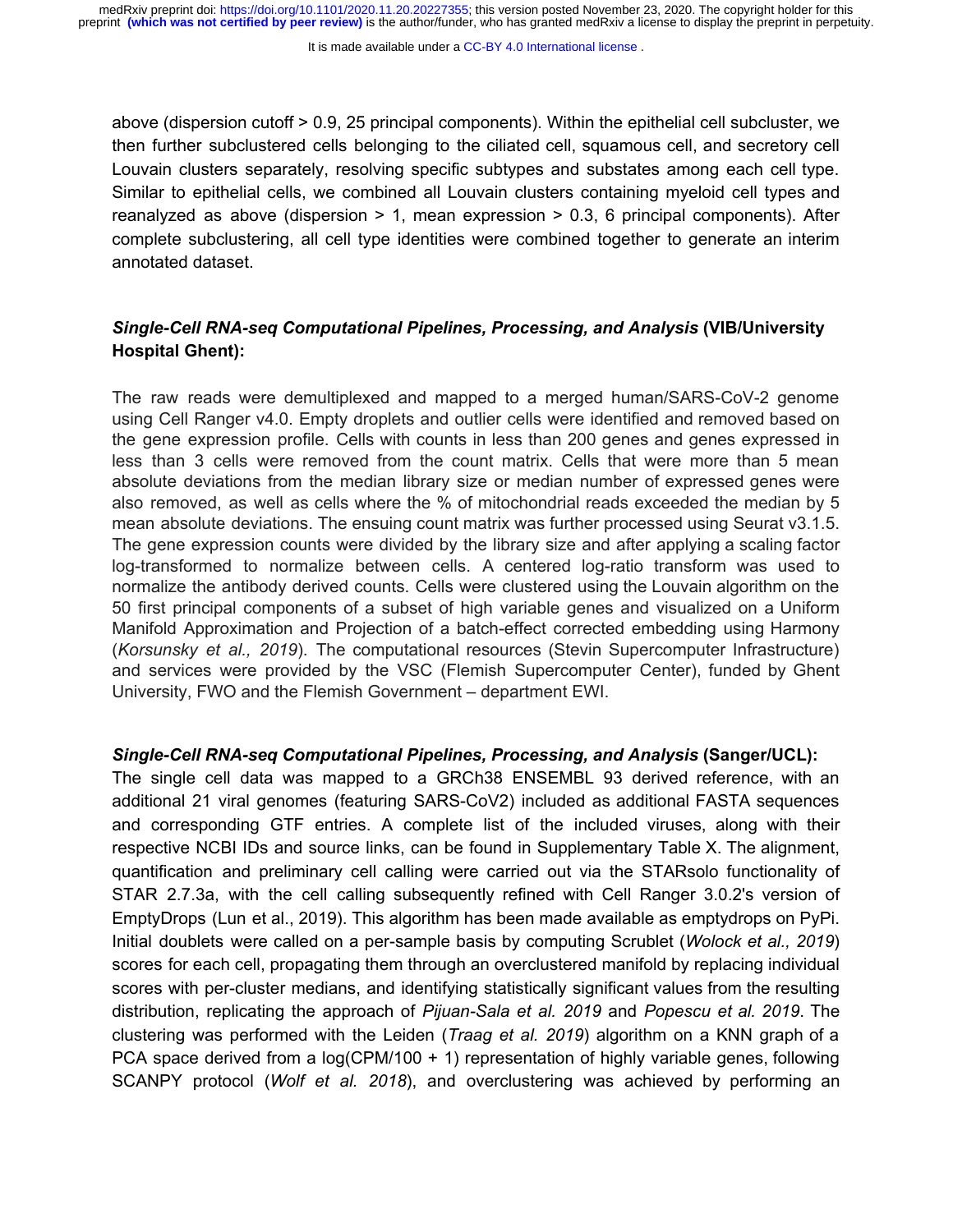above (dispersion cutoff > 0.9, 25 principal components). Within the epithelial cell subcluster, we then further subclustered cells belonging to the ciliated cell, squamous cell, and secretory cell Louvain clusters separately, resolving specific subtypes and substates among each cell type. Similar to epithelial cells, we combined all Louvain clusters containing myeloid cell types and reanalyzed as above (dispersion > 1, mean expression > 0.3, 6 principal components). After complete subclustering, all cell type identities were combined together to generate an interim annotated dataset.

***Single-Cell RNA-seq Computational Pipelines, Processing, and Analysis* (VIB/University Hospital Ghent):**

The raw reads were demultiplexed and mapped to a merged human/SARS-CoV-2 genome using Cell Ranger v4.0. Empty droplets and outlier cells were identified and removed based on the gene expression profile. Cells with counts in less than 200 genes and genes expressed in less than 3 cells were removed from the count matrix. Cells that were more than 5 mean absolute deviations from the median library size or median number of expressed genes were also removed, as well as cells where the % of mitochondrial reads exceeded the median by 5 mean absolute deviations. The ensuing count matrix was further processed using Seurat v3.1.5. The gene expression counts were divided by the library size and after applying a scaling factor log-transformed to normalize between cells. A centered log-ratio transform was used to normalize the antibody derived counts. Cells were clustered using the Louvain algorithm on the 50 first principal components of a subset of high variable genes and visualized on a Uniform Manifold Approximation and Projection of a batch-effect corrected embedding using Harmony (*Korsunsky et al., 2019*). The computational resources (Stevin Supercomputer Infrastructure) and services were provided by the VSC (Flemish Supercomputer Center), funded by Ghent University, FWO and the Flemish Government – department EWI.

***Single-Cell RNA-seq Computational Pipelines, Processing, and Analysis* (Sanger/UCL):**

The single cell data was mapped to a GRCh38 ENSEMBL 93 derived reference, with an additional 21 viral genomes (featuring SARS-CoV2) included as additional FASTA sequences and corresponding GTF entries. A complete list of the included viruses, along with their respective NCBI IDs and source links, can be found in Supplementary Table X. The alignment, quantification and preliminary cell calling were carried out via the STARsolo functionality of STAR 2.7.3a, with the cell calling subsequently refined with Cell Ranger 3.0.2's version of EmptyDrops (Lun et al., 2019). This algorithm has been made available as emptydrops on PyPi. Initial doublets were called on a per-sample basis by computing Scrublet (*Wolock et al., 2019*) scores for each cell, propagating them through an overclustered manifold by replacing individual scores with per-cluster medians, and identifying statistically significant values from the resulting distribution, replicating the approach of *Pijuan-Sala et al. 2019* and *Popescu et al. 2019*. The clustering was performed with the Leiden (*Traag et al. 2019*) algorithm on a KNN graph of a PCA space derived from a log(CPM/100 + 1) representation of highly variable genes, following SCANPY protocol (*Wolf et al. 2018*), and overclustering was achieved by performing an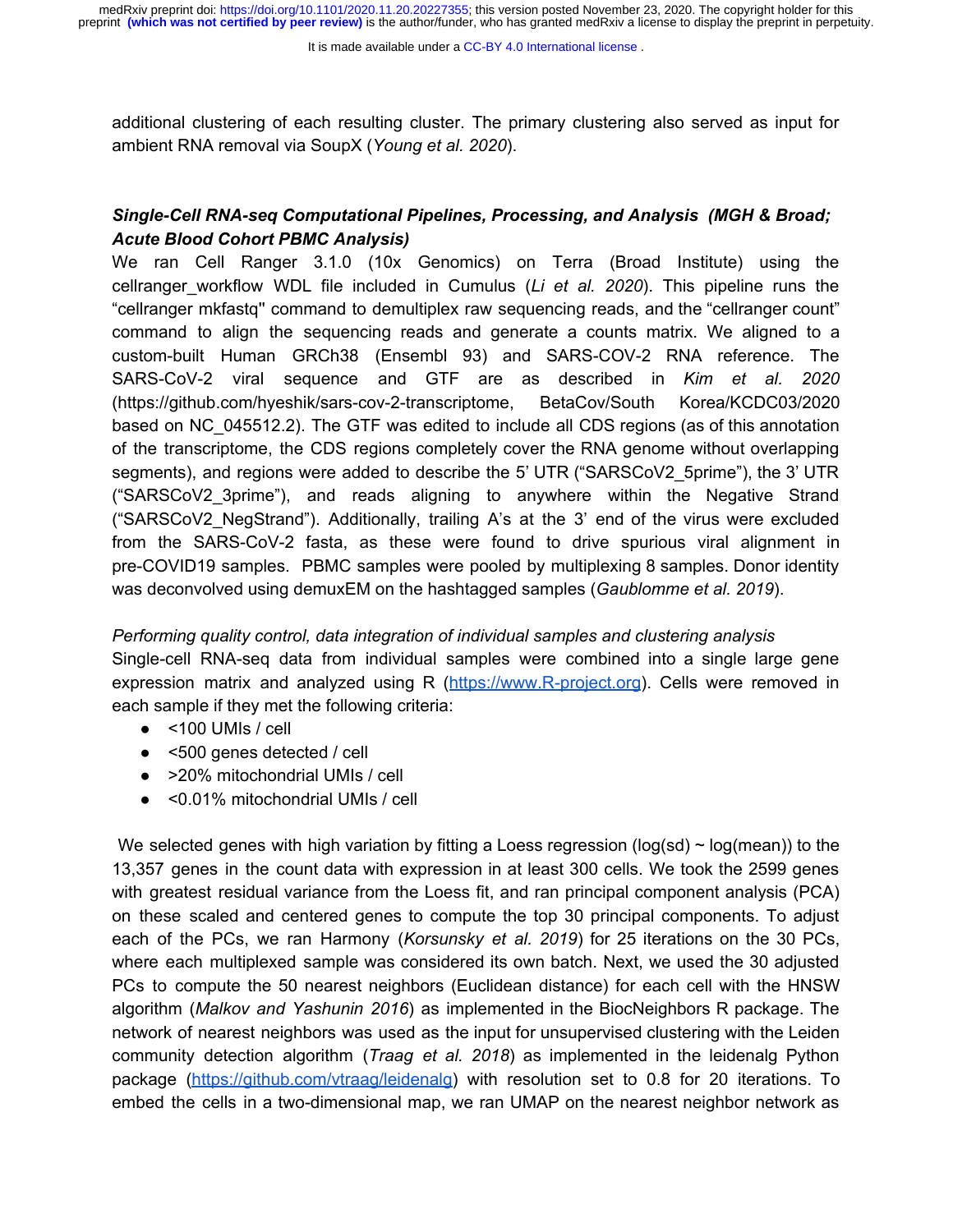additional clustering of each resulting cluster. The primary clustering also served as input for ambient RNA removal via SoupX (*Young et al. 2020*).

### *Single-Cell RNA-seq Computational Pipelines, Processing, and Analysis (MGH & Broad; Acute Blood Cohort PBMC Analysis)*

We ran Cell Ranger 3.1.0 (10x Genomics) on Terra (Broad Institute) using the cellranger_workflow WDL file included in Cumulus (*Li et al. 2020*). This pipeline runs the "cellranger mkfastq" command to demultiplex raw sequencing reads, and the "cellranger count" command to align the sequencing reads and generate a counts matrix. We aligned to a custom-built Human GRCh38 (Ensembl 93) and SARS-COV-2 RNA reference. The SARS-CoV-2 viral sequence and GTF are as described in *Kim et al. 2020* (https://github.com/hyeshik/sars-cov-2-transcriptome, BetaCov/South Korea/KCDC03/2020 based on NC_045512.2). The GTF was edited to include all CDS regions (as of this annotation of the transcriptome, the CDS regions completely cover the RNA genome without overlapping segments), and regions were added to describe the 5' UTR ("SARSCoV2_5prime"), the 3' UTR ("SARSCoV2_3prime"), and reads aligning to anywhere within the Negative Strand ("SARSCoV2_NegStrand"). Additionally, trailing A's at the 3' end of the virus were excluded from the SARS-CoV-2 fasta, as these were found to drive spurious viral alignment in pre-COVID19 samples. PBMC samples were pooled by multiplexing 8 samples. Donor identity was deconvolved using demuxEM on the hashtagged samples (*Gaublomme et al. 2019*).

*Performing quality control, data integration of individual samples and clustering analysis*

Single-cell RNA-seq data from individual samples were combined into a single large gene expression matrix and analyzed using R (https://www.R-project.org). Cells were removed in each sample if they met the following criteria:

- <100 UMIs / cell
- <500 genes detected / cell
- >20% mitochondrial UMIs / cell
- <0.01% mitochondrial UMIs / cell

We selected genes with high variation by fitting a Loess regression (log(sd) ~ log(mean)) to the 13,357 genes in the count data with expression in at least 300 cells. We took the 2599 genes with greatest residual variance from the Loess fit, and ran principal component analysis (PCA) on these scaled and centered genes to compute the top 30 principal components. To adjust each of the PCs, we ran Harmony (*Korsunsky et al. 2019*) for 25 iterations on the 30 PCs, where each multiplexed sample was considered its own batch. Next, we used the 30 adjusted PCs to compute the 50 nearest neighbors (Euclidean distance) for each cell with the HNSW algorithm (*Malkov and Yashunin 2016*) as implemented in the BiocNeighbors R package. The network of nearest neighbors was used as the input for unsupervised clustering with the Leiden community detection algorithm (*Traag et al. 2018*) as implemented in the leidenalg Python package (https://github.com/vtraag/leidenalg) with resolution set to 0.8 for 20 iterations. To embed the cells in a two-dimensional map, we ran UMAP on the nearest neighbor network as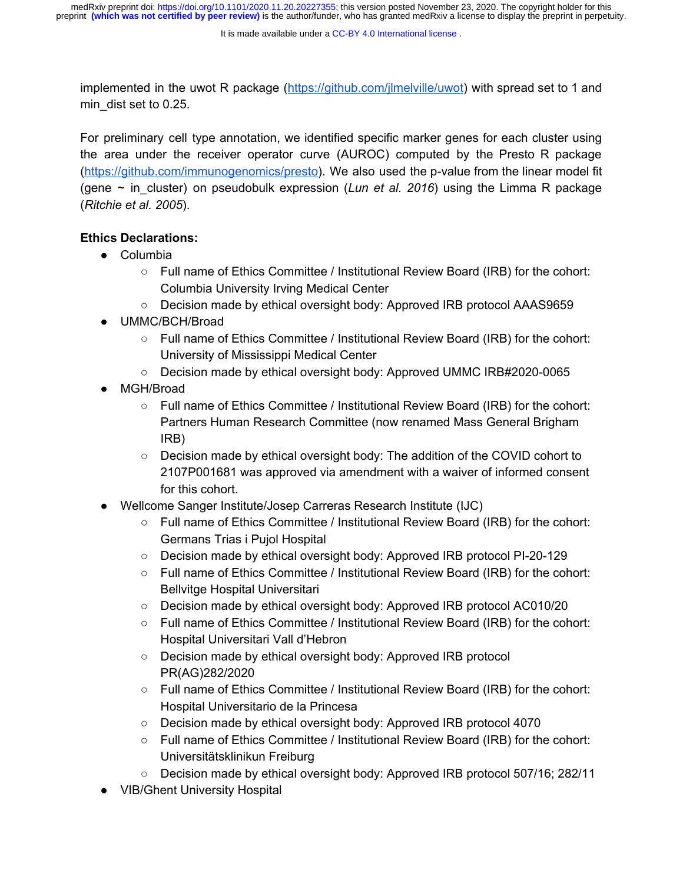implemented in the uwot R package (https://github.com/jlmelville/uwot) with spread set to 1 and min_dist set to 0.25.

For preliminary cell type annotation, we identified specific marker genes for each cluster using the area under the receiver operator curve (AUROC) computed by the Presto R package (https://github.com/immunogenomics/presto). We also used the p-value from the linear model fit (gene ~ in_cluster) on pseudobulk expression (*Lun et al. 2016*) using the Limma R package (*Ritchie et al. 2005*).

**Ethics Declarations:**

- Columbia
    - Full name of Ethics Committee / Institutional Review Board (IRB) for the cohort: Columbia University Irving Medical Center
    - Decision made by ethical oversight body: Approved IRB protocol AAAS9659
- UMMC/BCH/Broad
    - Full name of Ethics Committee / Institutional Review Board (IRB) for the cohort: University of Mississippi Medical Center
    - Decision made by ethical oversight body: Approved UMMC IRB#2020-0065
- MGH/Broad
    - Full name of Ethics Committee / Institutional Review Board (IRB) for the cohort: Partners Human Research Committee (now renamed Mass General Brigham IRB)
    - Decision made by ethical oversight body: The addition of the COVID cohort to 2107P001681 was approved via amendment with a waiver of informed consent for this cohort.
- Wellcome Sanger Institute/Josep Carreras Research Institute (IJC)
    - Full name of Ethics Committee / Institutional Review Board (IRB) for the cohort: Germans Trias i Pujol Hospital
    - Decision made by ethical oversight body: Approved IRB protocol PI-20-129
    - Full name of Ethics Committee / Institutional Review Board (IRB) for the cohort: Bellvitge Hospital Universitari
    - Decision made by ethical oversight body: Approved IRB protocol AC010/20
    - Full name of Ethics Committee / Institutional Review Board (IRB) for the cohort: Hospital Universitari Vall d'Hebron
    - Decision made by ethical oversight body: Approved IRB protocol PR(AG)282/2020
    - Full name of Ethics Committee / Institutional Review Board (IRB) for the cohort: Hospital Universitario de la Princesa
    - Decision made by ethical oversight body: Approved IRB protocol 4070
    - Full name of Ethics Committee / Institutional Review Board (IRB) for the cohort: Universitätsklinikun Freiburg
    - Decision made by ethical oversight body: Approved IRB protocol 507/16; 282/11
- VIB/Ghent University Hospital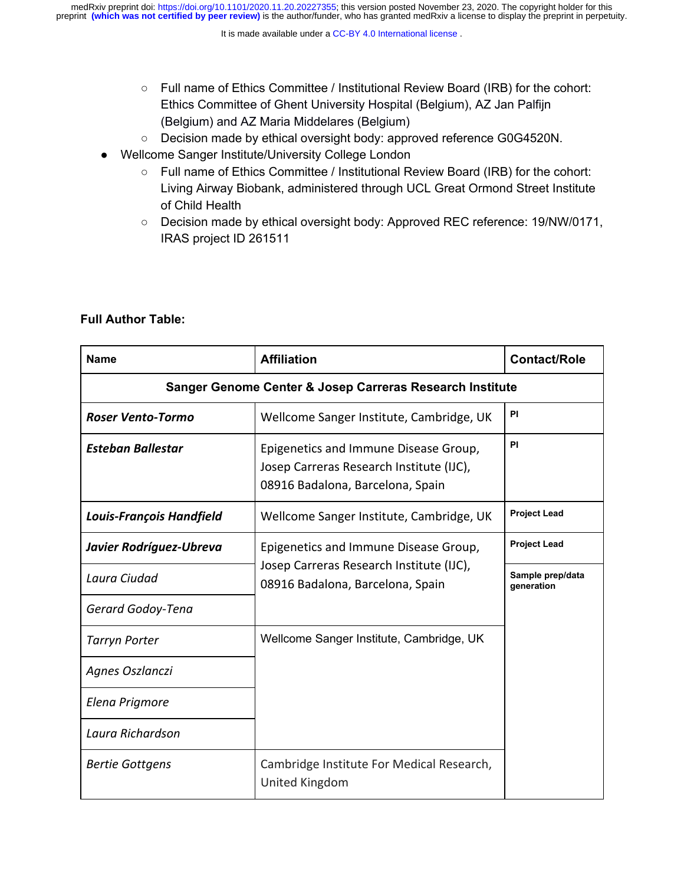- Full name of Ethics Committee / Institutional Review Board (IRB) for the cohort: Ethics Committee of Ghent University Hospital (Belgium), AZ Jan Palfijn (Belgium) and AZ Maria Middelares (Belgium)
    - Decision made by ethical oversight body: approved reference G0G4520N.
- Wellcome Sanger Institute/University College London
    - Full name of Ethics Committee / Institutional Review Board (IRB) for the cohort: Living Airway Biobank, administered through UCL Great Ormond Street Institute of Child Health
    - Decision made by ethical oversight body: Approved REC reference: 19/NW/0171, IRAS project ID 261511

**Full Author Table:**

| Name | Affiliation | Contact/Role |
|---|---|---|
| **Sanger Genome Center & Josep Carreras Research Institute** | | |
| ***Roser Vento-Tormo*** | Wellcome Sanger Institute, Cambridge, UK | **PI** |
| ***Esteban Ballestar*** | Epigenetics and Immune Disease Group, Josep Carreras Research Institute (IJC), 08916 Badalona, Barcelona, Spain | **PI** |
| ***Louis-François Handfield*** | Wellcome Sanger Institute, Cambridge, UK | **Project Lead** |
| ***Javier Rodríguez-Ubreva*** | Epigenetics and Immune Disease Group, Josep Carreras Research Institute (IJC), 08916 Badalona, Barcelona, Spain | **Project Lead** |
| *Laura Ciudad* | | **Sample prep/data generation** |
| *Gerard Godoy-Tena* | | |
| *Tarryn Porter* | Wellcome Sanger Institute, Cambridge, UK | |
| *Agnes Oszlanczi* | | |
| *Elena Prigmore* | | |
| *Laura Richardson* | | |
| *Bertie Gottgens* | Cambridge Institute For Medical Research, United Kingdom | |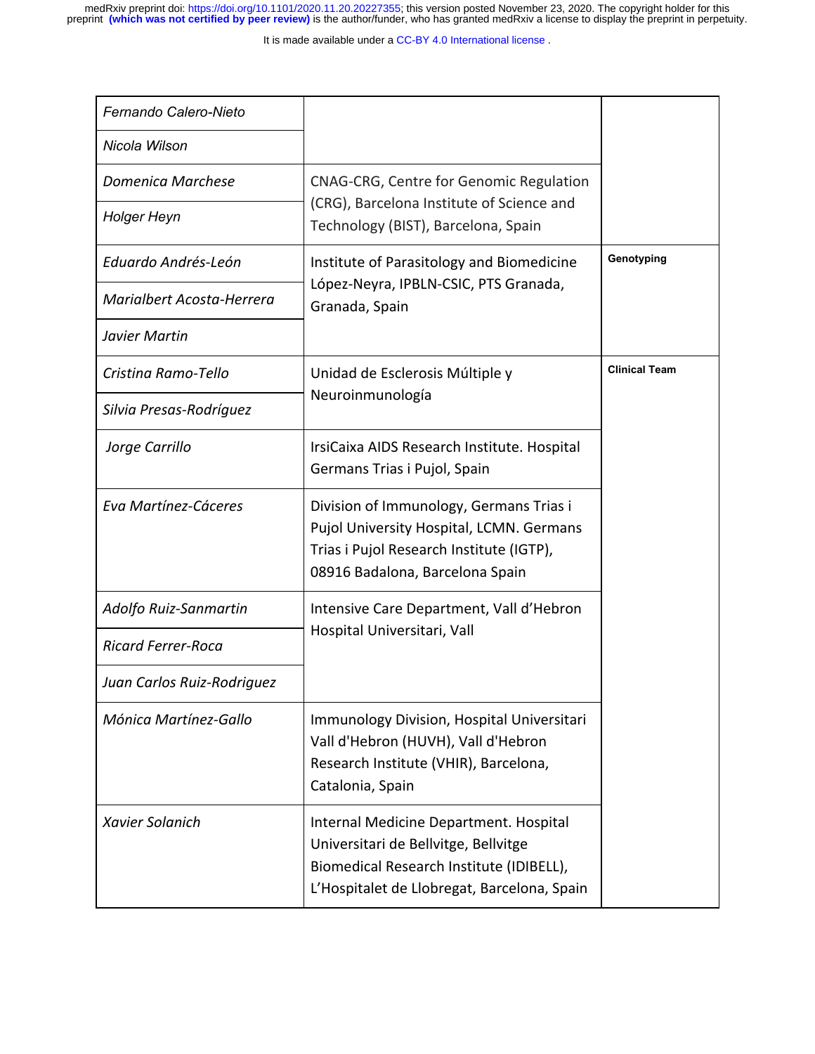| | | |
|---|---|---|
| *Fernando Calero-Nieto* | | |
| *Nicola Wilson* | | |
| *Domenica Marchese* | CNAG-CRG, Centre for Genomic Regulation (CRG), Barcelona Institute of Science and Technology (BIST), Barcelona, Spain | |
| *Holger Heyn* | | |
| *Eduardo Andrés-León* | Institute of Parasitology and Biomedicine López-Neyra, IPBLN-CSIC, PTS Granada, Granada, Spain | **Genotyping** |
| *Marialbert Acosta-Herrera* | | |
| *Javier Martin* | | |
| *Cristina Ramo-Tello* | Unidad de Esclerosis Múltiple y Neuroinmunología | **Clinical Team** |
| *Silvia Presas-Rodríguez* | | |
| *Jorge Carrillo* | IrsiCaixa AIDS Research Institute. Hospital Germans Trias i Pujol, Spain | |
| *Eva Martínez-Cáceres* | Division of Immunology, Germans Trias i Pujol University Hospital, LCMN. Germans Trias i Pujol Research Institute (IGTP), 08916 Badalona, Barcelona Spain | |
| *Adolfo Ruiz-Sanmartin* | Intensive Care Department, Vall d'Hebron Hospital Universitari, Vall | |
| *Ricard Ferrer-Roca* | | |
| *Juan Carlos Ruiz-Rodriguez* | | |
| *Mónica Martínez-Gallo* | Immunology Division, Hospital Universitari Vall d'Hebron (HUVH), Vall d'Hebron Research Institute (VHIR), Barcelona, Catalonia, Spain | |
| *Xavier Solanich* | Internal Medicine Department. Hospital Universitari de Bellvitge, Bellvitge Biomedical Research Institute (IDIBELL), L'Hospitalet de Llobregat, Barcelona, Spain | |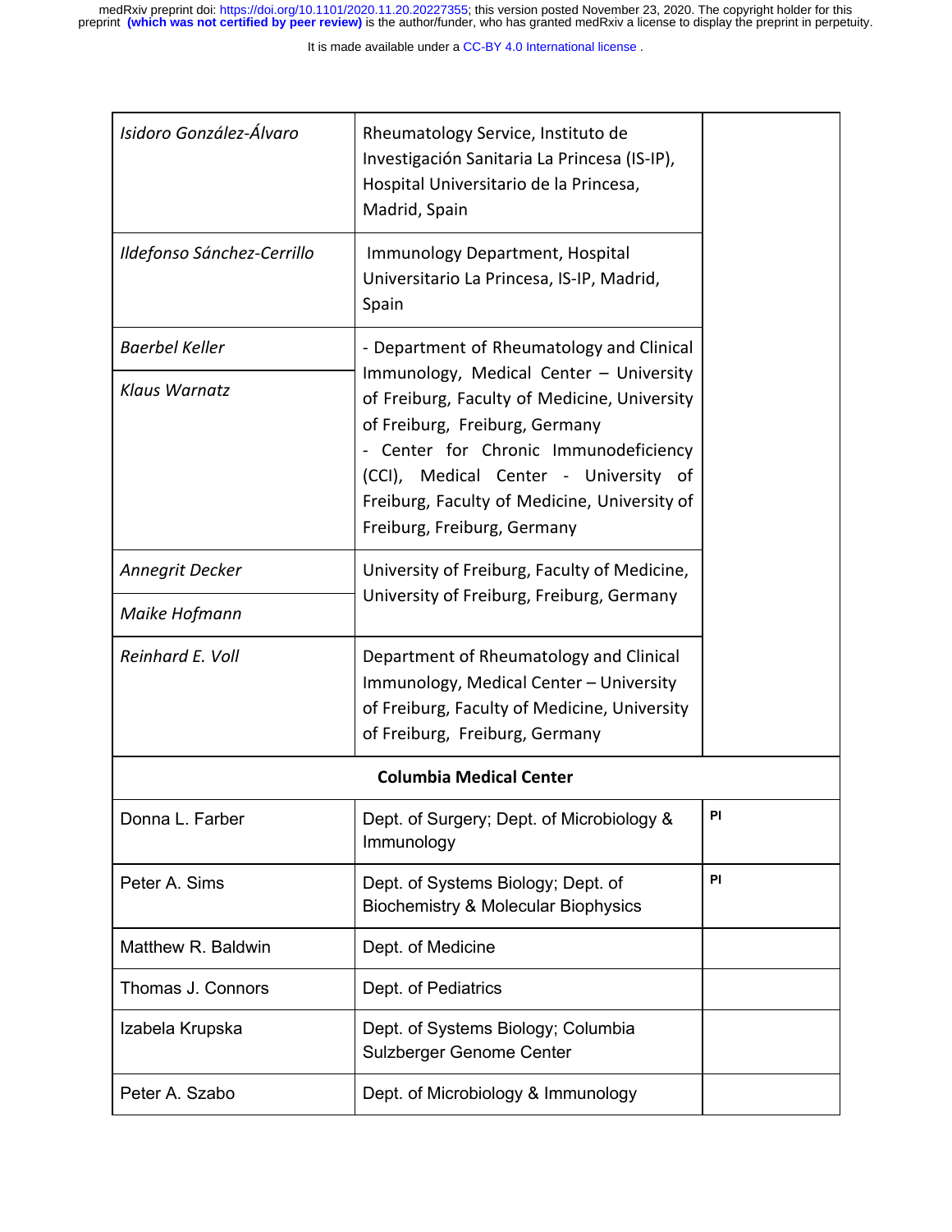| | | |
|---|---|---|
| *Isidoro González-Álvaro* | Rheumatology Service, Instituto de Investigación Sanitaria La Princesa (IS-IP), Hospital Universitario de la Princesa, Madrid, Spain | |
| *Ildefonso Sánchez-Cerrillo* | Immunology Department, Hospital Universitario La Princesa, IS-IP, Madrid, Spain | |
| *Baerbel Keller* | - Department of Rheumatology and Clinical Immunology, Medical Center – University of Freiburg, Faculty of Medicine, University of Freiburg, Freiburg, Germany<br>- Center for Chronic Immunodeficiency (CCI), Medical Center - University of Freiburg, Faculty of Medicine, University of Freiburg, Freiburg, Germany | |
| *Klaus Warnatz* | | |
| *Annegrit Decker* | University of Freiburg, Faculty of Medicine, University of Freiburg, Freiburg, Germany | |
| *Maike Hofmann* | | |
| *Reinhard E. Voll* | Department of Rheumatology and Clinical Immunology, Medical Center – University of Freiburg, Faculty of Medicine, University of Freiburg, Freiburg, Germany | |
| **Columbia Medical Center** | | |
| Donna L. Farber | Dept. of Surgery; Dept. of Microbiology & Immunology | PI |
| Peter A. Sims | Dept. of Systems Biology; Dept. of Biochemistry & Molecular Biophysics | PI |
| Matthew R. Baldwin | Dept. of Medicine | |
| Thomas J. Connors | Dept. of Pediatrics | |
| Izabela Krupska | Dept. of Systems Biology; Columbia Sulzberger Genome Center | |
| Peter A. Szabo | Dept. of Microbiology & Immunology | |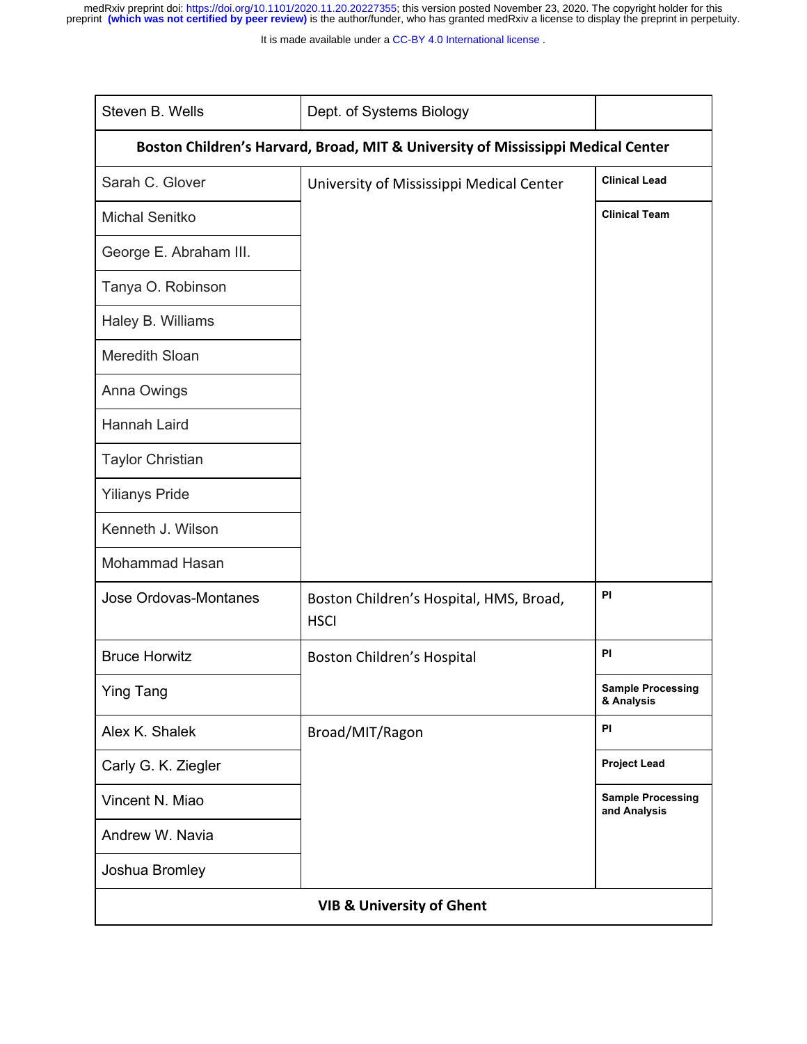| Steven B. Wells | Dept. of Systems Biology | |
|---|---|---|
| **Boston Children's Harvard, Broad, MIT & University of Mississippi Medical Center** | | |
| Sarah C. Glover | University of Mississippi Medical Center | **Clinical Lead** |
| Michal Senitko | | **Clinical Team** |
| George E. Abraham III. | | |
| Tanya O. Robinson | | |
| Haley B. Williams | | |
| Meredith Sloan | | |
| Anna Owings | | |
| Hannah Laird | | |
| Taylor Christian | | |
| Yilianys Pride | | |
| Kenneth J. Wilson | | |
| Mohammad Hasan | | |
| Jose Ordovas-Montanes | Boston Children's Hospital, HMS, Broad, HSCI | **PI** |
| Bruce Horwitz | Boston Children's Hospital | **PI** |
| Ying Tang | | **Sample Processing & Analysis** |
| Alex K. Shalek | Broad/MIT/Ragon | **PI** |
| Carly G. K. Ziegler | | **Project Lead** |
| Vincent N. Miao | | **Sample Processing and Analysis** |
| Andrew W. Navia | | |
| Joshua Bromley | | |
| **VIB & University of Ghent** | | |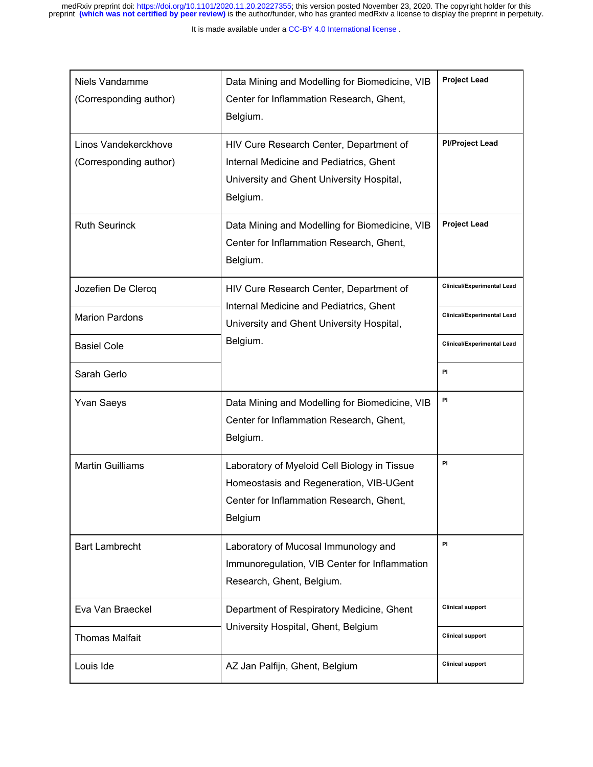| | | |
|---|---|---|
| Niels Vandamme (Corresponding author) | Data Mining and Modelling for Biomedicine, VIB Center for Inflammation Research, Ghent, Belgium. | **Project Lead** |
| Linos Vandekerckhove (Corresponding author) | HIV Cure Research Center, Department of Internal Medicine and Pediatrics, Ghent University and Ghent University Hospital, Belgium. | **PI/Project Lead** |
| Ruth Seurinck | Data Mining and Modelling for Biomedicine, VIB Center for Inflammation Research, Ghent, Belgium. | **Project Lead** |
| Jozefien De Clercq | HIV Cure Research Center, Department of Internal Medicine and Pediatrics, Ghent University and Ghent University Hospital, Belgium. | **Clinical/Experimental Lead** |
| Marion Pardons | | **Clinical/Experimental Lead** |
| Basiel Cole | | **Clinical/Experimental Lead** |
| Sarah Gerlo | | **PI** |
| Yvan Saeys | Data Mining and Modelling for Biomedicine, VIB Center for Inflammation Research, Ghent, Belgium. | **PI** |
| Martin Guilliams | Laboratory of Myeloid Cell Biology in Tissue Homeostasis and Regeneration, VIB-UGent Center for Inflammation Research, Ghent, Belgium | **PI** |
| Bart Lambrecht | Laboratory of Mucosal Immunology and Immunoregulation, VIB Center for Inflammation Research, Ghent, Belgium. | **PI** |
| Eva Van Braeckel | Department of Respiratory Medicine, Ghent University Hospital, Ghent, Belgium | **Clinical support** |
| Thomas Malfait | | **Clinical support** |
| Louis Ide | AZ Jan Palfijn, Ghent, Belgium | **Clinical support** |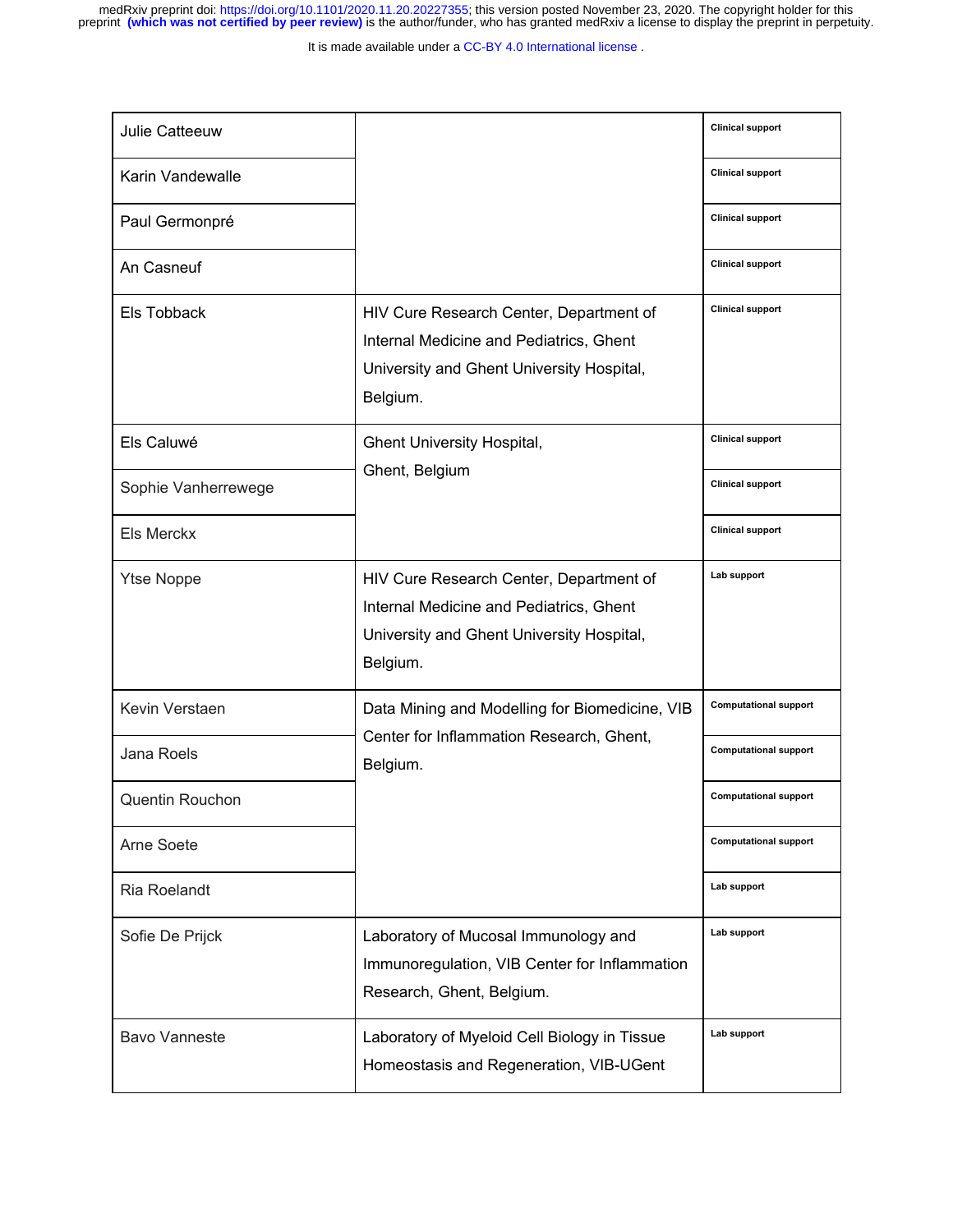| | | |
|---|---|---|
| Julie Catteeuw | | Clinical support |
| Karin Vandewalle | | Clinical support |
| Paul Germonpré | | Clinical support |
| An Casneuf | | Clinical support |
| Els Tobback | HIV Cure Research Center, Department of Internal Medicine and Pediatrics, Ghent University and Ghent University Hospital, Belgium. | Clinical support |
| Els Caluwé | Ghent University Hospital, Ghent, Belgium | Clinical support |
| Sophie Vanherrewege | | Clinical support |
| Els Merckx | | Clinical support |
| Ytse Noppe | HIV Cure Research Center, Department of Internal Medicine and Pediatrics, Ghent University and Ghent University Hospital, Belgium. | Lab support |
| Kevin Verstaen | Data Mining and Modelling for Biomedicine, VIB Center for Inflammation Research, Ghent, Belgium. | Computational support |
| Jana Roels | | Computational support |
| Quentin Rouchon | | Computational support |
| Arne Soete | | Computational support |
| Ria Roelandt | | Lab support |
| Sofie De Prijck | Laboratory of Mucosal Immunology and Immunoregulation, VIB Center for Inflammation Research, Ghent, Belgium. | Lab support |
| Bavo Vanneste | Laboratory of Myeloid Cell Biology in Tissue Homeostasis and Regeneration, VIB-UGent | Lab support |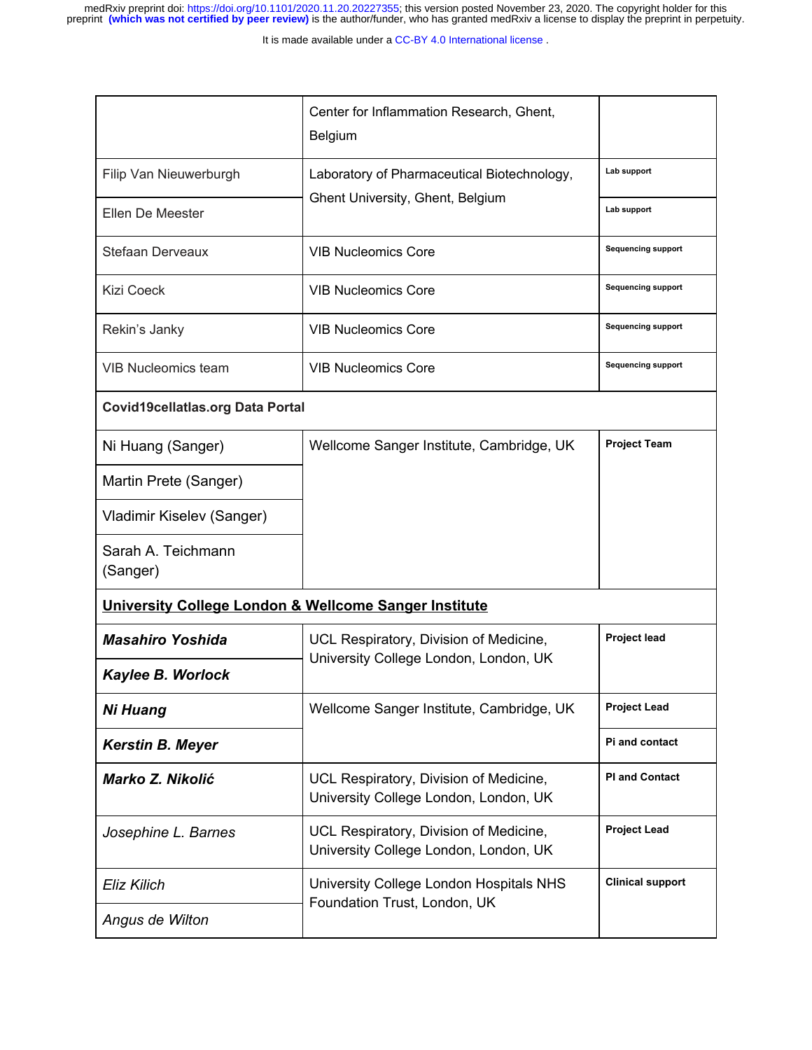| | | |
|---|---|---|
| | Center for Inflammation Research, Ghent, Belgium | |
| Filip Van Nieuwerburgh | Laboratory of Pharmaceutical Biotechnology, Ghent University, Ghent, Belgium | **Lab support** |
| Ellen De Meester | | **Lab support** |
| Stefaan Derveaux | VIB Nucleomics Core | **Sequencing support** |
| Kizi Coeck | VIB Nucleomics Core | **Sequencing support** |
| Rekin's Janky | VIB Nucleomics Core | **Sequencing support** |
| VIB Nucleomics team | VIB Nucleomics Core | **Sequencing support** |
| **Covid19cellatlas.org Data Portal** | | |
| Ni Huang (Sanger) | Wellcome Sanger Institute, Cambridge, UK | **Project Team** |
| Martin Prete (Sanger) | | |
| Vladimir Kiselev (Sanger) | | |
| Sarah A. Teichmann (Sanger) | | |
| **University College London & Wellcome Sanger Institute** | | |
| ***Masahiro Yoshida*** | UCL Respiratory, Division of Medicine, University College London, London, UK | **Project lead** |
| ***Kaylee B. Worlock*** | | |
| ***Ni Huang*** | Wellcome Sanger Institute, Cambridge, UK | **Project Lead** |
| ***Kerstin B. Meyer*** | | **Pi and contact** |
| ***Marko Z. Nikolić*** | UCL Respiratory, Division of Medicine, University College London, London, UK | **PI and Contact** |
| *Josephine L. Barnes* | UCL Respiratory, Division of Medicine, University College London, London, UK | **Project Lead** |
| *Eliz Kilich* | University College London Hospitals NHS Foundation Trust, London, UK | **Clinical support** |
| *Angus de Wilton* | | |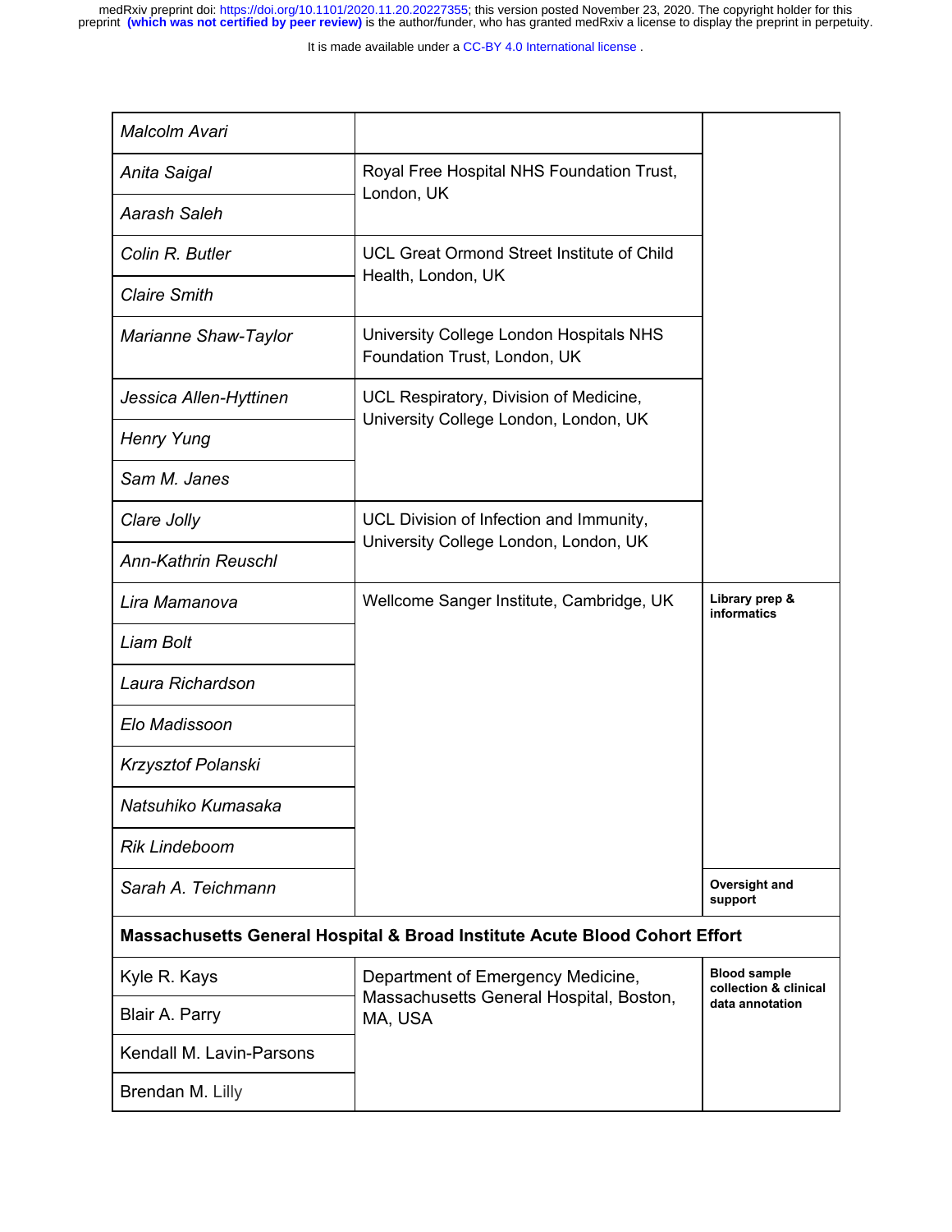| | | |
|---|---|---|
| *Malcolm Avari* | | |
| *Anita Saigal* | Royal Free Hospital NHS Foundation Trust, London, UK | |
| *Aarash Saleh* | | |
| *Colin R. Butler* | UCL Great Ormond Street Institute of Child Health, London, UK | |
| *Claire Smith* | | |
| *Marianne Shaw-Taylor* | University College London Hospitals NHS Foundation Trust, London, UK | |
| *Jessica Allen-Hyttinen* | UCL Respiratory, Division of Medicine, University College London, London, UK | |
| *Henry Yung* | | |
| *Sam M. Janes* | | |
| *Clare Jolly* | UCL Division of Infection and Immunity, University College London, London, UK | |
| *Ann-Kathrin Reuschl* | | |
| *Lira Mamanova* | Wellcome Sanger Institute, Cambridge, UK | **Library prep & informatics** |
| *Liam Bolt* | | |
| *Laura Richardson* | | |
| *Elo Madissoon* | | |
| *Krzysztof Polanski* | | |
| *Natsuhiko Kumasaka* | | |
| *Rik Lindeboom* | | |
| *Sarah A. Teichmann* | | **Oversight and support** |
| **Massachusetts General Hospital & Broad Institute Acute Blood Cohort Effort** | | |
| Kyle R. Kays | Department of Emergency Medicine, Massachusetts General Hospital, Boston, MA, USA | **Blood sample collection & clinical data annotation** |
| Blair A. Parry | | |
| Kendall M. Lavin-Parsons | | |
| Brendan M. Lilly | | |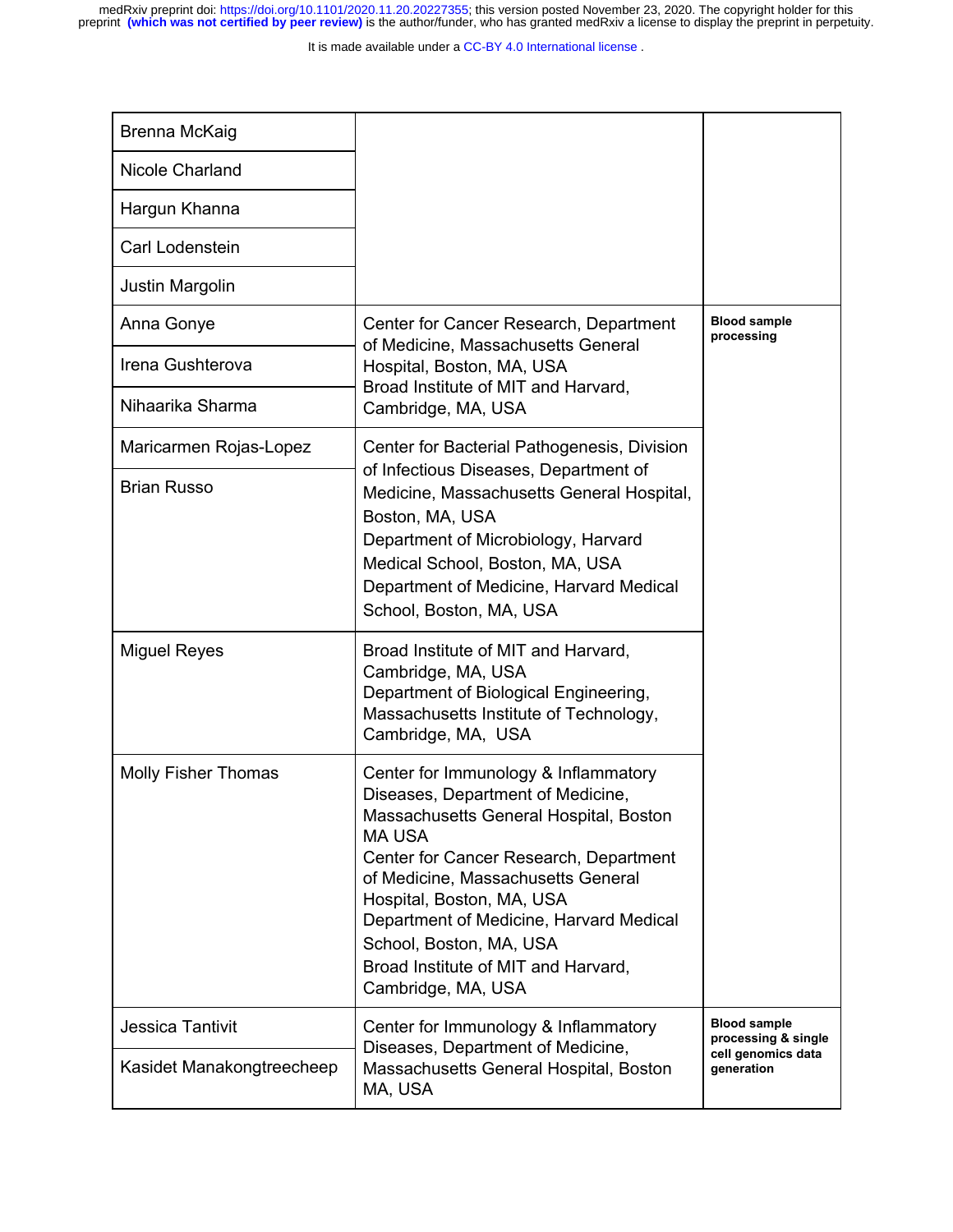| | | |
|---|---|---|
| Brenna McKaig | | |
| Nicole Charland | | |
| Hargun Khanna | | |
| Carl Lodenstein | | |
| Justin Margolin | | |
| Anna Gonye | Center for Cancer Research, Department of Medicine, Massachusetts General Hospital, Boston, MA, USA<br>Broad Institute of MIT and Harvard, Cambridge, MA, USA | **Blood sample processing** |
| Irena Gushterova | | |
| Nihaarika Sharma | | |
| Maricarmen Rojas-Lopez | Center for Bacterial Pathogenesis, Division of Infectious Diseases, Department of Medicine, Massachusetts General Hospital, Boston, MA, USA<br>Department of Microbiology, Harvard Medical School, Boston, MA, USA<br>Department of Medicine, Harvard Medical School, Boston, MA, USA | |
| Brian Russo | | |
| Miguel Reyes | Broad Institute of MIT and Harvard, Cambridge, MA, USA<br>Department of Biological Engineering, Massachusetts Institute of Technology, Cambridge, MA, USA | |
| Molly Fisher Thomas | Center for Immunology & Inflammatory Diseases, Department of Medicine, Massachusetts General Hospital, Boston MA USA<br>Center for Cancer Research, Department of Medicine, Massachusetts General Hospital, Boston, MA, USA<br>Department of Medicine, Harvard Medical School, Boston, MA, USA<br>Broad Institute of MIT and Harvard, Cambridge, MA, USA | |
| Jessica Tantivit | Center for Immunology & Inflammatory Diseases, Department of Medicine, Massachusetts General Hospital, Boston MA, USA | **Blood sample processing & single cell genomics data generation** |
| Kasidet Manakongtreecheep | | |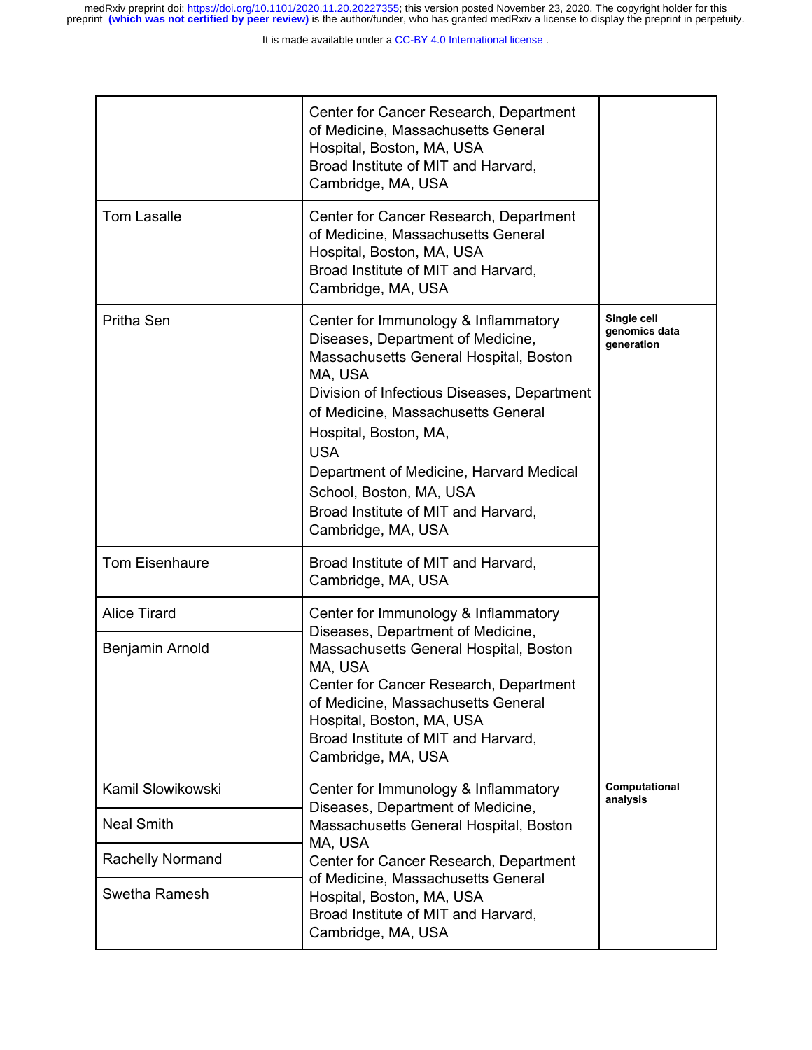| | | |
|---|---|---|
| | Center for Cancer Research, Department of Medicine, Massachusetts General Hospital, Boston, MA, USA<br>Broad Institute of MIT and Harvard, Cambridge, MA, USA | |
| Tom Lasalle | Center for Cancer Research, Department of Medicine, Massachusetts General Hospital, Boston, MA, USA<br>Broad Institute of MIT and Harvard, Cambridge, MA, USA | |
| Pritha Sen | Center for Immunology & Inflammatory Diseases, Department of Medicine, Massachusetts General Hospital, Boston MA, USA<br>Division of Infectious Diseases, Department of Medicine, Massachusetts General Hospital, Boston, MA, USA<br>Department of Medicine, Harvard Medical School, Boston, MA, USA<br>Broad Institute of MIT and Harvard, Cambridge, MA, USA | **Single cell genomics data generation** |
| Tom Eisenhaure | Broad Institute of MIT and Harvard, Cambridge, MA, USA | |
| Alice Tirard | Center for Immunology & Inflammatory Diseases, Department of Medicine, Massachusetts General Hospital, Boston MA, USA<br>Center for Cancer Research, Department of Medicine, Massachusetts General Hospital, Boston, MA, USA<br>Broad Institute of MIT and Harvard, Cambridge, MA, USA | |
| Benjamin Arnold | | |
| Kamil Slowikowski | Center for Immunology & Inflammatory Diseases, Department of Medicine, Massachusetts General Hospital, Boston MA, USA<br>Center for Cancer Research, Department of Medicine, Massachusetts General Hospital, Boston, MA, USA<br>Broad Institute of MIT and Harvard, Cambridge, MA, USA | **Computational analysis** |
| Neal Smith | | |
| Rachelly Normand | | |
| Swetha Ramesh | | |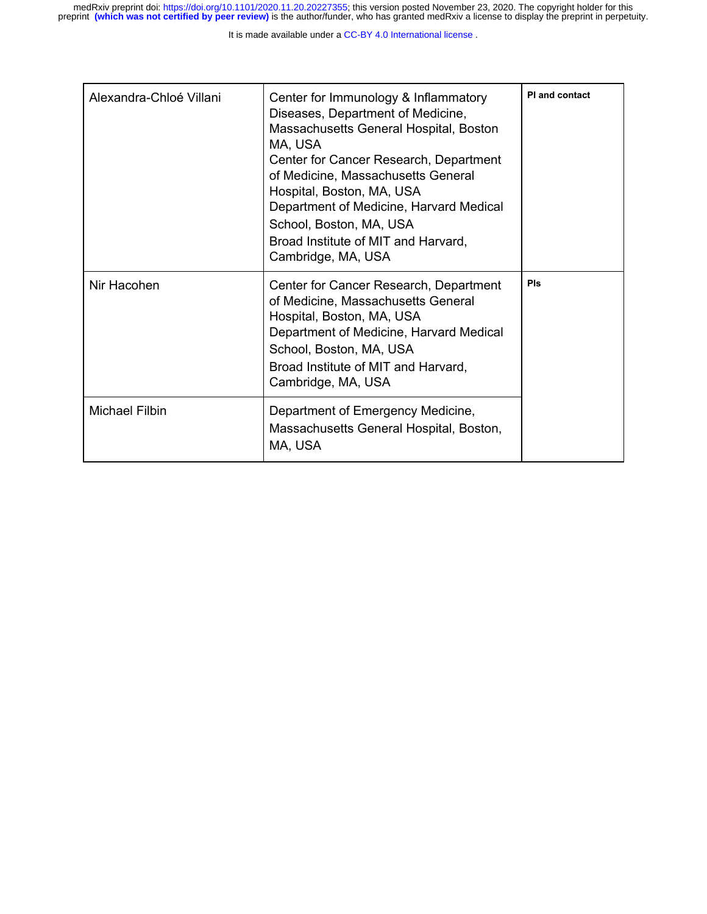| | | |
|---|---|---|
| Alexandra-Chloé Villani | Center for Immunology & Inflammatory Diseases, Department of Medicine, Massachusetts General Hospital, Boston MA, USA<br>Center for Cancer Research, Department of Medicine, Massachusetts General Hospital, Boston, MA, USA<br>Department of Medicine, Harvard Medical School, Boston, MA, USA<br>Broad Institute of MIT and Harvard, Cambridge, MA, USA | **PI and contact** |
| Nir Hacohen | Center for Cancer Research, Department of Medicine, Massachusetts General Hospital, Boston, MA, USA<br>Department of Medicine, Harvard Medical School, Boston, MA, USA<br>Broad Institute of MIT and Harvard, Cambridge, MA, USA | **PIs** |
| Michael Filbin | Department of Emergency Medicine, Massachusetts General Hospital, Boston, MA, USA | |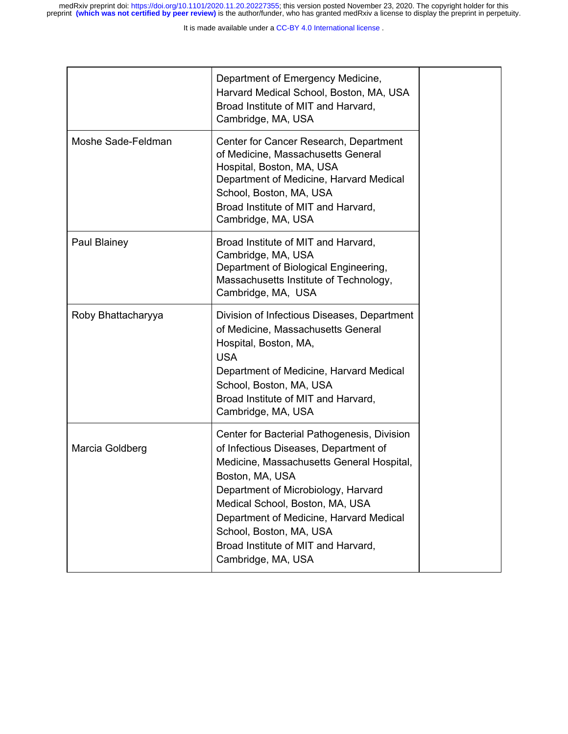| | | |
|---|---|---|
| | Department of Emergency Medicine, Harvard Medical School, Boston, MA, USA<br>Broad Institute of MIT and Harvard, Cambridge, MA, USA | |
| Moshe Sade-Feldman | Center for Cancer Research, Department of Medicine, Massachusetts General Hospital, Boston, MA, USA<br>Department of Medicine, Harvard Medical School, Boston, MA, USA<br>Broad Institute of MIT and Harvard, Cambridge, MA, USA | |
| Paul Blainey | Broad Institute of MIT and Harvard, Cambridge, MA, USA<br>Department of Biological Engineering, Massachusetts Institute of Technology, Cambridge, MA, USA | |
| Roby Bhattacharyya | Division of Infectious Diseases, Department of Medicine, Massachusetts General Hospital, Boston, MA, USA<br>Department of Medicine, Harvard Medical School, Boston, MA, USA<br>Broad Institute of MIT and Harvard, Cambridge, MA, USA | |
| Marcia Goldberg | Center for Bacterial Pathogenesis, Division of Infectious Diseases, Department of Medicine, Massachusetts General Hospital, Boston, MA, USA<br>Department of Microbiology, Harvard Medical School, Boston, MA, USA<br>Department of Medicine, Harvard Medical School, Boston, MA, USA<br>Broad Institute of MIT and Harvard, Cambridge, MA, USA | |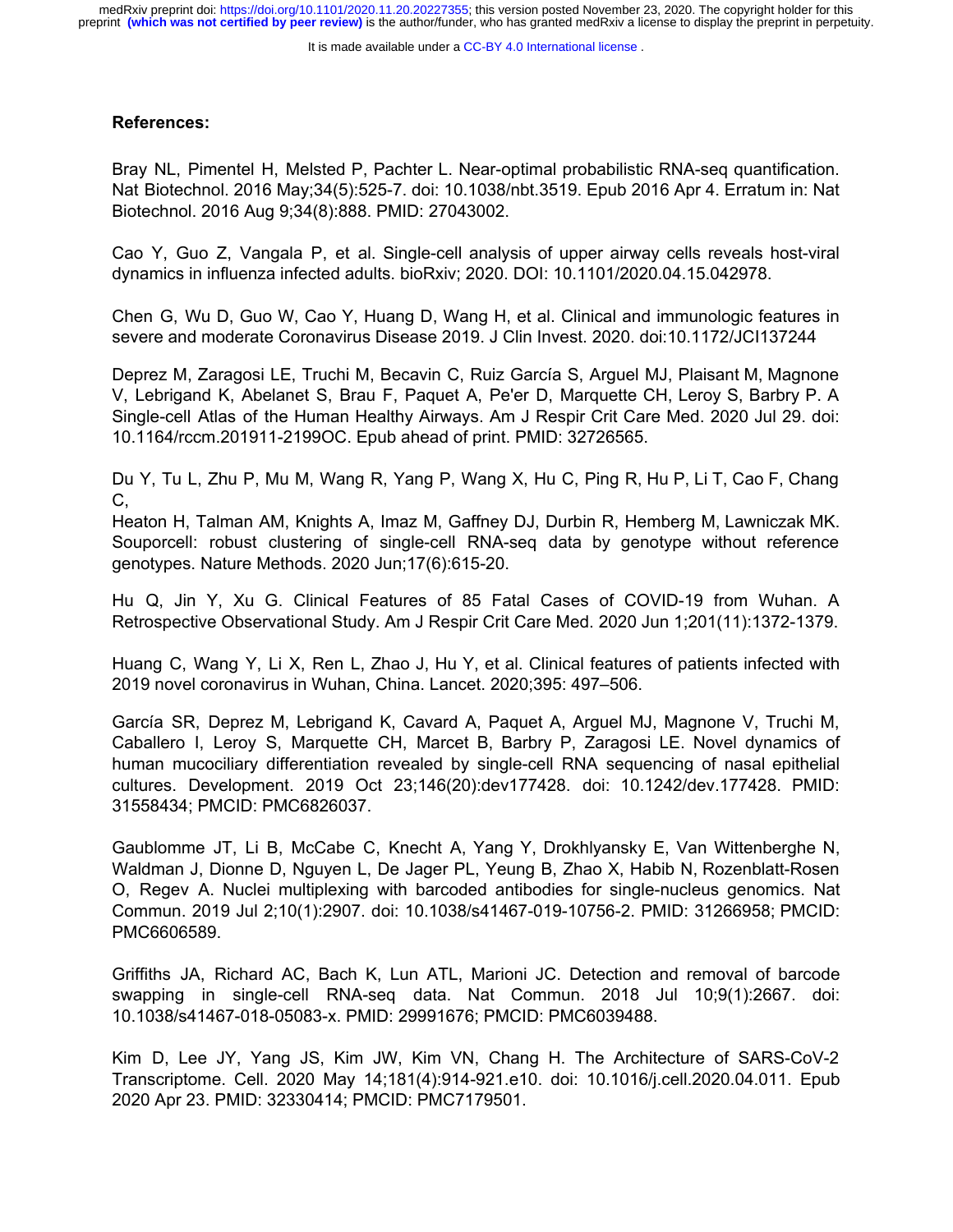**References:**

Bray NL, Pimentel H, Melsted P, Pachter L. Near-optimal probabilistic RNA-seq quantification. Nat Biotechnol. 2016 May;34(5):525-7. doi: 10.1038/nbt.3519. Epub 2016 Apr 4. Erratum in: Nat Biotechnol. 2016 Aug 9;34(8):888. PMID: 27043002.

Cao Y, Guo Z, Vangala P, et al. Single-cell analysis of upper airway cells reveals host-viral dynamics in influenza infected adults. bioRxiv; 2020. DOI: 10.1101/2020.04.15.042978.

Chen G, Wu D, Guo W, Cao Y, Huang D, Wang H, et al. Clinical and immunologic features in severe and moderate Coronavirus Disease 2019. J Clin Invest. 2020. doi:10.1172/JCI137244

Deprez M, Zaragosi LE, Truchi M, Becavin C, Ruiz García S, Arguel MJ, Plaisant M, Magnone V, Lebrigand K, Abelanet S, Brau F, Paquet A, Pe'er D, Marquette CH, Leroy S, Barbry P. A Single-cell Atlas of the Human Healthy Airways. Am J Respir Crit Care Med. 2020 Jul 29. doi: 10.1164/rccm.201911-2199OC. Epub ahead of print. PMID: 32726565.

Du Y, Tu L, Zhu P, Mu M, Wang R, Yang P, Wang X, Hu C, Ping R, Hu P, Li T, Cao F, Chang C,

Heaton H, Talman AM, Knights A, Imaz M, Gaffney DJ, Durbin R, Hemberg M, Lawniczak MK. Souporcell: robust clustering of single-cell RNA-seq data by genotype without reference genotypes. Nature Methods. 2020 Jun;17(6):615-20.

Hu Q, Jin Y, Xu G. Clinical Features of 85 Fatal Cases of COVID-19 from Wuhan. A Retrospective Observational Study. Am J Respir Crit Care Med. 2020 Jun 1;201(11):1372-1379.

Huang C, Wang Y, Li X, Ren L, Zhao J, Hu Y, et al. Clinical features of patients infected with 2019 novel coronavirus in Wuhan, China. Lancet. 2020;395: 497–506.

García SR, Deprez M, Lebrigand K, Cavard A, Paquet A, Arguel MJ, Magnone V, Truchi M, Caballero I, Leroy S, Marquette CH, Marcet B, Barbry P, Zaragosi LE. Novel dynamics of human mucociliary differentiation revealed by single-cell RNA sequencing of nasal epithelial cultures. Development. 2019 Oct 23;146(20):dev177428. doi: 10.1242/dev.177428. PMID: 31558434; PMCID: PMC6826037.

Gaublomme JT, Li B, McCabe C, Knecht A, Yang Y, Drokhlyansky E, Van Wittenberghe N, Waldman J, Dionne D, Nguyen L, De Jager PL, Yeung B, Zhao X, Habib N, Rozenblatt-Rosen O, Regev A. Nuclei multiplexing with barcoded antibodies for single-nucleus genomics. Nat Commun. 2019 Jul 2;10(1):2907. doi: 10.1038/s41467-019-10756-2. PMID: 31266958; PMCID: PMC6606589.

Griffiths JA, Richard AC, Bach K, Lun ATL, Marioni JC. Detection and removal of barcode swapping in single-cell RNA-seq data. Nat Commun. 2018 Jul 10;9(1):2667. doi: 10.1038/s41467-018-05083-x. PMID: 29991676; PMCID: PMC6039488.

Kim D, Lee JY, Yang JS, Kim JW, Kim VN, Chang H. The Architecture of SARS-CoV-2 Transcriptome. Cell. 2020 May 14;181(4):914-921.e10. doi: 10.1016/j.cell.2020.04.011. Epub 2020 Apr 23. PMID: 32330414; PMCID: PMC7179501.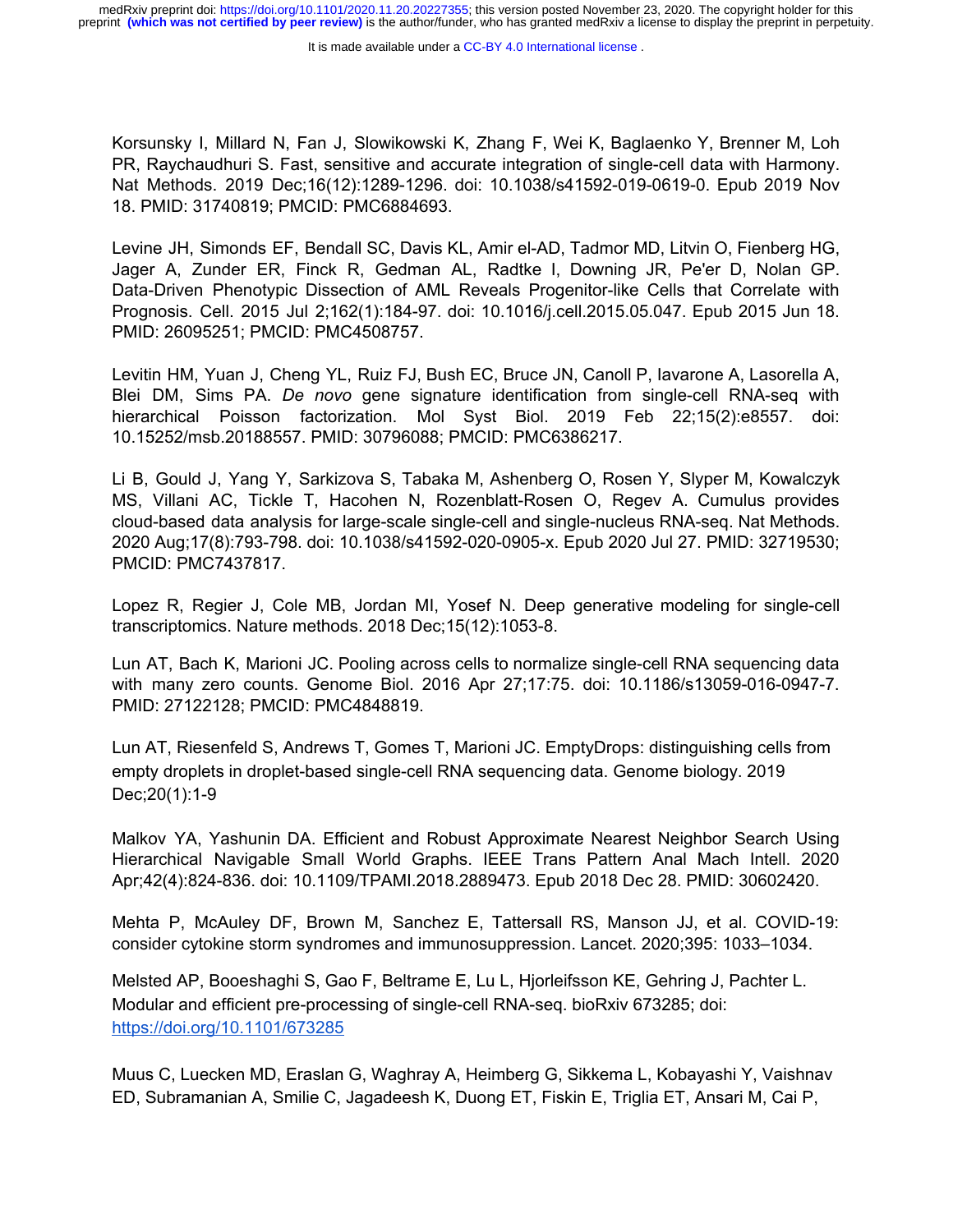Korsunsky I, Millard N, Fan J, Slowikowski K, Zhang F, Wei K, Baglaenko Y, Brenner M, Loh PR, Raychaudhuri S. Fast, sensitive and accurate integration of single-cell data with Harmony. Nat Methods. 2019 Dec;16(12):1289-1296. doi: 10.1038/s41592-019-0619-0. Epub 2019 Nov 18. PMID: 31740819; PMCID: PMC6884693.

Levine JH, Simonds EF, Bendall SC, Davis KL, Amir el-AD, Tadmor MD, Litvin O, Fienberg HG, Jager A, Zunder ER, Finck R, Gedman AL, Radtke I, Downing JR, Pe'er D, Nolan GP. Data-Driven Phenotypic Dissection of AML Reveals Progenitor-like Cells that Correlate with Prognosis. Cell. 2015 Jul 2;162(1):184-97. doi: 10.1016/j.cell.2015.05.047. Epub 2015 Jun 18. PMID: 26095251; PMCID: PMC4508757.

Levitin HM, Yuan J, Cheng YL, Ruiz FJ, Bush EC, Bruce JN, Canoll P, Iavarone A, Lasorella A, Blei DM, Sims PA. *De novo* gene signature identification from single-cell RNA-seq with hierarchical Poisson factorization. Mol Syst Biol. 2019 Feb 22;15(2):e8557. doi: 10.15252/msb.20188557. PMID: 30796088; PMCID: PMC6386217.

Li B, Gould J, Yang Y, Sarkizova S, Tabaka M, Ashenberg O, Rosen Y, Slyper M, Kowalczyk MS, Villani AC, Tickle T, Hacohen N, Rozenblatt-Rosen O, Regev A. Cumulus provides cloud-based data analysis for large-scale single-cell and single-nucleus RNA-seq. Nat Methods. 2020 Aug;17(8):793-798. doi: 10.1038/s41592-020-0905-x. Epub 2020 Jul 27. PMID: 32719530; PMCID: PMC7437817.

Lopez R, Regier J, Cole MB, Jordan MI, Yosef N. Deep generative modeling for single-cell transcriptomics. Nature methods. 2018 Dec;15(12):1053-8.

Lun AT, Bach K, Marioni JC. Pooling across cells to normalize single-cell RNA sequencing data with many zero counts. Genome Biol. 2016 Apr 27;17:75. doi: 10.1186/s13059-016-0947-7. PMID: 27122128; PMCID: PMC4848819.

Lun AT, Riesenfeld S, Andrews T, Gomes T, Marioni JC. EmptyDrops: distinguishing cells from empty droplets in droplet-based single-cell RNA sequencing data. Genome biology. 2019 Dec;20(1):1-9

Malkov YA, Yashunin DA. Efficient and Robust Approximate Nearest Neighbor Search Using Hierarchical Navigable Small World Graphs. IEEE Trans Pattern Anal Mach Intell. 2020 Apr;42(4):824-836. doi: 10.1109/TPAMI.2018.2889473. Epub 2018 Dec 28. PMID: 30602420.

Mehta P, McAuley DF, Brown M, Sanchez E, Tattersall RS, Manson JJ, et al. COVID-19: consider cytokine storm syndromes and immunosuppression. Lancet. 2020;395: 1033–1034.

Melsted AP, Booeshaghi S, Gao F, Beltrame E, Lu L, Hjorleifsson KE, Gehring J, Pachter L. Modular and efficient pre-processing of single-cell RNA-seq. bioRxiv 673285; doi: https://doi.org/10.1101/673285

Muus C, Luecken MD, Eraslan G, Waghray A, Heimberg G, Sikkema L, Kobayashi Y, Vaishnav ED, Subramanian A, Smilie C, Jagadeesh K, Duong ET, Fiskin E, Triglia ET, Ansari M, Cai P,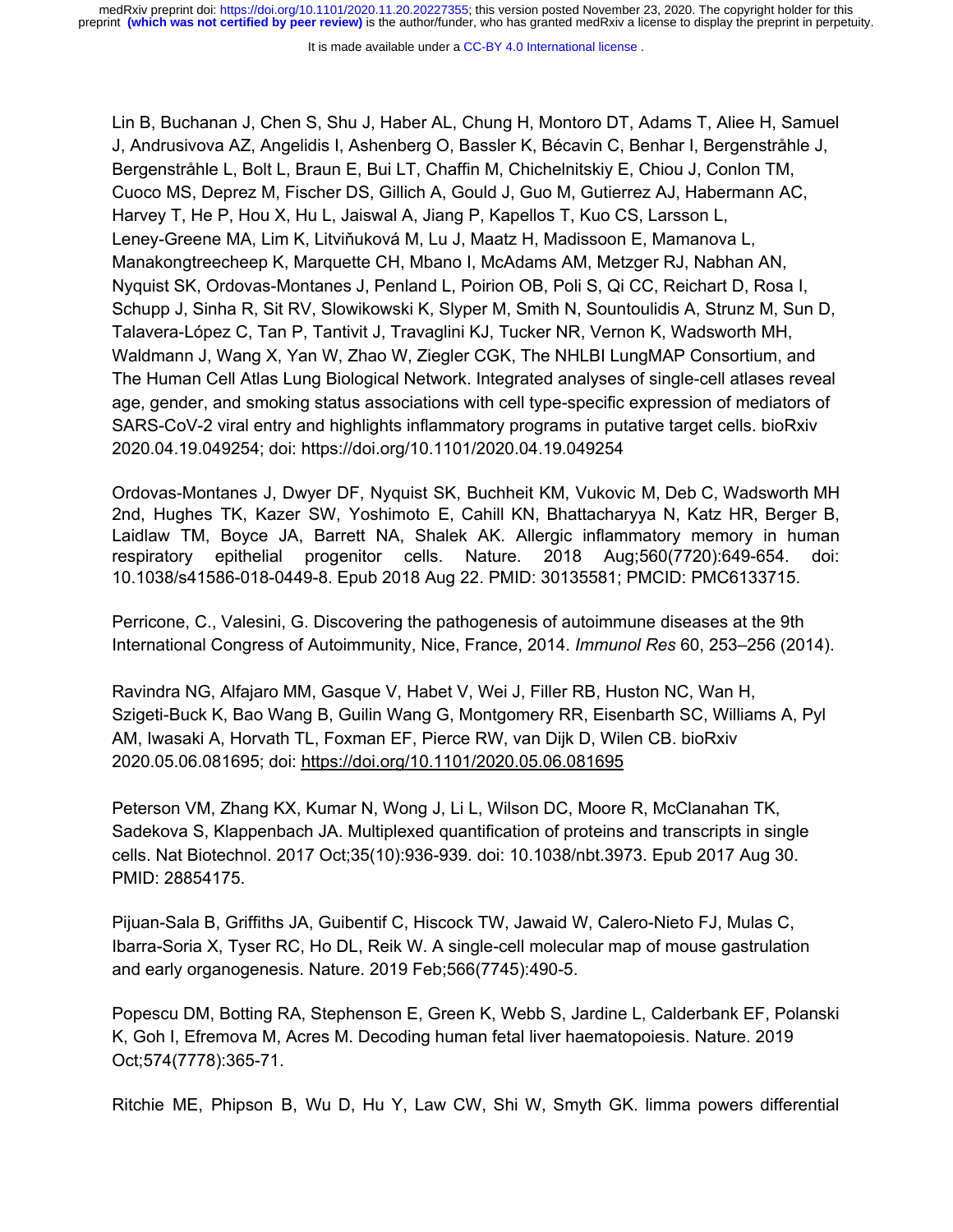Lin B, Buchanan J, Chen S, Shu J, Haber AL, Chung H, Montoro DT, Adams T, Aliee H, Samuel J, Andrusivova AZ, Angelidis I, Ashenberg O, Bassler K, Bécavin C, Benhar I, Bergenstråhle J, Bergenstråhle L, Bolt L, Braun E, Bui LT, Chaffin M, Chichelnitskiy E, Chiou J, Conlon TM, Cuoco MS, Deprez M, Fischer DS, Gillich A, Gould J, Guo M, Gutierrez AJ, Habermann AC, Harvey T, He P, Hou X, Hu L, Jaiswal A, Jiang P, Kapellos T, Kuo CS, Larsson L, Leney-Greene MA, Lim K, Litviňuková M, Lu J, Maatz H, Madissoon E, Mamanova L, Manakongtreecheep K, Marquette CH, Mbano I, McAdams AM, Metzger RJ, Nabhan AN, Nyquist SK, Ordovas-Montanes J, Penland L, Poirion OB, Poli S, Qi CC, Reichart D, Rosa I, Schupp J, Sinha R, Sit RV, Slowikowski K, Slyper M, Smith N, Sountoulidis A, Strunz M, Sun D, Talavera-López C, Tan P, Tantivit J, Travaglini KJ, Tucker NR, Vernon K, Wadsworth MH, Waldmann J, Wang X, Yan W, Zhao W, Ziegler CGK, The NHLBI LungMAP Consortium, and The Human Cell Atlas Lung Biological Network. Integrated analyses of single-cell atlases reveal age, gender, and smoking status associations with cell type-specific expression of mediators of SARS-CoV-2 viral entry and highlights inflammatory programs in putative target cells. bioRxiv 2020.04.19.049254; doi: https://doi.org/10.1101/2020.04.19.049254

Ordovas-Montanes J, Dwyer DF, Nyquist SK, Buchheit KM, Vukovic M, Deb C, Wadsworth MH 2nd, Hughes TK, Kazer SW, Yoshimoto E, Cahill KN, Bhattacharyya N, Katz HR, Berger B, Laidlaw TM, Boyce JA, Barrett NA, Shalek AK. Allergic inflammatory memory in human respiratory epithelial progenitor cells. Nature. 2018 Aug;560(7720):649-654. doi: 10.1038/s41586-018-0449-8. Epub 2018 Aug 22. PMID: 30135581; PMCID: PMC6133715.

Perricone, C., Valesini, G. Discovering the pathogenesis of autoimmune diseases at the 9th International Congress of Autoimmunity, Nice, France, 2014. *Immunol Res* 60, 253–256 (2014).

Ravindra NG, Alfajaro MM, Gasque V, Habet V, Wei J, Filler RB, Huston NC, Wan H, Szigeti-Buck K, Bao Wang B, Guilin Wang G, Montgomery RR, Eisenbarth SC, Williams A, Pyl AM, Iwasaki A, Horvath TL, Foxman EF, Pierce RW, van Dijk D, Wilen CB. bioRxiv 2020.05.06.081695; doi: https://doi.org/10.1101/2020.05.06.081695

Peterson VM, Zhang KX, Kumar N, Wong J, Li L, Wilson DC, Moore R, McClanahan TK, Sadekova S, Klappenbach JA. Multiplexed quantification of proteins and transcripts in single cells. Nat Biotechnol. 2017 Oct;35(10):936-939. doi: 10.1038/nbt.3973. Epub 2017 Aug 30. PMID: 28854175.

Pijuan-Sala B, Griffiths JA, Guibentif C, Hiscock TW, Jawaid W, Calero-Nieto FJ, Mulas C, Ibarra-Soria X, Tyser RC, Ho DL, Reik W. A single-cell molecular map of mouse gastrulation and early organogenesis. Nature. 2019 Feb;566(7745):490-5.

Popescu DM, Botting RA, Stephenson E, Green K, Webb S, Jardine L, Calderbank EF, Polanski K, Goh I, Efremova M, Acres M. Decoding human fetal liver haematopoiesis. Nature. 2019 Oct;574(7778):365-71.

Ritchie ME, Phipson B, Wu D, Hu Y, Law CW, Shi W, Smyth GK. limma powers differential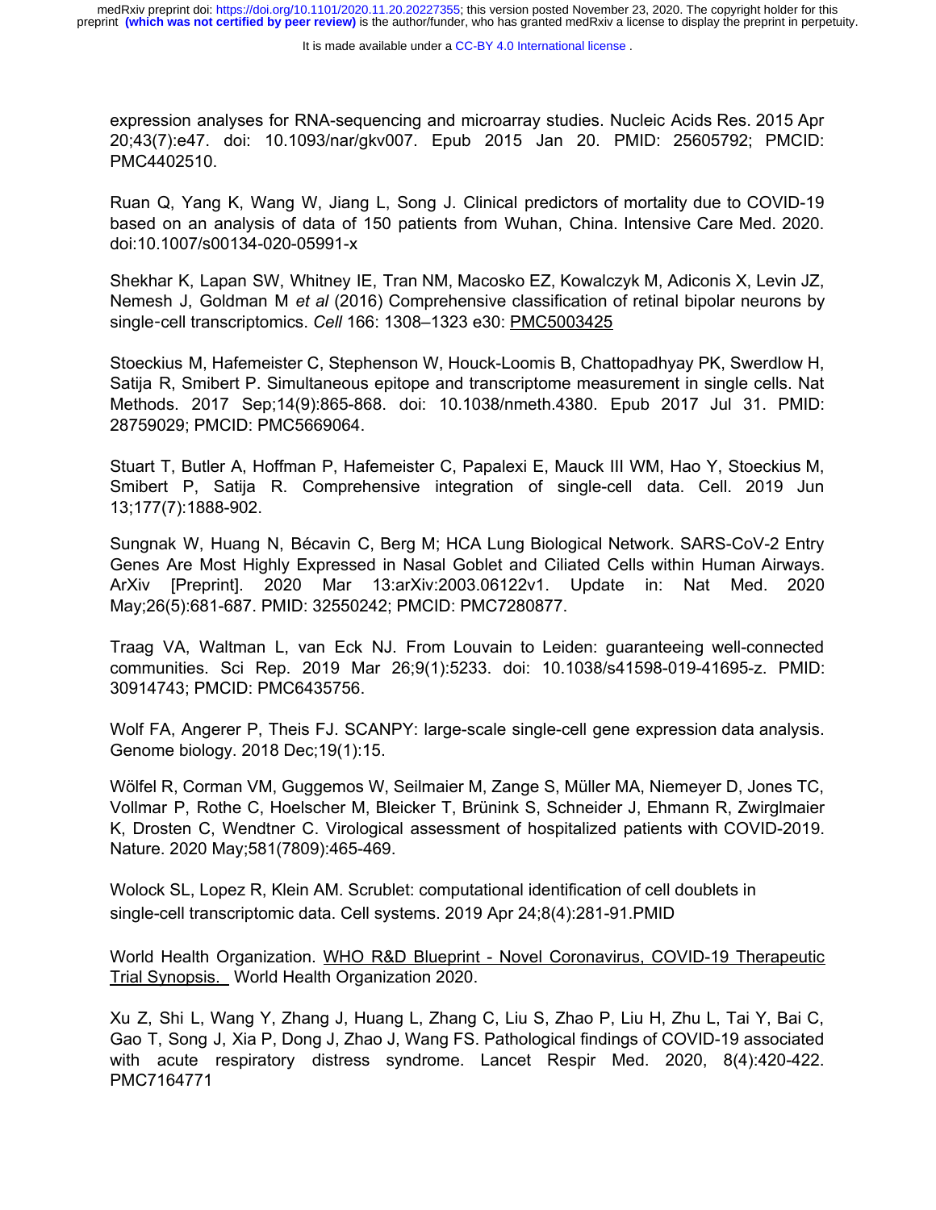expression analyses for RNA-sequencing and microarray studies. Nucleic Acids Res. 2015 Apr 20;43(7):e47. doi: 10.1093/nar/gkv007. Epub 2015 Jan 20. PMID: 25605792; PMCID: PMC4402510.

Ruan Q, Yang K, Wang W, Jiang L, Song J. Clinical predictors of mortality due to COVID-19 based on an analysis of data of 150 patients from Wuhan, China. Intensive Care Med. 2020. doi:10.1007/s00134-020-05991-x

Shekhar K, Lapan SW, Whitney IE, Tran NM, Macosko EZ, Kowalczyk M, Adiconis X, Levin JZ, Nemesh J, Goldman M *et al* (2016) Comprehensive classification of retinal bipolar neurons by single-cell transcriptomics. *Cell* 166: 1308–1323 e30: PMC5003425

Stoeckius M, Hafemeister C, Stephenson W, Houck-Loomis B, Chattopadhyay PK, Swerdlow H, Satija R, Smibert P. Simultaneous epitope and transcriptome measurement in single cells. Nat Methods. 2017 Sep;14(9):865-868. doi: 10.1038/nmeth.4380. Epub 2017 Jul 31. PMID: 28759029; PMCID: PMC5669064.

Stuart T, Butler A, Hoffman P, Hafemeister C, Papalexi E, Mauck III WM, Hao Y, Stoeckius M, Smibert P, Satija R. Comprehensive integration of single-cell data. Cell. 2019 Jun 13;177(7):1888-902.

Sungnak W, Huang N, Bécavin C, Berg M; HCA Lung Biological Network. SARS-CoV-2 Entry Genes Are Most Highly Expressed in Nasal Goblet and Ciliated Cells within Human Airways. ArXiv [Preprint]. 2020 Mar 13:arXiv:2003.06122v1. Update in: Nat Med. 2020 May;26(5):681-687. PMID: 32550242; PMCID: PMC7280877.

Traag VA, Waltman L, van Eck NJ. From Louvain to Leiden: guaranteeing well-connected communities. Sci Rep. 2019 Mar 26;9(1):5233. doi: 10.1038/s41598-019-41695-z. PMID: 30914743; PMCID: PMC6435756.

Wolf FA, Angerer P, Theis FJ. SCANPY: large-scale single-cell gene expression data analysis. Genome biology. 2018 Dec;19(1):15.

Wölfel R, Corman VM, Guggemos W, Seilmaier M, Zange S, Müller MA, Niemeyer D, Jones TC, Vollmar P, Rothe C, Hoelscher M, Bleicker T, Brünink S, Schneider J, Ehmann R, Zwirglmaier K, Drosten C, Wendtner C. Virological assessment of hospitalized patients with COVID-2019. Nature. 2020 May;581(7809):465-469.

Wolock SL, Lopez R, Klein AM. Scrublet: computational identification of cell doublets in single-cell transcriptomic data. Cell systems. 2019 Apr 24;8(4):281-91.PMID

World Health Organization. WHO R&D Blueprint - Novel Coronavirus, COVID-19 Therapeutic Trial Synopsis. World Health Organization 2020.

Xu Z, Shi L, Wang Y, Zhang J, Huang L, Zhang C, Liu S, Zhao P, Liu H, Zhu L, Tai Y, Bai C, Gao T, Song J, Xia P, Dong J, Zhao J, Wang FS. Pathological findings of COVID-19 associated with acute respiratory distress syndrome. Lancet Respir Med. 2020, 8(4):420-422. PMC7164771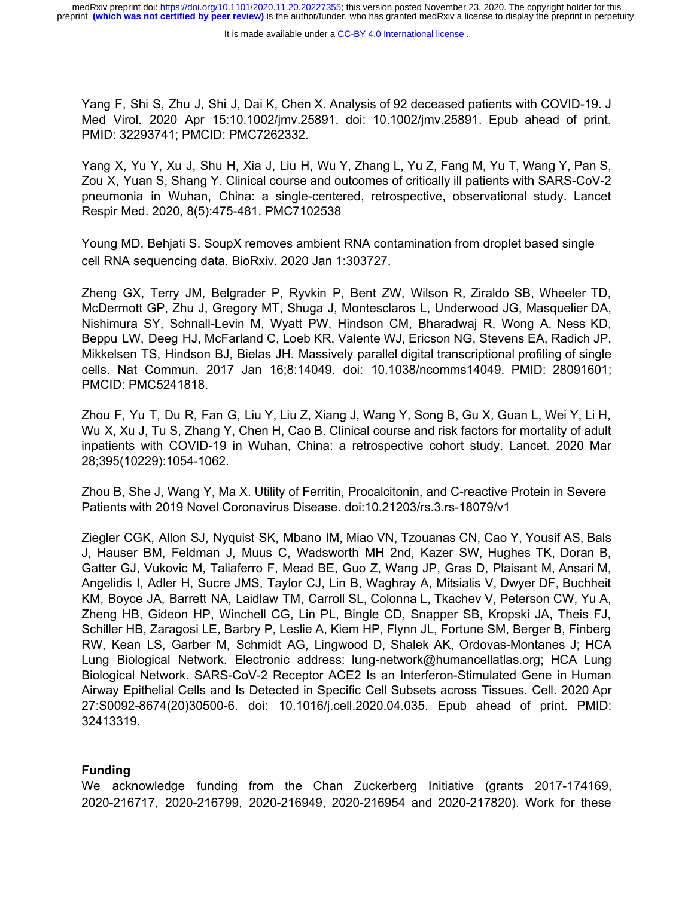Yang F, Shi S, Zhu J, Shi J, Dai K, Chen X. Analysis of 92 deceased patients with COVID-19. J Med Virol. 2020 Apr 15:10.1002/jmv.25891. doi: 10.1002/jmv.25891. Epub ahead of print. PMID: 32293741; PMCID: PMC7262332.

Yang X, Yu Y, Xu J, Shu H, Xia J, Liu H, Wu Y, Zhang L, Yu Z, Fang M, Yu T, Wang Y, Pan S, Zou X, Yuan S, Shang Y. Clinical course and outcomes of critically ill patients with SARS-CoV-2 pneumonia in Wuhan, China: a single-centered, retrospective, observational study. Lancet Respir Med. 2020, 8(5):475-481. PMC7102538

Young MD, Behjati S. SoupX removes ambient RNA contamination from droplet based single cell RNA sequencing data. BioRxiv. 2020 Jan 1:303727.

Zheng GX, Terry JM, Belgrader P, Ryvkin P, Bent ZW, Wilson R, Ziraldo SB, Wheeler TD, McDermott GP, Zhu J, Gregory MT, Shuga J, Montesclaros L, Underwood JG, Masquelier DA, Nishimura SY, Schnall-Levin M, Wyatt PW, Hindson CM, Bharadwaj R, Wong A, Ness KD, Beppu LW, Deeg HJ, McFarland C, Loeb KR, Valente WJ, Ericson NG, Stevens EA, Radich JP, Mikkelsen TS, Hindson BJ, Bielas JH. Massively parallel digital transcriptional profiling of single cells. Nat Commun. 2017 Jan 16;8:14049. doi: 10.1038/ncomms14049. PMID: 28091601; PMCID: PMC5241818.

Zhou F, Yu T, Du R, Fan G, Liu Y, Liu Z, Xiang J, Wang Y, Song B, Gu X, Guan L, Wei Y, Li H, Wu X, Xu J, Tu S, Zhang Y, Chen H, Cao B. Clinical course and risk factors for mortality of adult inpatients with COVID-19 in Wuhan, China: a retrospective cohort study. Lancet. 2020 Mar 28;395(10229):1054-1062.

Zhou B, She J, Wang Y, Ma X. Utility of Ferritin, Procalcitonin, and C-reactive Protein in Severe Patients with 2019 Novel Coronavirus Disease. doi:10.21203/rs.3.rs-18079/v1

Ziegler CGK, Allon SJ, Nyquist SK, Mbano IM, Miao VN, Tzouanas CN, Cao Y, Yousif AS, Bals J, Hauser BM, Feldman J, Muus C, Wadsworth MH 2nd, Kazer SW, Hughes TK, Doran B, Gatter GJ, Vukovic M, Taliaferro F, Mead BE, Guo Z, Wang JP, Gras D, Plaisant M, Ansari M, Angelidis I, Adler H, Sucre JMS, Taylor CJ, Lin B, Waghray A, Mitsialis V, Dwyer DF, Buchheit KM, Boyce JA, Barrett NA, Laidlaw TM, Carroll SL, Colonna L, Tkachev V, Peterson CW, Yu A, Zheng HB, Gideon HP, Winchell CG, Lin PL, Bingle CD, Snapper SB, Kropski JA, Theis FJ, Schiller HB, Zaragosi LE, Barbry P, Leslie A, Kiem HP, Flynn JL, Fortune SM, Berger B, Finberg RW, Kean LS, Garber M, Schmidt AG, Lingwood D, Shalek AK, Ordovas-Montanes J; HCA Lung Biological Network. Electronic address: lung-network@humancellatlas.org; HCA Lung Biological Network. SARS-CoV-2 Receptor ACE2 Is an Interferon-Stimulated Gene in Human Airway Epithelial Cells and Is Detected in Specific Cell Subsets across Tissues. Cell. 2020 Apr 27:S0092-8674(20)30500-6. doi: 10.1016/j.cell.2020.04.035. Epub ahead of print. PMID: 32413319.

**Funding**

We acknowledge funding from the Chan Zuckerberg Initiative (grants 2017-174169, 2020-216717, 2020-216799, 2020-216949, 2020-216954 and 2020-217820). Work for these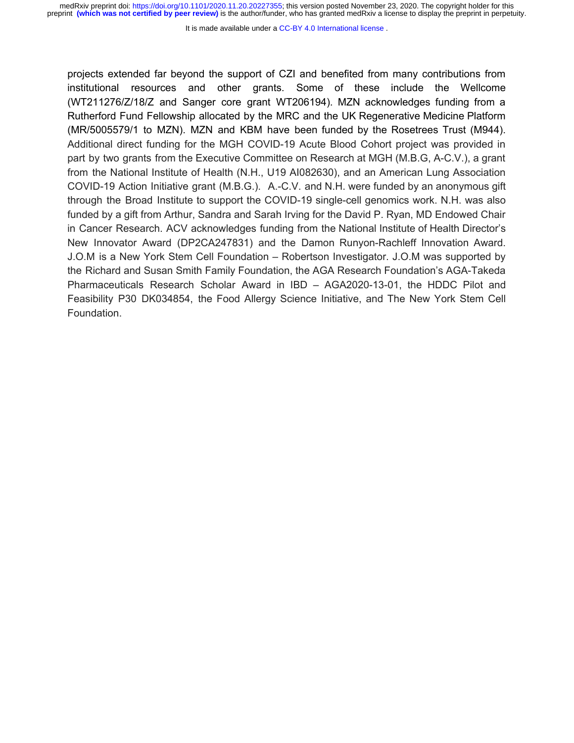projects extended far beyond the support of CZI and benefited from many contributions from institutional resources and other grants. Some of these include the Wellcome (WT211276/Z/18/Z and Sanger core grant WT206194). MZN acknowledges funding from a Rutherford Fund Fellowship allocated by the MRC and the UK Regenerative Medicine Platform (MR/5005579/1 to MZN). MZN and KBM have been funded by the Rosetrees Trust (M944). Additional direct funding for the MGH COVID-19 Acute Blood Cohort project was provided in part by two grants from the Executive Committee on Research at MGH (M.B.G, A-C.V.), a grant from the National Institute of Health (N.H., U19 AI082630), and an American Lung Association COVID-19 Action Initiative grant (M.B.G.). A.-C.V. and N.H. were funded by an anonymous gift through the Broad Institute to support the COVID-19 single-cell genomics work. N.H. was also funded by a gift from Arthur, Sandra and Sarah Irving for the David P. Ryan, MD Endowed Chair in Cancer Research. ACV acknowledges funding from the National Institute of Health Director's New Innovator Award (DP2CA247831) and the Damon Runyon-Rachleff Innovation Award. J.O.M is a New York Stem Cell Foundation – Robertson Investigator. J.O.M was supported by the Richard and Susan Smith Family Foundation, the AGA Research Foundation's AGA-Takeda Pharmaceuticals Research Scholar Award in IBD – AGA2020-13-01, the HDDC Pilot and Feasibility P30 DK034854, the Food Allergy Science Initiative, and The New York Stem Cell Foundation.